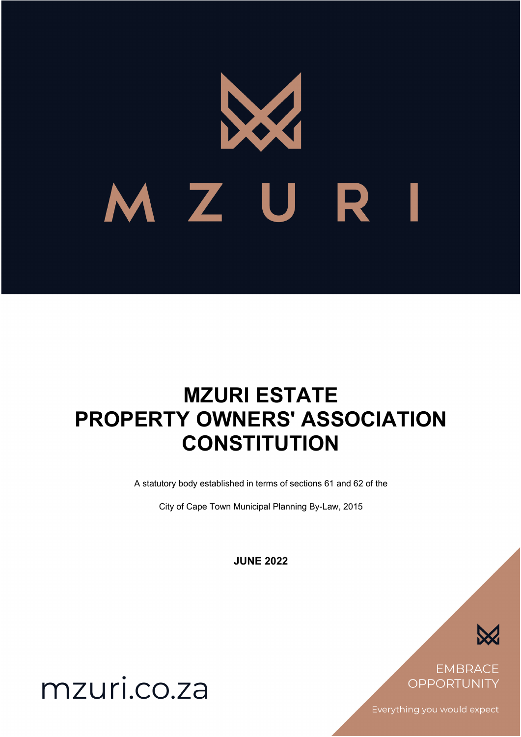# MZURI

# MZURI ESTATE PROPERTY OWNERS' ASSOCIATION CONSTITUTION

A statutory body established in terms of sections 61 and 62 of the

City of Cape Town Municipal Planning By-Law, 2015

**JUNE 2022**

mzuri.co.za

EMBRACE OPPORTUNITY

Everything you would expect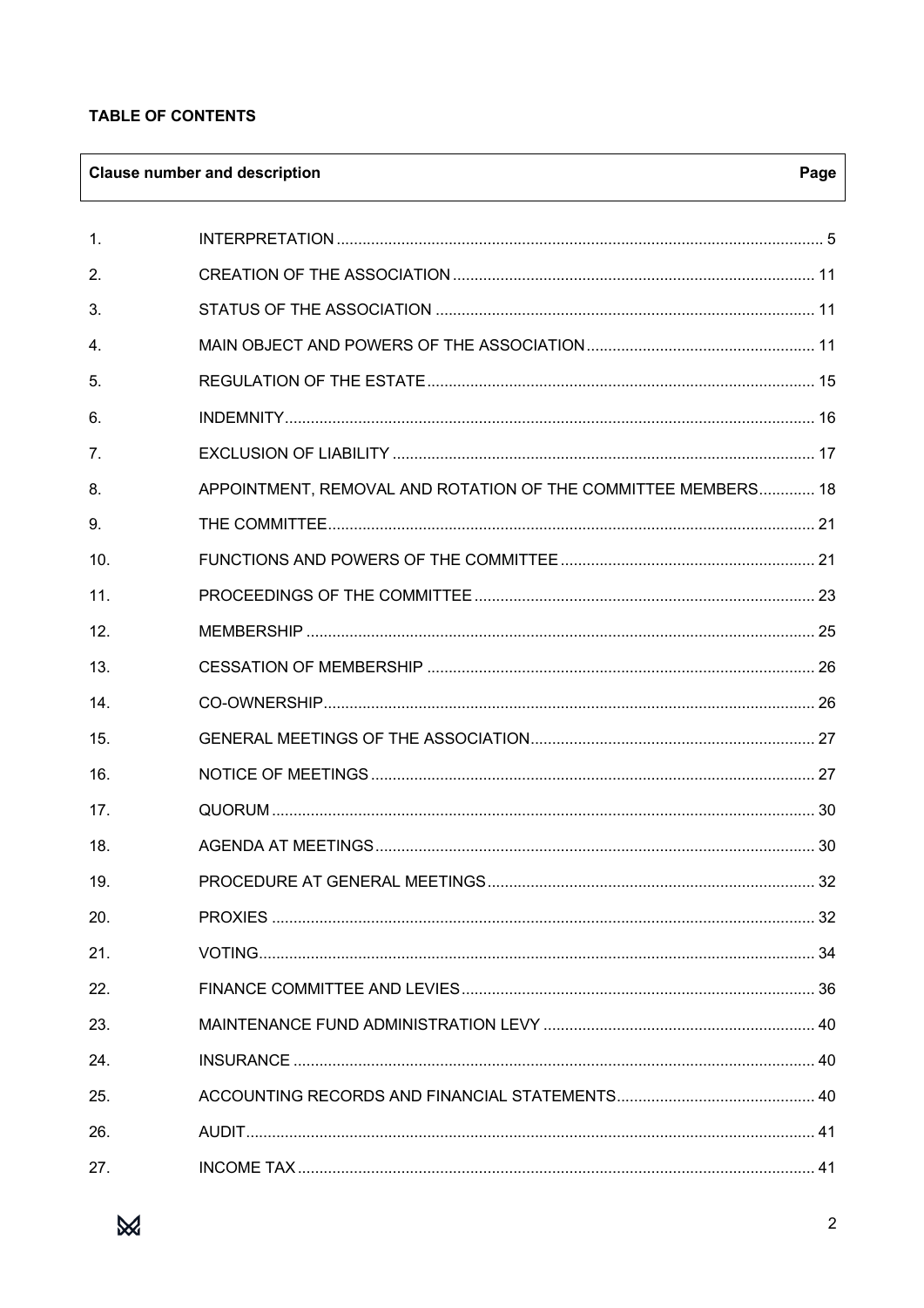**TABLE OF CONTENTS**

| Clause number and description | | Page |
|---|---|---|
| 1. | INTERPRETATION | 5 |
| 2. | CREATION OF THE ASSOCIATION | 11 |
| 3. | STATUS OF THE ASSOCIATION | 11 |
| 4. | MAIN OBJECT AND POWERS OF THE ASSOCIATION | 11 |
| 5. | REGULATION OF THE ESTATE | 15 |
| 6. | INDEMNITY | 16 |
| 7. | EXCLUSION OF LIABILITY | 17 |
| 8. | APPOINTMENT, REMOVAL AND ROTATION OF THE COMMITTEE MEMBERS | 18 |
| 9. | THE COMMITTEE | 21 |
| 10. | FUNCTIONS AND POWERS OF THE COMMITTEE | 21 |
| 11. | PROCEEDINGS OF THE COMMITTEE | 23 |
| 12. | MEMBERSHIP | 25 |
| 13. | CESSATION OF MEMBERSHIP | 26 |
| 14. | CO-OWNERSHIP | 26 |
| 15. | GENERAL MEETINGS OF THE ASSOCIATION | 27 |
| 16. | NOTICE OF MEETINGS | 27 |
| 17. | QUORUM | 30 |
| 18. | AGENDA AT MEETINGS | 30 |
| 19. | PROCEDURE AT GENERAL MEETINGS | 32 |
| 20. | PROXIES | 32 |
| 21. | VOTING | 34 |
| 22. | FINANCE COMMITTEE AND LEVIES | 36 |
| 23. | MAINTENANCE FUND ADMINISTRATION LEVY | 40 |
| 24. | INSURANCE | 40 |
| 25. | ACCOUNTING RECORDS AND FINANCIAL STATEMENTS | 40 |
| 26. | AUDIT | 41 |
| 27. | INCOME TAX | 41 |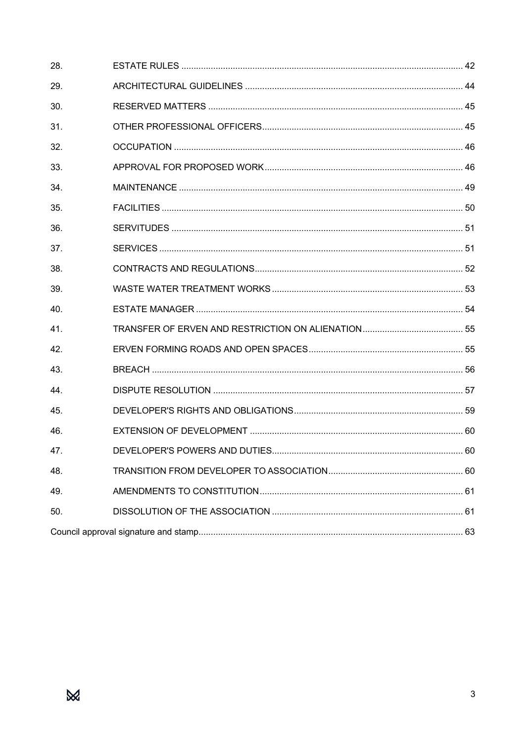| | | |
|---|---|---|
| 28. | ESTATE RULES | 42 |
| 29. | ARCHITECTURAL GUIDELINES | 44 |
| 30. | RESERVED MATTERS | 45 |
| 31. | OTHER PROFESSIONAL OFFICERS | 45 |
| 32. | OCCUPATION | 46 |
| 33. | APPROVAL FOR PROPOSED WORK | 46 |
| 34. | MAINTENANCE | 49 |
| 35. | FACILITIES | 50 |
| 36. | SERVITUDES | 51 |
| 37. | SERVICES | 51 |
| 38. | CONTRACTS AND REGULATIONS | 52 |
| 39. | WASTE WATER TREATMENT WORKS | 53 |
| 40. | ESTATE MANAGER | 54 |
| 41. | TRANSFER OF ERVEN AND RESTRICTION ON ALIENATION | 55 |
| 42. | ERVEN FORMING ROADS AND OPEN SPACES | 55 |
| 43. | BREACH | 56 |
| 44. | DISPUTE RESOLUTION | 57 |
| 45. | DEVELOPER'S RIGHTS AND OBLIGATIONS | 59 |
| 46. | EXTENSION OF DEVELOPMENT | 60 |
| 47. | DEVELOPER'S POWERS AND DUTIES | 60 |
| 48. | TRANSITION FROM DEVELOPER TO ASSOCIATION | 60 |
| 49. | AMENDMENTS TO CONSTITUTION | 61 |
| 50. | DISSOLUTION OF THE ASSOCIATION | 61 |
| Council approval signature and stamp | | 63 |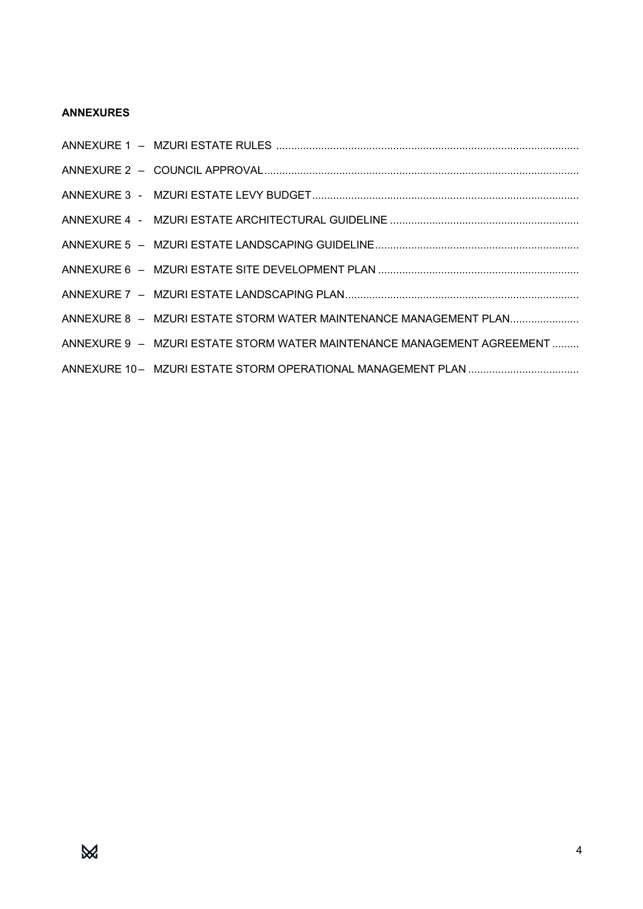**ANNEXURES**

ANNEXURE 1 – MZURI ESTATE RULES ....................................................................................................

ANNEXURE 2 – COUNCIL APPROVAL........................................................................................................

ANNEXURE 3 - MZURI ESTATE LEVY BUDGET........................................................................................

ANNEXURE 4 - MZURI ESTATE ARCHITECTURAL GUIDELINE ..............................................................

ANNEXURE 5 – MZURI ESTATE LANDSCAPING GUIDELINE...................................................................

ANNEXURE 6 – MZURI ESTATE SITE DEVELOPMENT PLAN ..................................................................

ANNEXURE 7 – MZURI ESTATE LANDSCAPING PLAN.............................................................................

ANNEXURE 8 – MZURI ESTATE STORM WATER MAINTENANCE MANAGEMENT PLAN.......................

ANNEXURE 9 – MZURI ESTATE STORM WATER MAINTENANCE MANAGEMENT AGREEMENT .........

ANNEXURE 10 – MZURI ESTATE STORM OPERATIONAL MANAGEMENT PLAN .....................................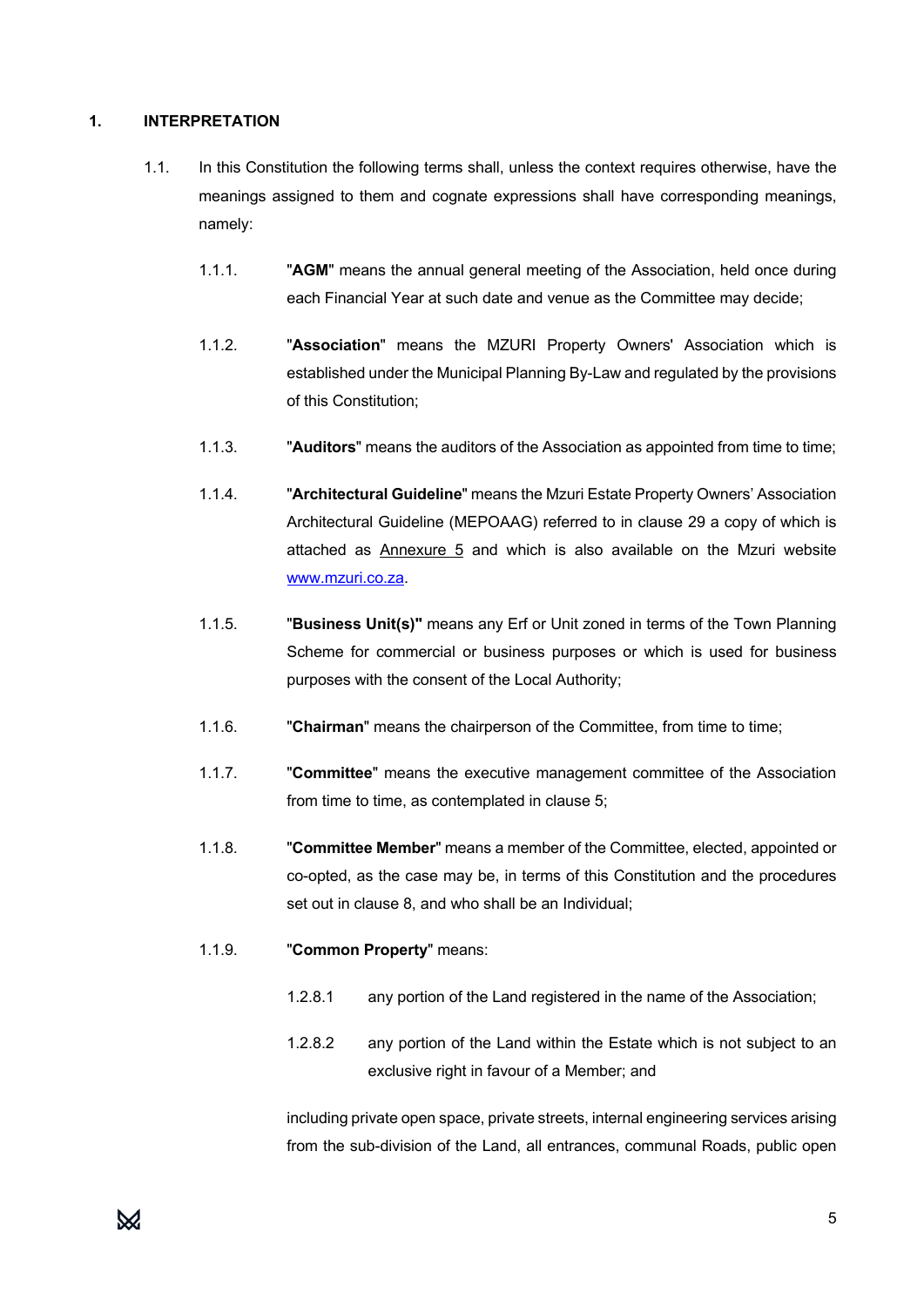## 1. INTERPRETATION

1.1. In this Constitution the following terms shall, unless the context requires otherwise, have the meanings assigned to them and cognate expressions shall have corresponding meanings, namely:

1.1.1. "**AGM**" means the annual general meeting of the Association, held once during each Financial Year at such date and venue as the Committee may decide;

1.1.2. "**Association**" means the MZURI Property Owners' Association which is established under the Municipal Planning By-Law and regulated by the provisions of this Constitution;

1.1.3. "**Auditors**" means the auditors of the Association as appointed from time to time;

1.1.4. "**Architectural Guideline**" means the Mzuri Estate Property Owners' Association Architectural Guideline (MEPOAAG) referred to in clause 29 a copy of which is attached as Annexure 5 and which is also available on the Mzuri website www.mzuri.co.za.

1.1.5. "**Business Unit(s)"** means any Erf or Unit zoned in terms of the Town Planning Scheme for commercial or business purposes or which is used for business purposes with the consent of the Local Authority;

1.1.6. "**Chairman**" means the chairperson of the Committee, from time to time;

1.1.7. "**Committee**" means the executive management committee of the Association from time to time, as contemplated in clause 5;

1.1.8. "**Committee Member**" means a member of the Committee, elected, appointed or co-opted, as the case may be, in terms of this Constitution and the procedures set out in clause 8, and who shall be an Individual;

1.1.9. "**Common Property**" means:

1.2.8.1 any portion of the Land registered in the name of the Association;

1.2.8.2 any portion of the Land within the Estate which is not subject to an exclusive right in favour of a Member; and

including private open space, private streets, internal engineering services arising from the sub-division of the Land, all entrances, communal Roads, public open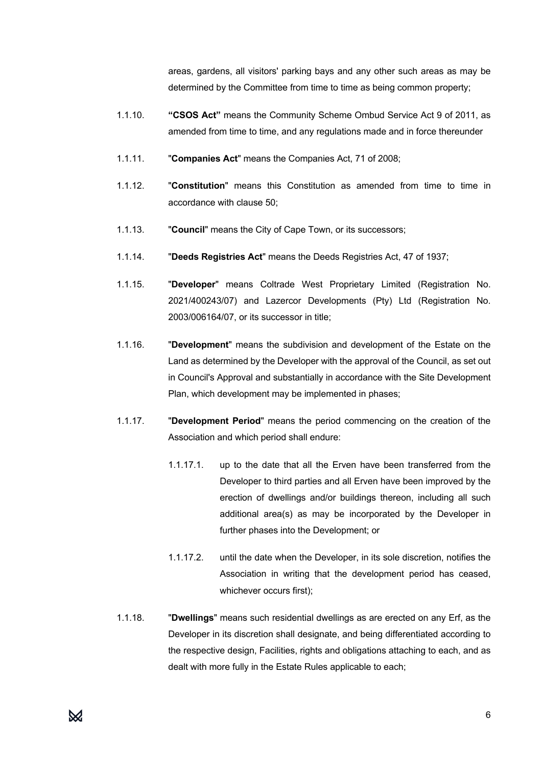areas, gardens, all visitors' parking bays and any other such areas as may be determined by the Committee from time to time as being common property;

1.1.10. **"CSOS Act"** means the Community Scheme Ombud Service Act 9 of 2011, as amended from time to time, and any regulations made and in force thereunder

1.1.11. "**Companies Act**" means the Companies Act, 71 of 2008;

1.1.12. "**Constitution**" means this Constitution as amended from time to time in accordance with clause 50;

1.1.13. "**Council**" means the City of Cape Town, or its successors;

1.1.14. "**Deeds Registries Act**" means the Deeds Registries Act, 47 of 1937;

1.1.15. "**Developer**" means Coltrade West Proprietary Limited (Registration No. 2021/400243/07) and Lazercor Developments (Pty) Ltd (Registration No. 2003/006164/07, or its successor in title;

1.1.16. "**Development**" means the subdivision and development of the Estate on the Land as determined by the Developer with the approval of the Council, as set out in Council's Approval and substantially in accordance with the Site Development Plan, which development may be implemented in phases;

1.1.17. "**Development Period**" means the period commencing on the creation of the Association and which period shall endure:

1.1.17.1. up to the date that all the Erven have been transferred from the Developer to third parties and all Erven have been improved by the erection of dwellings and/or buildings thereon, including all such additional area(s) as may be incorporated by the Developer in further phases into the Development; or

1.1.17.2. until the date when the Developer, in its sole discretion, notifies the Association in writing that the development period has ceased, whichever occurs first);

1.1.18. "**Dwellings**" means such residential dwellings as are erected on any Erf, as the Developer in its discretion shall designate, and being differentiated according to the respective design, Facilities, rights and obligations attaching to each, and as dealt with more fully in the Estate Rules applicable to each;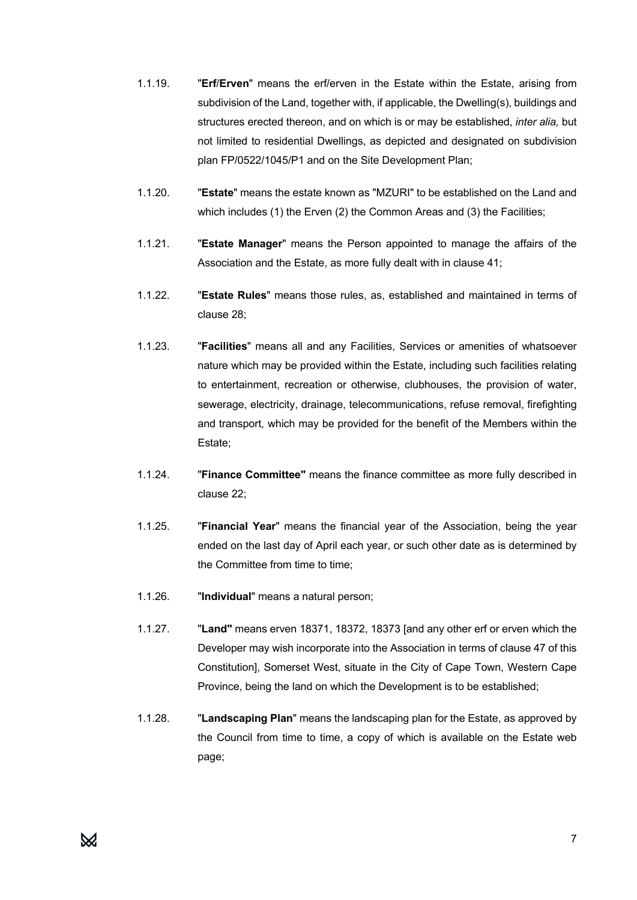1.1.19. "**Erf**/**Erven**" means the erf/erven in the Estate within the Estate, arising from subdivision of the Land, together with, if applicable, the Dwelling(s), buildings and structures erected thereon, and on which is or may be established, *inter alia,* but not limited to residential Dwellings, as depicted and designated on subdivision plan FP/0522/1045/P1 and on the Site Development Plan;

1.1.20. "**Estate**" means the estate known as "MZURI" to be established on the Land and which includes (1) the Erven (2) the Common Areas and (3) the Facilities;

1.1.21. "**Estate Manager**" means the Person appointed to manage the affairs of the Association and the Estate, as more fully dealt with in clause 41;

1.1.22. "**Estate Rules**" means those rules, as, established and maintained in terms of clause 28;

1.1.23. "**Facilities**" means all and any Facilities, Services or amenities of whatsoever nature which may be provided within the Estate, including such facilities relating to entertainment, recreation or otherwise, clubhouses, the provision of water, sewerage, electricity, drainage, telecommunications, refuse removal, firefighting and transport, which may be provided for the benefit of the Members within the Estate;

1.1.24. "**Finance Committee"** means the finance committee as more fully described in clause 22;

1.1.25. "**Financial Year**" means the financial year of the Association, being the year ended on the last day of April each year, or such other date as is determined by the Committee from time to time;

1.1.26. "**Individual**" means a natural person;

1.1.27. "**Land"** means erven 18371, 18372, 18373 [and any other erf or erven which the Developer may wish incorporate into the Association in terms of clause 47 of this Constitution], Somerset West, situate in the City of Cape Town, Western Cape Province, being the land on which the Development is to be established;

1.1.28. "**Landscaping Plan**" means the landscaping plan for the Estate, as approved by the Council from time to time, a copy of which is available on the Estate web page;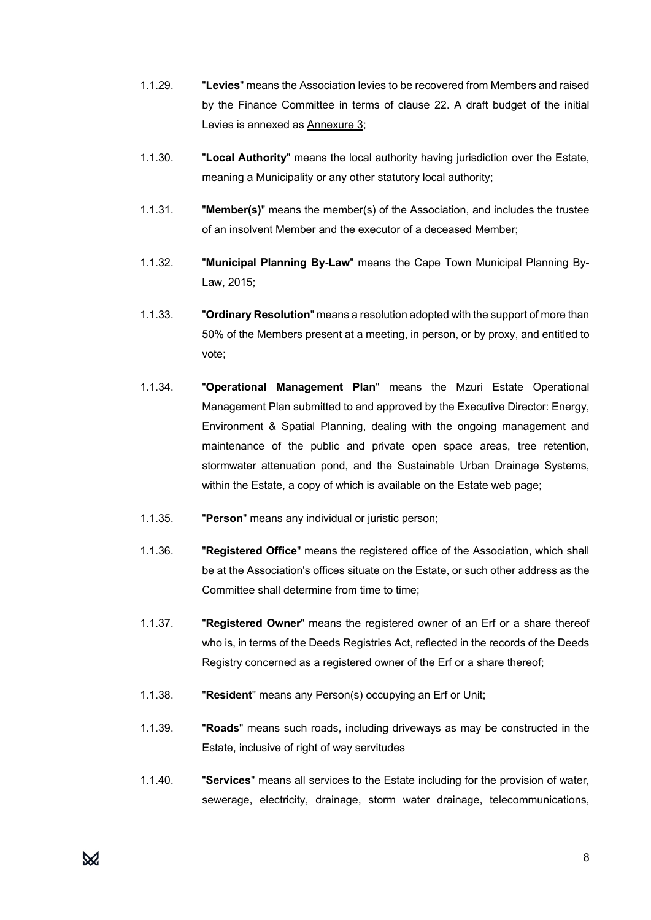1.1.29. "**Levies**" means the Association levies to be recovered from Members and raised by the Finance Committee in terms of clause 22. A draft budget of the initial Levies is annexed as Annexure 3;

1.1.30. "**Local Authority**" means the local authority having jurisdiction over the Estate, meaning a Municipality or any other statutory local authority;

1.1.31. "**Member(s)**" means the member(s) of the Association, and includes the trustee of an insolvent Member and the executor of a deceased Member;

1.1.32. "**Municipal Planning By-Law**" means the Cape Town Municipal Planning By-Law, 2015;

1.1.33. "**Ordinary Resolution**" means a resolution adopted with the support of more than 50% of the Members present at a meeting, in person, or by proxy, and entitled to vote;

1.1.34. "**Operational Management Plan**" means the Mzuri Estate Operational Management Plan submitted to and approved by the Executive Director: Energy, Environment & Spatial Planning, dealing with the ongoing management and maintenance of the public and private open space areas, tree retention, stormwater attenuation pond, and the Sustainable Urban Drainage Systems, within the Estate, a copy of which is available on the Estate web page;

1.1.35. "**Person**" means any individual or juristic person;

1.1.36. "**Registered Office**" means the registered office of the Association, which shall be at the Association's offices situate on the Estate, or such other address as the Committee shall determine from time to time;

1.1.37. "**Registered Owner**" means the registered owner of an Erf or a share thereof who is, in terms of the Deeds Registries Act, reflected in the records of the Deeds Registry concerned as a registered owner of the Erf or a share thereof;

1.1.38. "**Resident**" means any Person(s) occupying an Erf or Unit;

1.1.39. "**Roads**" means such roads, including driveways as may be constructed in the Estate, inclusive of right of way servitudes

1.1.40. "**Services**" means all services to the Estate including for the provision of water, sewerage, electricity, drainage, storm water drainage, telecommunications,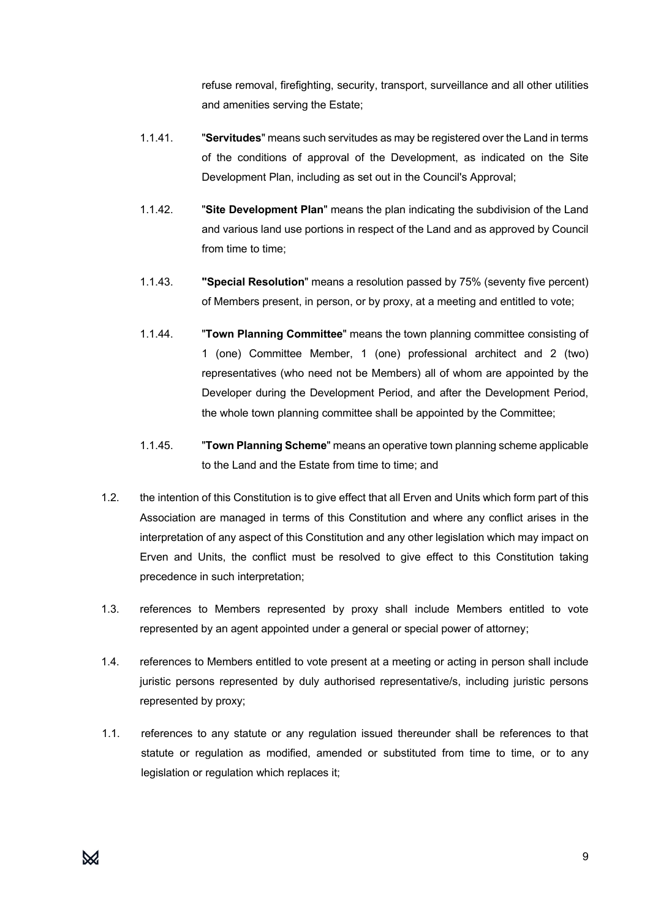refuse removal, firefighting, security, transport, surveillance and all other utilities and amenities serving the Estate;

1.1.41. "**Servitudes**" means such servitudes as may be registered over the Land in terms of the conditions of approval of the Development, as indicated on the Site Development Plan, including as set out in the Council's Approval;

1.1.42. "**Site Development Plan**" means the plan indicating the subdivision of the Land and various land use portions in respect of the Land and as approved by Council from time to time;

1.1.43. **"Special Resolution**" means a resolution passed by 75% (seventy five percent) of Members present, in person, or by proxy, at a meeting and entitled to vote;

1.1.44. "**Town Planning Committee**" means the town planning committee consisting of 1 (one) Committee Member, 1 (one) professional architect and 2 (two) representatives (who need not be Members) all of whom are appointed by the Developer during the Development Period, and after the Development Period, the whole town planning committee shall be appointed by the Committee;

1.1.45. "**Town Planning Scheme**" means an operative town planning scheme applicable to the Land and the Estate from time to time; and

1.2. the intention of this Constitution is to give effect that all Erven and Units which form part of this Association are managed in terms of this Constitution and where any conflict arises in the interpretation of any aspect of this Constitution and any other legislation which may impact on Erven and Units, the conflict must be resolved to give effect to this Constitution taking precedence in such interpretation;

1.3. references to Members represented by proxy shall include Members entitled to vote represented by an agent appointed under a general or special power of attorney;

1.4. references to Members entitled to vote present at a meeting or acting in person shall include juristic persons represented by duly authorised representative/s, including juristic persons represented by proxy;

1.1. references to any statute or any regulation issued thereunder shall be references to that statute or regulation as modified, amended or substituted from time to time, or to any legislation or regulation which replaces it;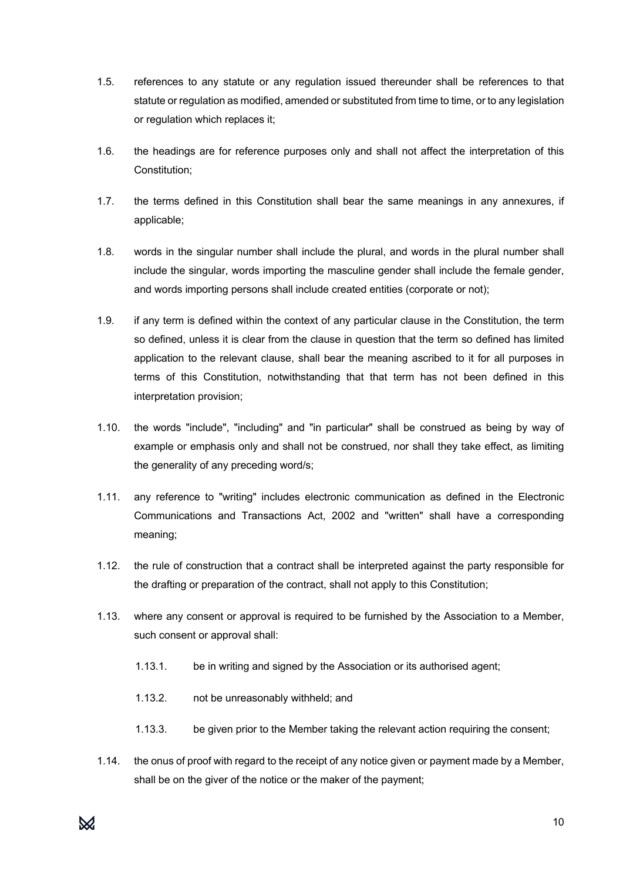1.5. references to any statute or any regulation issued thereunder shall be references to that statute or regulation as modified, amended or substituted from time to time, or to any legislation or regulation which replaces it;

1.6. the headings are for reference purposes only and shall not affect the interpretation of this Constitution;

1.7. the terms defined in this Constitution shall bear the same meanings in any annexures, if applicable;

1.8. words in the singular number shall include the plural, and words in the plural number shall include the singular, words importing the masculine gender shall include the female gender, and words importing persons shall include created entities (corporate or not);

1.9. if any term is defined within the context of any particular clause in the Constitution, the term so defined, unless it is clear from the clause in question that the term so defined has limited application to the relevant clause, shall bear the meaning ascribed to it for all purposes in terms of this Constitution, notwithstanding that that term has not been defined in this interpretation provision;

1.10. the words "include", "including" and "in particular" shall be construed as being by way of example or emphasis only and shall not be construed, nor shall they take effect, as limiting the generality of any preceding word/s;

1.11. any reference to "writing" includes electronic communication as defined in the Electronic Communications and Transactions Act, 2002 and "written" shall have a corresponding meaning;

1.12. the rule of construction that a contract shall be interpreted against the party responsible for the drafting or preparation of the contract, shall not apply to this Constitution;

1.13. where any consent or approval is required to be furnished by the Association to a Member, such consent or approval shall:

1.13.1. be in writing and signed by the Association or its authorised agent;

1.13.2. not be unreasonably withheld; and

1.13.3. be given prior to the Member taking the relevant action requiring the consent;

1.14. the onus of proof with regard to the receipt of any notice given or payment made by a Member, shall be on the giver of the notice or the maker of the payment;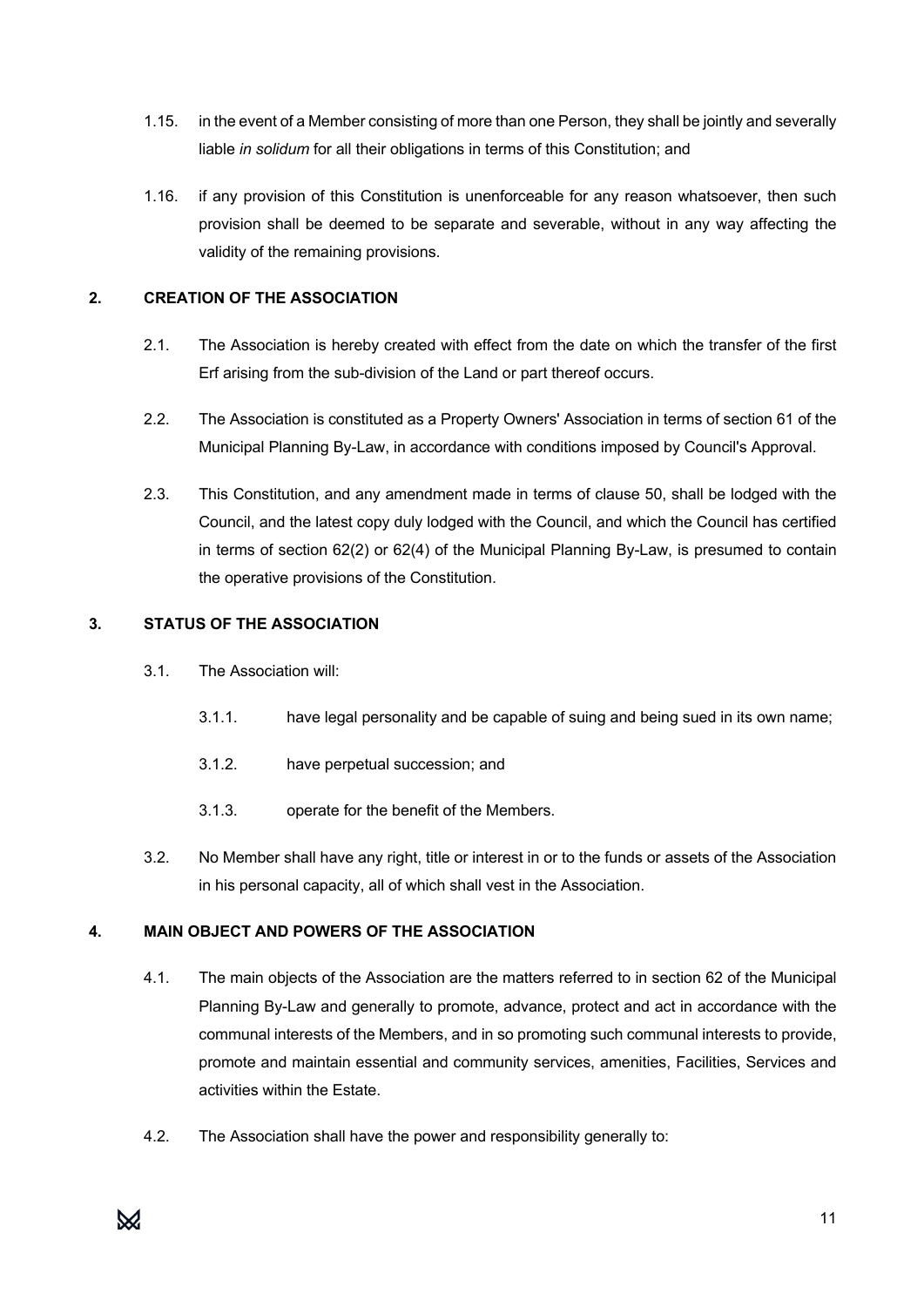1.15. in the event of a Member consisting of more than one Person, they shall be jointly and severally liable *in solidum* for all their obligations in terms of this Constitution; and

1.16. if any provision of this Constitution is unenforceable for any reason whatsoever, then such provision shall be deemed to be separate and severable, without in any way affecting the validity of the remaining provisions.

## 2. CREATION OF THE ASSOCIATION

2.1. The Association is hereby created with effect from the date on which the transfer of the first Erf arising from the sub-division of the Land or part thereof occurs.

2.2. The Association is constituted as a Property Owners' Association in terms of section 61 of the Municipal Planning By-Law, in accordance with conditions imposed by Council's Approval.

2.3. This Constitution, and any amendment made in terms of clause 50, shall be lodged with the Council, and the latest copy duly lodged with the Council, and which the Council has certified in terms of section 62(2) or 62(4) of the Municipal Planning By-Law, is presumed to contain the operative provisions of the Constitution.

## 3. STATUS OF THE ASSOCIATION

3.1. The Association will:

3.1.1. have legal personality and be capable of suing and being sued in its own name;

3.1.2. have perpetual succession; and

3.1.3. operate for the benefit of the Members.

3.2. No Member shall have any right, title or interest in or to the funds or assets of the Association in his personal capacity, all of which shall vest in the Association.

## 4. MAIN OBJECT AND POWERS OF THE ASSOCIATION

4.1. The main objects of the Association are the matters referred to in section 62 of the Municipal Planning By-Law and generally to promote, advance, protect and act in accordance with the communal interests of the Members, and in so promoting such communal interests to provide, promote and maintain essential and community services, amenities, Facilities, Services and activities within the Estate.

4.2. The Association shall have the power and responsibility generally to: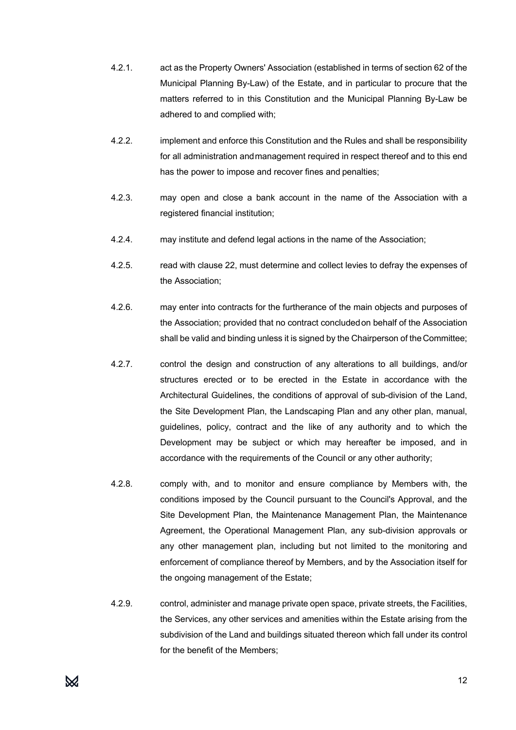4.2.1. act as the Property Owners' Association (established in terms of section 62 of the Municipal Planning By-Law) of the Estate, and in particular to procure that the matters referred to in this Constitution and the Municipal Planning By-Law be adhered to and complied with;

4.2.2. implement and enforce this Constitution and the Rules and shall be responsibility for all administration and management required in respect thereof and to this end has the power to impose and recover fines and penalties;

4.2.3. may open and close a bank account in the name of the Association with a registered financial institution;

4.2.4. may institute and defend legal actions in the name of the Association;

4.2.5. read with clause 22, must determine and collect levies to defray the expenses of the Association;

4.2.6. may enter into contracts for the furtherance of the main objects and purposes of the Association; provided that no contract concluded on behalf of the Association shall be valid and binding unless it is signed by the Chairperson of the Committee;

4.2.7. control the design and construction of any alterations to all buildings, and/or structures erected or to be erected in the Estate in accordance with the Architectural Guidelines, the conditions of approval of sub-division of the Land, the Site Development Plan, the Landscaping Plan and any other plan, manual, guidelines, policy, contract and the like of any authority and to which the Development may be subject or which may hereafter be imposed, and in accordance with the requirements of the Council or any other authority;

4.2.8. comply with, and to monitor and ensure compliance by Members with, the conditions imposed by the Council pursuant to the Council's Approval, and the Site Development Plan, the Maintenance Management Plan, the Maintenance Agreement, the Operational Management Plan, any sub-division approvals or any other management plan, including but not limited to the monitoring and enforcement of compliance thereof by Members, and by the Association itself for the ongoing management of the Estate;

4.2.9. control, administer and manage private open space, private streets, the Facilities, the Services, any other services and amenities within the Estate arising from the subdivision of the Land and buildings situated thereon which fall under its control for the benefit of the Members;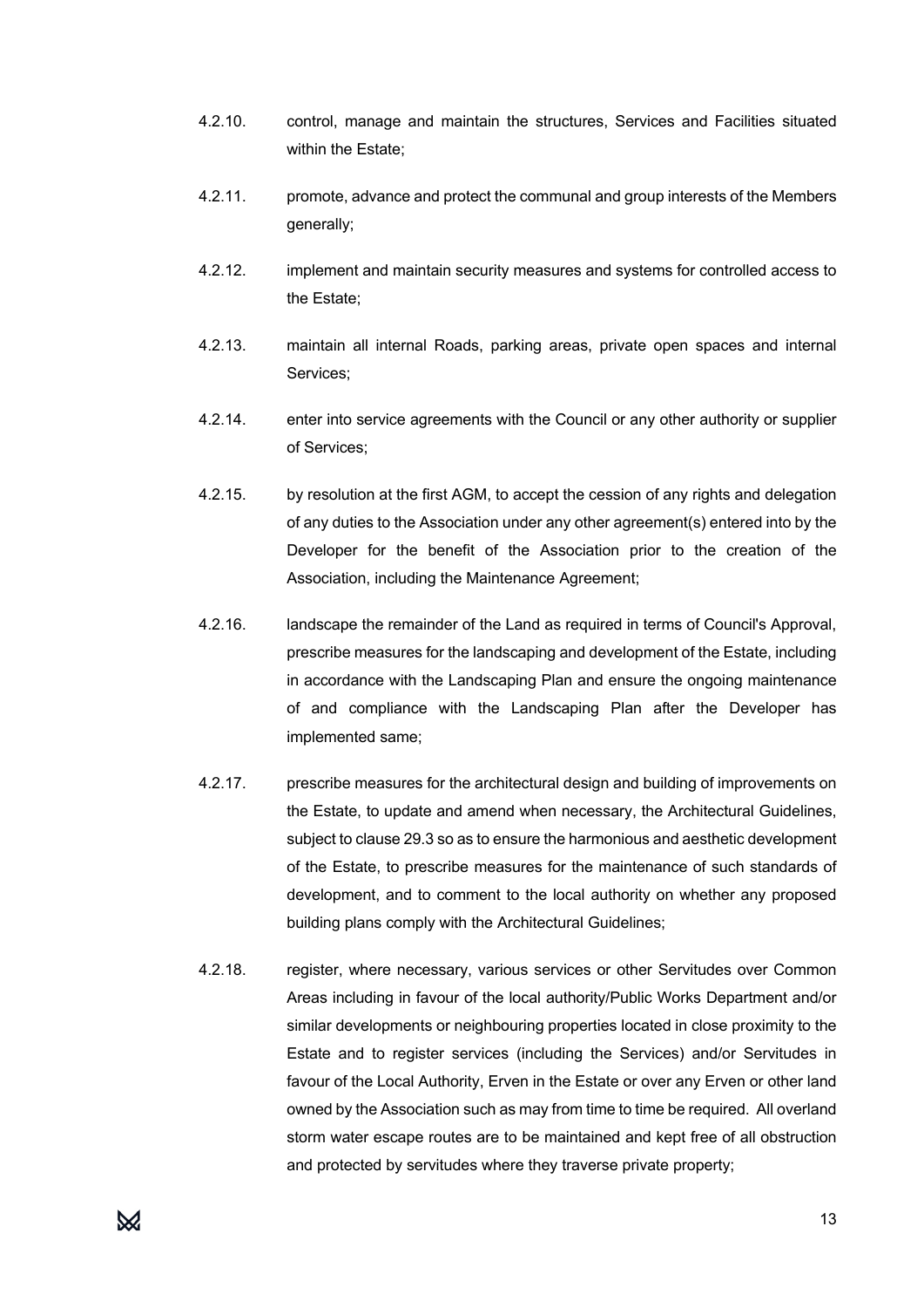4.2.10. control, manage and maintain the structures, Services and Facilities situated within the Estate;

4.2.11. promote, advance and protect the communal and group interests of the Members generally;

4.2.12. implement and maintain security measures and systems for controlled access to the Estate;

4.2.13. maintain all internal Roads, parking areas, private open spaces and internal Services;

4.2.14. enter into service agreements with the Council or any other authority or supplier of Services;

4.2.15. by resolution at the first AGM, to accept the cession of any rights and delegation of any duties to the Association under any other agreement(s) entered into by the Developer for the benefit of the Association prior to the creation of the Association, including the Maintenance Agreement;

4.2.16. landscape the remainder of the Land as required in terms of Council's Approval, prescribe measures for the landscaping and development of the Estate, including in accordance with the Landscaping Plan and ensure the ongoing maintenance of and compliance with the Landscaping Plan after the Developer has implemented same;

4.2.17. prescribe measures for the architectural design and building of improvements on the Estate, to update and amend when necessary, the Architectural Guidelines, subject to clause 29.3 so as to ensure the harmonious and aesthetic development of the Estate, to prescribe measures for the maintenance of such standards of development, and to comment to the local authority on whether any proposed building plans comply with the Architectural Guidelines;

4.2.18. register, where necessary, various services or other Servitudes over Common Areas including in favour of the local authority/Public Works Department and/or similar developments or neighbouring properties located in close proximity to the Estate and to register services (including the Services) and/or Servitudes in favour of the Local Authority, Erven in the Estate or over any Erven or other land owned by the Association such as may from time to time be required. All overland storm water escape routes are to be maintained and kept free of all obstruction and protected by servitudes where they traverse private property;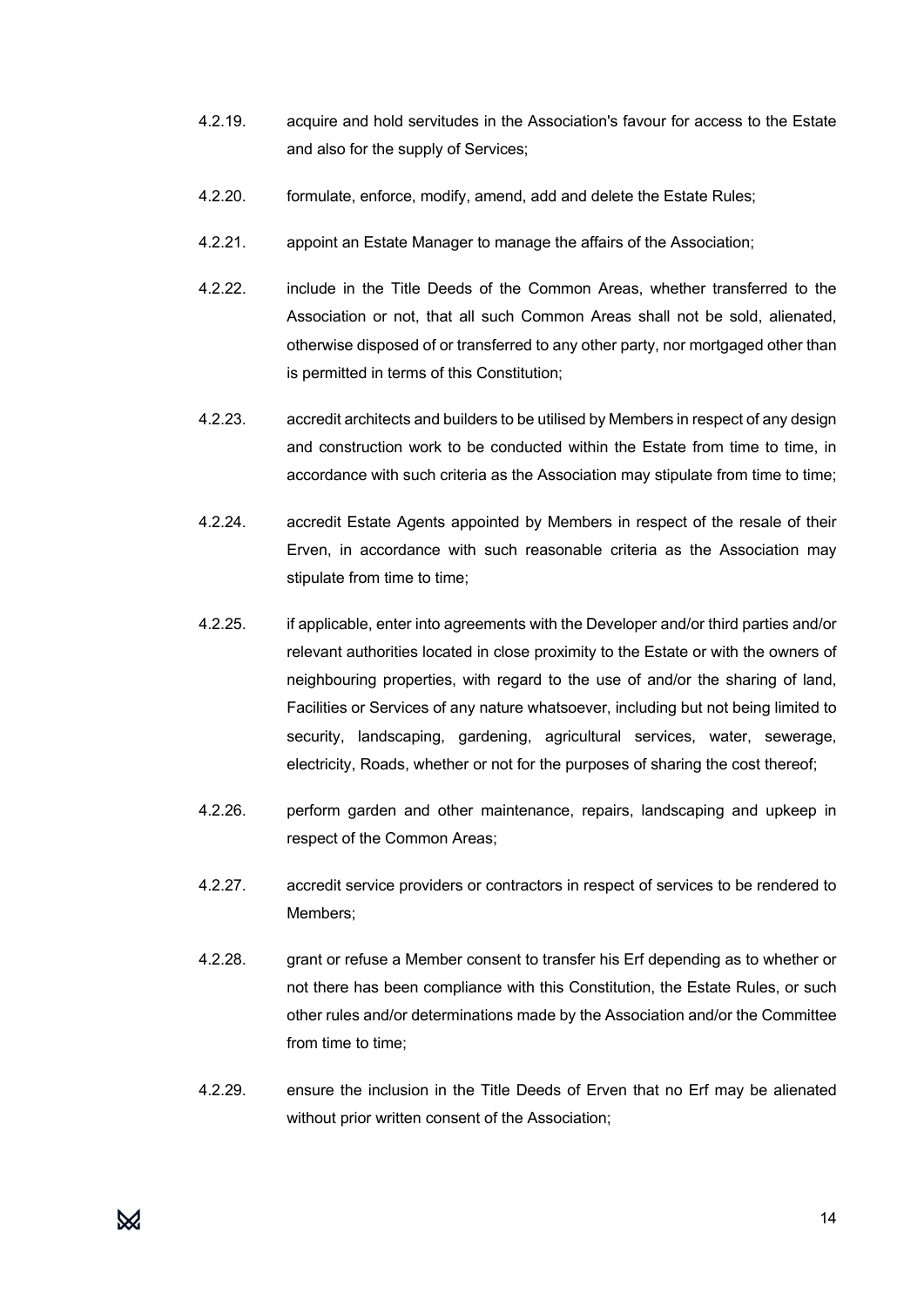4.2.19. acquire and hold servitudes in the Association's favour for access to the Estate and also for the supply of Services;

4.2.20. formulate, enforce, modify, amend, add and delete the Estate Rules;

4.2.21. appoint an Estate Manager to manage the affairs of the Association;

4.2.22. include in the Title Deeds of the Common Areas, whether transferred to the Association or not, that all such Common Areas shall not be sold, alienated, otherwise disposed of or transferred to any other party, nor mortgaged other than is permitted in terms of this Constitution;

4.2.23. accredit architects and builders to be utilised by Members in respect of any design and construction work to be conducted within the Estate from time to time, in accordance with such criteria as the Association may stipulate from time to time;

4.2.24. accredit Estate Agents appointed by Members in respect of the resale of their Erven, in accordance with such reasonable criteria as the Association may stipulate from time to time;

4.2.25. if applicable, enter into agreements with the Developer and/or third parties and/or relevant authorities located in close proximity to the Estate or with the owners of neighbouring properties, with regard to the use of and/or the sharing of land, Facilities or Services of any nature whatsoever, including but not being limited to security, landscaping, gardening, agricultural services, water, sewerage, electricity, Roads, whether or not for the purposes of sharing the cost thereof;

4.2.26. perform garden and other maintenance, repairs, landscaping and upkeep in respect of the Common Areas;

4.2.27. accredit service providers or contractors in respect of services to be rendered to Members;

4.2.28. grant or refuse a Member consent to transfer his Erf depending as to whether or not there has been compliance with this Constitution, the Estate Rules, or such other rules and/or determinations made by the Association and/or the Committee from time to time;

4.2.29. ensure the inclusion in the Title Deeds of Erven that no Erf may be alienated without prior written consent of the Association;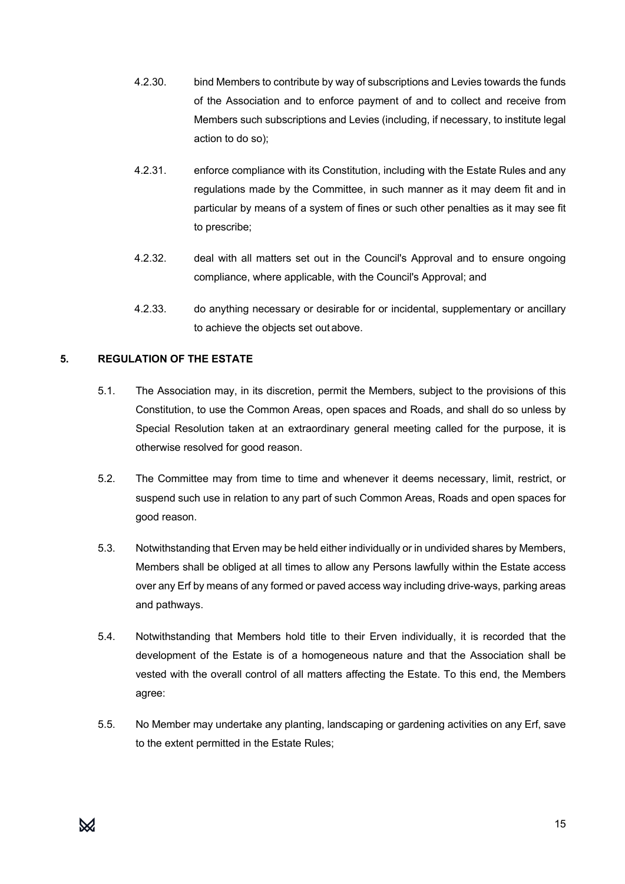4.2.30. bind Members to contribute by way of subscriptions and Levies towards the funds of the Association and to enforce payment of and to collect and receive from Members such subscriptions and Levies (including, if necessary, to institute legal action to do so);

4.2.31. enforce compliance with its Constitution, including with the Estate Rules and any regulations made by the Committee, in such manner as it may deem fit and in particular by means of a system of fines or such other penalties as it may see fit to prescribe;

4.2.32. deal with all matters set out in the Council's Approval and to ensure ongoing compliance, where applicable, with the Council's Approval; and

4.2.33. do anything necessary or desirable for or incidental, supplementary or ancillary to achieve the objects set out above.

## 5. REGULATION OF THE ESTATE

5.1. The Association may, in its discretion, permit the Members, subject to the provisions of this Constitution, to use the Common Areas, open spaces and Roads, and shall do so unless by Special Resolution taken at an extraordinary general meeting called for the purpose, it is otherwise resolved for good reason.

5.2. The Committee may from time to time and whenever it deems necessary, limit, restrict, or suspend such use in relation to any part of such Common Areas, Roads and open spaces for good reason.

5.3. Notwithstanding that Erven may be held either individually or in undivided shares by Members, Members shall be obliged at all times to allow any Persons lawfully within the Estate access over any Erf by means of any formed or paved access way including drive-ways, parking areas and pathways.

5.4. Notwithstanding that Members hold title to their Erven individually, it is recorded that the development of the Estate is of a homogeneous nature and that the Association shall be vested with the overall control of all matters affecting the Estate. To this end, the Members agree:

5.5. No Member may undertake any planting, landscaping or gardening activities on any Erf, save to the extent permitted in the Estate Rules;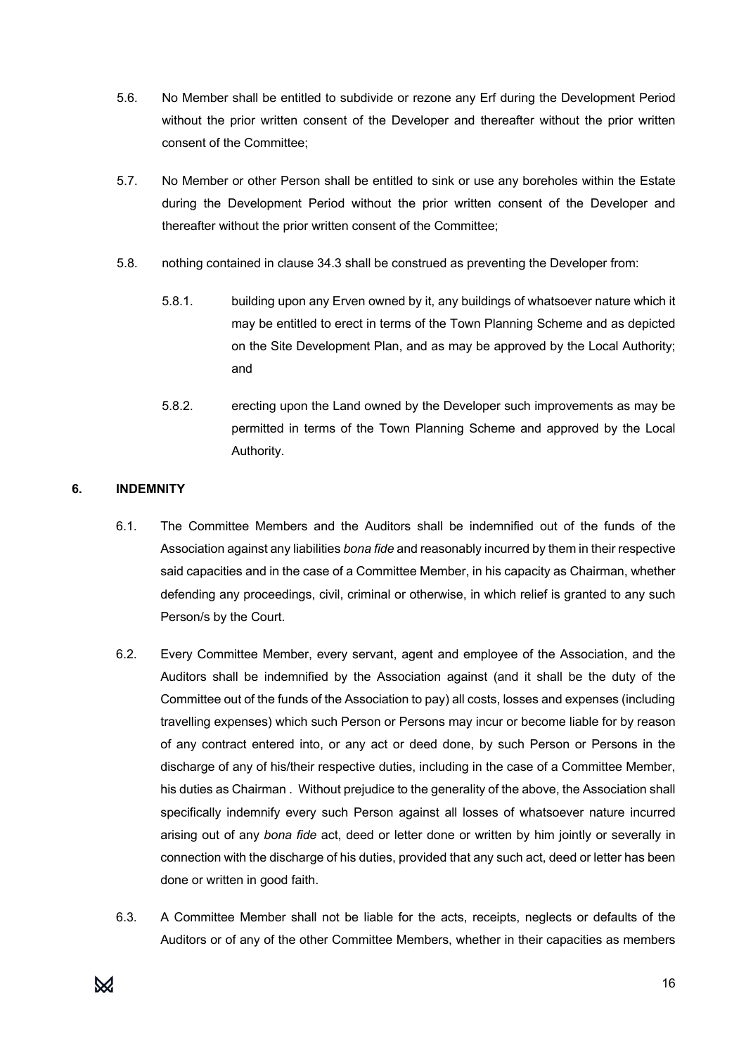5.6. No Member shall be entitled to subdivide or rezone any Erf during the Development Period without the prior written consent of the Developer and thereafter without the prior written consent of the Committee;

5.7. No Member or other Person shall be entitled to sink or use any boreholes within the Estate during the Development Period without the prior written consent of the Developer and thereafter without the prior written consent of the Committee;

5.8. nothing contained in clause 34.3 shall be construed as preventing the Developer from:

5.8.1. building upon any Erven owned by it, any buildings of whatsoever nature which it may be entitled to erect in terms of the Town Planning Scheme and as depicted on the Site Development Plan, and as may be approved by the Local Authority; and

5.8.2. erecting upon the Land owned by the Developer such improvements as may be permitted in terms of the Town Planning Scheme and approved by the Local Authority.

## 6. INDEMNITY

6.1. The Committee Members and the Auditors shall be indemnified out of the funds of the Association against any liabilities *bona fide* and reasonably incurred by them in their respective said capacities and in the case of a Committee Member, in his capacity as Chairman, whether defending any proceedings, civil, criminal or otherwise, in which relief is granted to any such Person/s by the Court.

6.2. Every Committee Member, every servant, agent and employee of the Association, and the Auditors shall be indemnified by the Association against (and it shall be the duty of the Committee out of the funds of the Association to pay) all costs, losses and expenses (including travelling expenses) which such Person or Persons may incur or become liable for by reason of any contract entered into, or any act or deed done, by such Person or Persons in the discharge of any of his/their respective duties, including in the case of a Committee Member, his duties as Chairman . Without prejudice to the generality of the above, the Association shall specifically indemnify every such Person against all losses of whatsoever nature incurred arising out of any *bona fide* act, deed or letter done or written by him jointly or severally in connection with the discharge of his duties, provided that any such act, deed or letter has been done or written in good faith.

6.3. A Committee Member shall not be liable for the acts, receipts, neglects or defaults of the Auditors or of any of the other Committee Members, whether in their capacities as members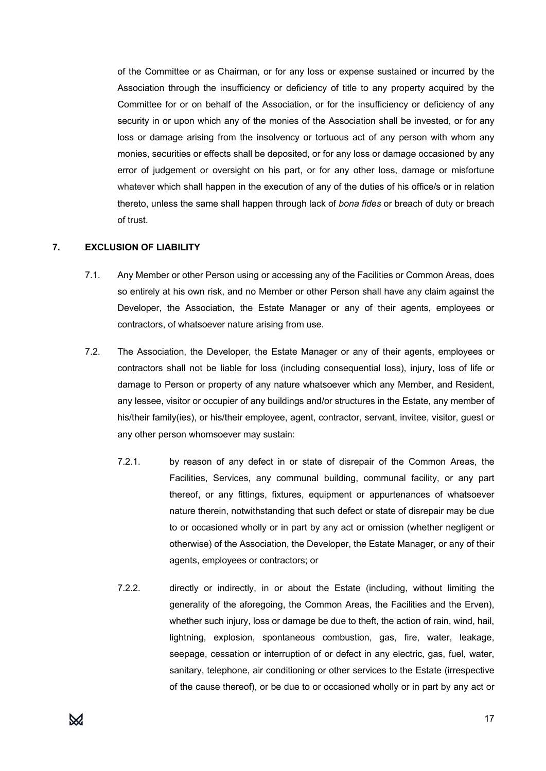of the Committee or as Chairman, or for any loss or expense sustained or incurred by the Association through the insufficiency or deficiency of title to any property acquired by the Committee for or on behalf of the Association, or for the insufficiency or deficiency of any security in or upon which any of the monies of the Association shall be invested, or for any loss or damage arising from the insolvency or tortuous act of any person with whom any monies, securities or effects shall be deposited, or for any loss or damage occasioned by any error of judgement or oversight on his part, or for any other loss, damage or misfortune whatever which shall happen in the execution of any of the duties of his office/s or in relation thereto, unless the same shall happen through lack of *bona fides* or breach of duty or breach of trust.

## 7. EXCLUSION OF LIABILITY

7.1. Any Member or other Person using or accessing any of the Facilities or Common Areas, does so entirely at his own risk, and no Member or other Person shall have any claim against the Developer, the Association, the Estate Manager or any of their agents, employees or contractors, of whatsoever nature arising from use.

7.2. The Association, the Developer, the Estate Manager or any of their agents, employees or contractors shall not be liable for loss (including consequential loss), injury, loss of life or damage to Person or property of any nature whatsoever which any Member, and Resident, any lessee, visitor or occupier of any buildings and/or structures in the Estate, any member of his/their family(ies), or his/their employee, agent, contractor, servant, invitee, visitor, guest or any other person whomsoever may sustain:

7.2.1. by reason of any defect in or state of disrepair of the Common Areas, the Facilities, Services, any communal building, communal facility, or any part thereof, or any fittings, fixtures, equipment or appurtenances of whatsoever nature therein, notwithstanding that such defect or state of disrepair may be due to or occasioned wholly or in part by any act or omission (whether negligent or otherwise) of the Association, the Developer, the Estate Manager, or any of their agents, employees or contractors; or

7.2.2. directly or indirectly, in or about the Estate (including, without limiting the generality of the aforegoing, the Common Areas, the Facilities and the Erven), whether such injury, loss or damage be due to theft, the action of rain, wind, hail, lightning, explosion, spontaneous combustion, gas, fire, water, leakage, seepage, cessation or interruption of or defect in any electric, gas, fuel, water, sanitary, telephone, air conditioning or other services to the Estate (irrespective of the cause thereof), or be due to or occasioned wholly or in part by any act or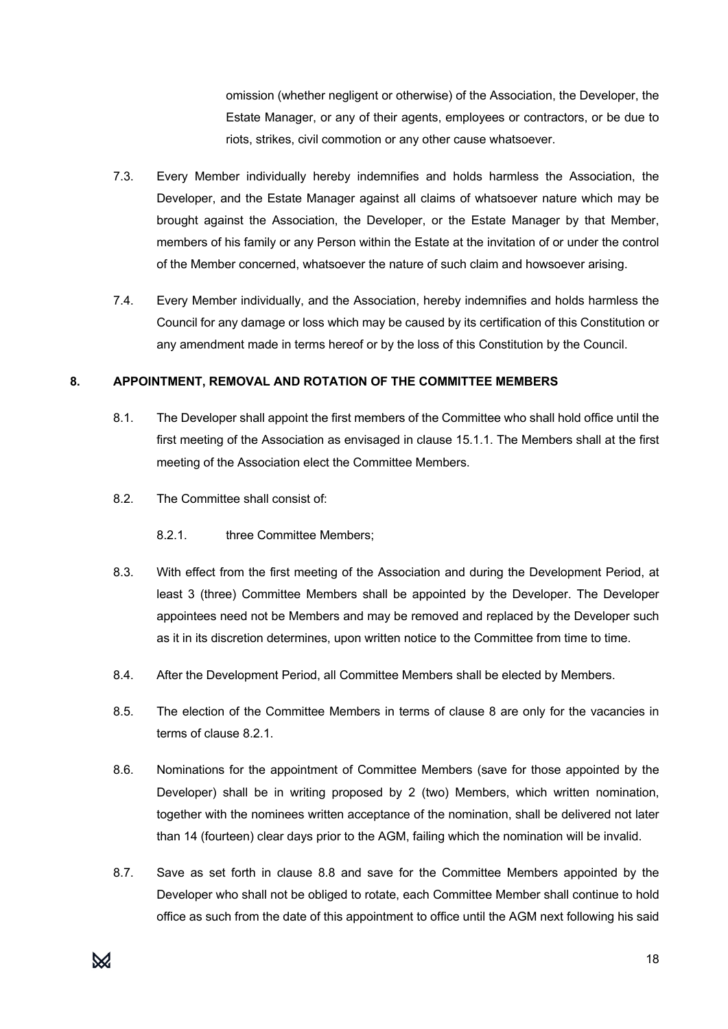omission (whether negligent or otherwise) of the Association, the Developer, the Estate Manager, or any of their agents, employees or contractors, or be due to riots, strikes, civil commotion or any other cause whatsoever.

7.3. Every Member individually hereby indemnifies and holds harmless the Association, the Developer, and the Estate Manager against all claims of whatsoever nature which may be brought against the Association, the Developer, or the Estate Manager by that Member, members of his family or any Person within the Estate at the invitation of or under the control of the Member concerned, whatsoever the nature of such claim and howsoever arising.

7.4. Every Member individually, and the Association, hereby indemnifies and holds harmless the Council for any damage or loss which may be caused by its certification of this Constitution or any amendment made in terms hereof or by the loss of this Constitution by the Council.

## 8. APPOINTMENT, REMOVAL AND ROTATION OF THE COMMITTEE MEMBERS

8.1. The Developer shall appoint the first members of the Committee who shall hold office until the first meeting of the Association as envisaged in clause 15.1.1. The Members shall at the first meeting of the Association elect the Committee Members.

8.2. The Committee shall consist of:

8.2.1. three Committee Members;

8.3. With effect from the first meeting of the Association and during the Development Period, at least 3 (three) Committee Members shall be appointed by the Developer. The Developer appointees need not be Members and may be removed and replaced by the Developer such as it in its discretion determines, upon written notice to the Committee from time to time.

8.4. After the Development Period, all Committee Members shall be elected by Members.

8.5. The election of the Committee Members in terms of clause 8 are only for the vacancies in terms of clause 8.2.1.

8.6. Nominations for the appointment of Committee Members (save for those appointed by the Developer) shall be in writing proposed by 2 (two) Members, which written nomination, together with the nominees written acceptance of the nomination, shall be delivered not later than 14 (fourteen) clear days prior to the AGM, failing which the nomination will be invalid.

8.7. Save as set forth in clause 8.8 and save for the Committee Members appointed by the Developer who shall not be obliged to rotate, each Committee Member shall continue to hold office as such from the date of this appointment to office until the AGM next following his said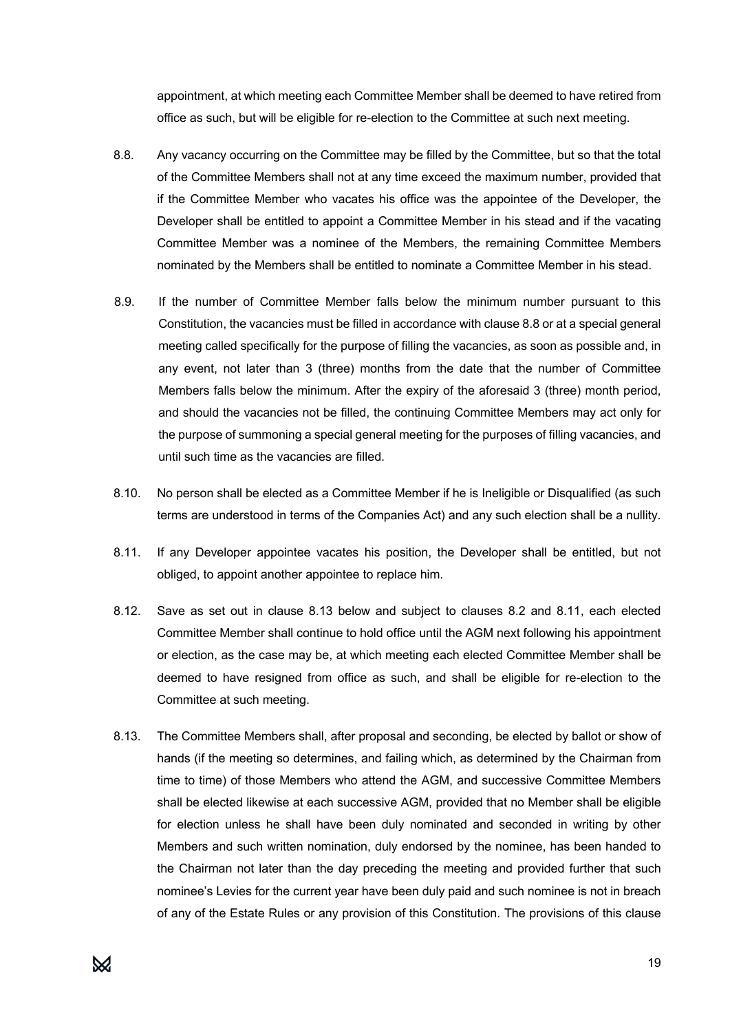appointment, at which meeting each Committee Member shall be deemed to have retired from office as such, but will be eligible for re-election to the Committee at such next meeting.

8.8. Any vacancy occurring on the Committee may be filled by the Committee, but so that the total of the Committee Members shall not at any time exceed the maximum number, provided that if the Committee Member who vacates his office was the appointee of the Developer, the Developer shall be entitled to appoint a Committee Member in his stead and if the vacating Committee Member was a nominee of the Members, the remaining Committee Members nominated by the Members shall be entitled to nominate a Committee Member in his stead.

8.9. If the number of Committee Member falls below the minimum number pursuant to this Constitution, the vacancies must be filled in accordance with clause 8.8 or at a special general meeting called specifically for the purpose of filling the vacancies, as soon as possible and, in any event, not later than 3 (three) months from the date that the number of Committee Members falls below the minimum. After the expiry of the aforesaid 3 (three) month period, and should the vacancies not be filled, the continuing Committee Members may act only for the purpose of summoning a special general meeting for the purposes of filling vacancies, and until such time as the vacancies are filled.

8.10. No person shall be elected as a Committee Member if he is Ineligible or Disqualified (as such terms are understood in terms of the Companies Act) and any such election shall be a nullity.

8.11. If any Developer appointee vacates his position, the Developer shall be entitled, but not obliged, to appoint another appointee to replace him.

8.12. Save as set out in clause 8.13 below and subject to clauses 8.2 and 8.11, each elected Committee Member shall continue to hold office until the AGM next following his appointment or election, as the case may be, at which meeting each elected Committee Member shall be deemed to have resigned from office as such, and shall be eligible for re-election to the Committee at such meeting.

8.13. The Committee Members shall, after proposal and seconding, be elected by ballot or show of hands (if the meeting so determines, and failing which, as determined by the Chairman from time to time) of those Members who attend the AGM, and successive Committee Members shall be elected likewise at each successive AGM, provided that no Member shall be eligible for election unless he shall have been duly nominated and seconded in writing by other Members and such written nomination, duly endorsed by the nominee, has been handed to the Chairman not later than the day preceding the meeting and provided further that such nominee's Levies for the current year have been duly paid and such nominee is not in breach of any of the Estate Rules or any provision of this Constitution. The provisions of this clause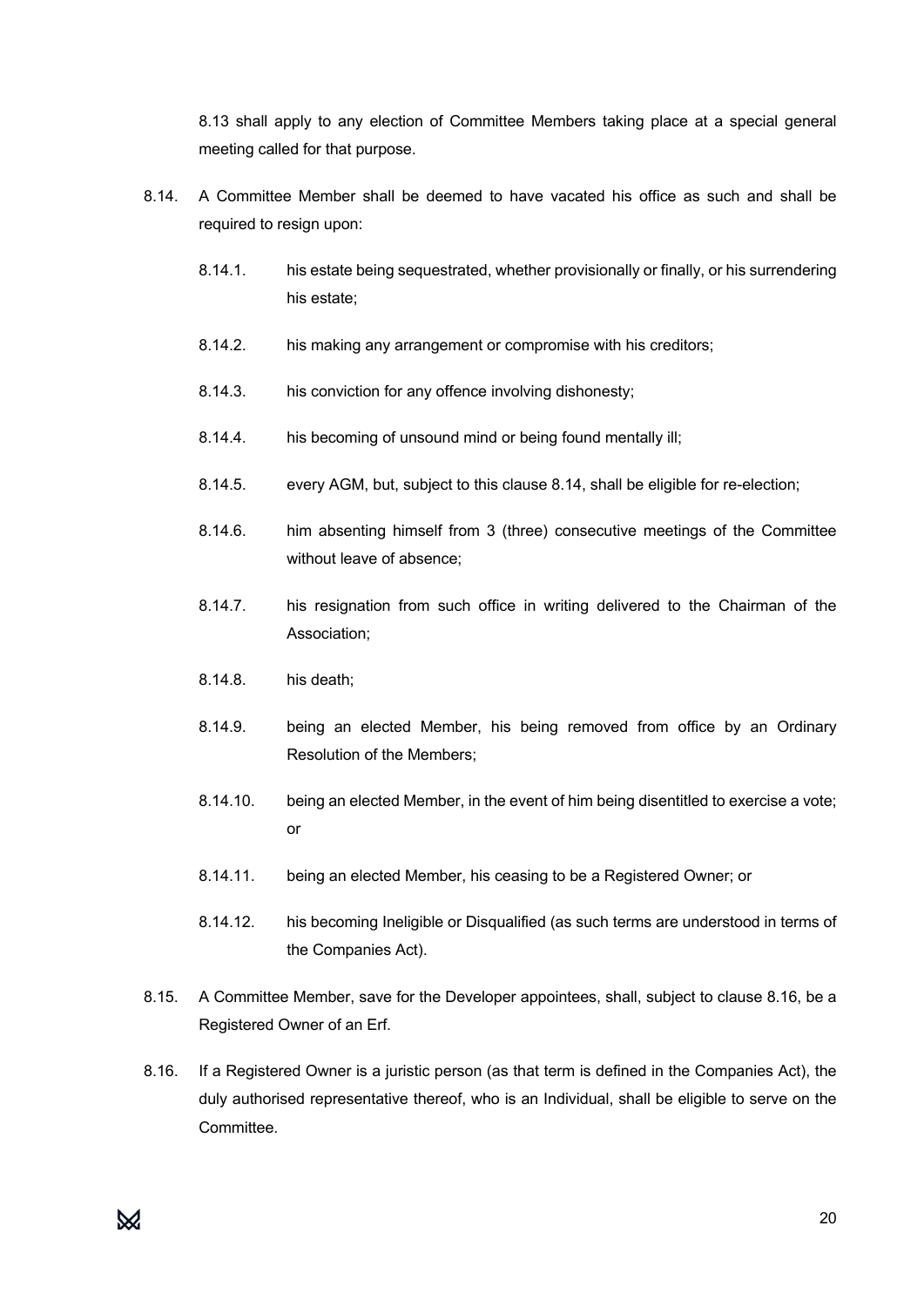8.13 shall apply to any election of Committee Members taking place at a special general meeting called for that purpose.

8.14. A Committee Member shall be deemed to have vacated his office as such and shall be required to resign upon:

8.14.1. his estate being sequestrated, whether provisionally or finally, or his surrendering his estate;

8.14.2. his making any arrangement or compromise with his creditors;

8.14.3. his conviction for any offence involving dishonesty;

8.14.4. his becoming of unsound mind or being found mentally ill;

8.14.5. every AGM, but, subject to this clause 8.14, shall be eligible for re-election;

8.14.6. him absenting himself from 3 (three) consecutive meetings of the Committee without leave of absence;

8.14.7. his resignation from such office in writing delivered to the Chairman of the Association;

8.14.8. his death;

8.14.9. being an elected Member, his being removed from office by an Ordinary Resolution of the Members;

8.14.10. being an elected Member, in the event of him being disentitled to exercise a vote; or

8.14.11. being an elected Member, his ceasing to be a Registered Owner; or

8.14.12. his becoming Ineligible or Disqualified (as such terms are understood in terms of the Companies Act).

8.15. A Committee Member, save for the Developer appointees, shall, subject to clause 8.16, be a Registered Owner of an Erf.

8.16. If a Registered Owner is a juristic person (as that term is defined in the Companies Act), the duly authorised representative thereof, who is an Individual, shall be eligible to serve on the Committee.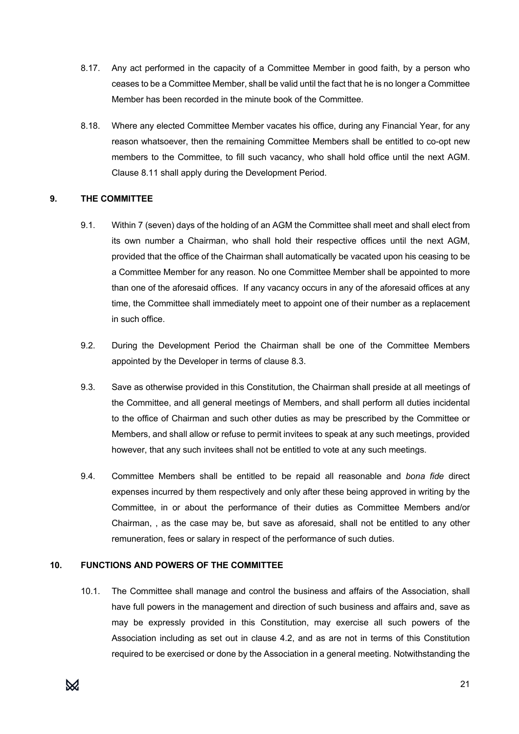8.17. Any act performed in the capacity of a Committee Member in good faith, by a person who ceases to be a Committee Member, shall be valid until the fact that he is no longer a Committee Member has been recorded in the minute book of the Committee.

8.18. Where any elected Committee Member vacates his office, during any Financial Year, for any reason whatsoever, then the remaining Committee Members shall be entitled to co-opt new members to the Committee, to fill such vacancy, who shall hold office until the next AGM. Clause 8.11 shall apply during the Development Period.

## 9. THE COMMITTEE

9.1. Within 7 (seven) days of the holding of an AGM the Committee shall meet and shall elect from its own number a Chairman, who shall hold their respective offices until the next AGM, provided that the office of the Chairman shall automatically be vacated upon his ceasing to be a Committee Member for any reason. No one Committee Member shall be appointed to more than one of the aforesaid offices. If any vacancy occurs in any of the aforesaid offices at any time, the Committee shall immediately meet to appoint one of their number as a replacement in such office.

9.2. During the Development Period the Chairman shall be one of the Committee Members appointed by the Developer in terms of clause 8.3.

9.3. Save as otherwise provided in this Constitution, the Chairman shall preside at all meetings of the Committee, and all general meetings of Members, and shall perform all duties incidental to the office of Chairman and such other duties as may be prescribed by the Committee or Members, and shall allow or refuse to permit invitees to speak at any such meetings, provided however, that any such invitees shall not be entitled to vote at any such meetings.

9.4. Committee Members shall be entitled to be repaid all reasonable and *bona fide* direct expenses incurred by them respectively and only after these being approved in writing by the Committee, in or about the performance of their duties as Committee Members and/or Chairman, , as the case may be, but save as aforesaid, shall not be entitled to any other remuneration, fees or salary in respect of the performance of such duties.

## 10. FUNCTIONS AND POWERS OF THE COMMITTEE

10.1. The Committee shall manage and control the business and affairs of the Association, shall have full powers in the management and direction of such business and affairs and, save as may be expressly provided in this Constitution, may exercise all such powers of the Association including as set out in clause 4.2, and as are not in terms of this Constitution required to be exercised or done by the Association in a general meeting. Notwithstanding the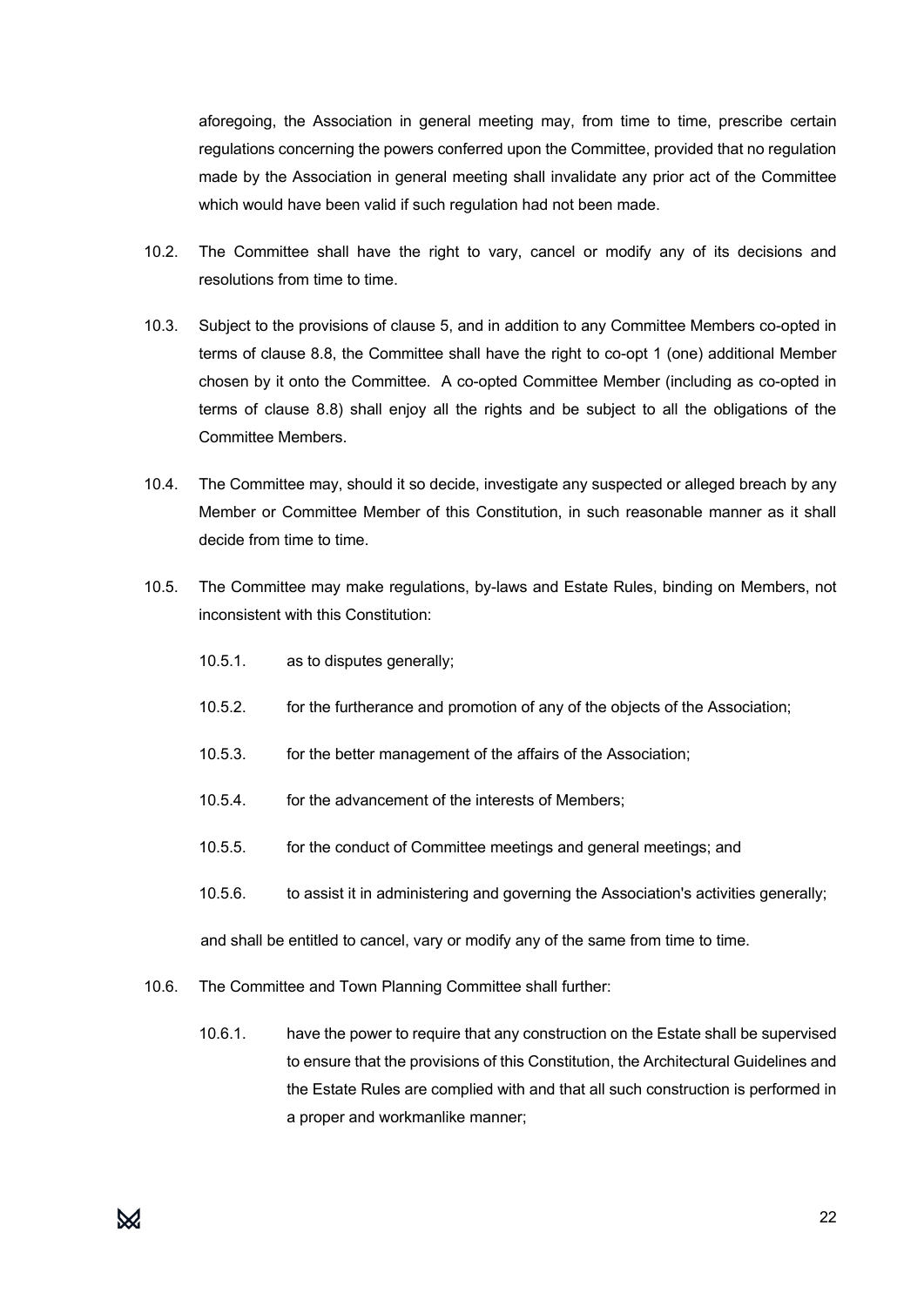aforegoing, the Association in general meeting may, from time to time, prescribe certain regulations concerning the powers conferred upon the Committee, provided that no regulation made by the Association in general meeting shall invalidate any prior act of the Committee which would have been valid if such regulation had not been made.

10.2. The Committee shall have the right to vary, cancel or modify any of its decisions and resolutions from time to time.

10.3. Subject to the provisions of clause 5, and in addition to any Committee Members co-opted in terms of clause 8.8, the Committee shall have the right to co-opt 1 (one) additional Member chosen by it onto the Committee. A co-opted Committee Member (including as co-opted in terms of clause 8.8) shall enjoy all the rights and be subject to all the obligations of the Committee Members.

10.4. The Committee may, should it so decide, investigate any suspected or alleged breach by any Member or Committee Member of this Constitution, in such reasonable manner as it shall decide from time to time.

10.5. The Committee may make regulations, by-laws and Estate Rules, binding on Members, not inconsistent with this Constitution:

10.5.1. as to disputes generally;

10.5.2. for the furtherance and promotion of any of the objects of the Association;

10.5.3. for the better management of the affairs of the Association;

10.5.4. for the advancement of the interests of Members;

10.5.5. for the conduct of Committee meetings and general meetings; and

10.5.6. to assist it in administering and governing the Association's activities generally;

and shall be entitled to cancel, vary or modify any of the same from time to time.

10.6. The Committee and Town Planning Committee shall further:

10.6.1. have the power to require that any construction on the Estate shall be supervised to ensure that the provisions of this Constitution, the Architectural Guidelines and the Estate Rules are complied with and that all such construction is performed in a proper and workmanlike manner;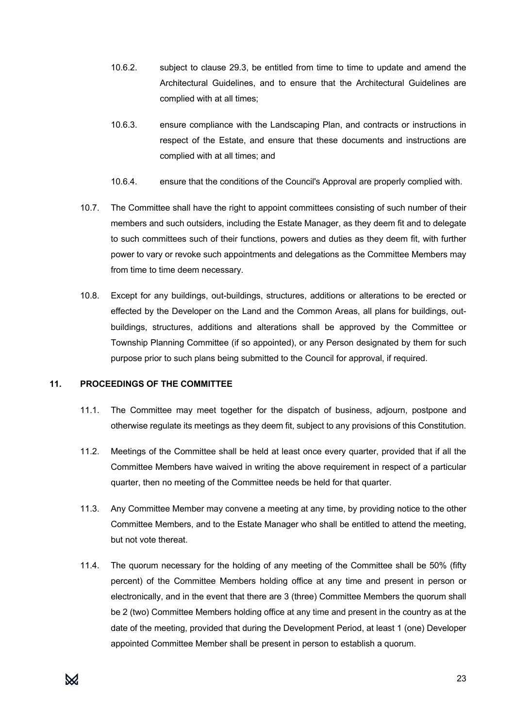10.6.2. subject to clause 29.3, be entitled from time to time to update and amend the Architectural Guidelines, and to ensure that the Architectural Guidelines are complied with at all times;

10.6.3. ensure compliance with the Landscaping Plan, and contracts or instructions in respect of the Estate, and ensure that these documents and instructions are complied with at all times; and

10.6.4. ensure that the conditions of the Council's Approval are properly complied with.

10.7. The Committee shall have the right to appoint committees consisting of such number of their members and such outsiders, including the Estate Manager, as they deem fit and to delegate to such committees such of their functions, powers and duties as they deem fit, with further power to vary or revoke such appointments and delegations as the Committee Members may from time to time deem necessary.

10.8. Except for any buildings, out-buildings, structures, additions or alterations to be erected or effected by the Developer on the Land and the Common Areas, all plans for buildings, out-buildings, structures, additions and alterations shall be approved by the Committee or Township Planning Committee (if so appointed), or any Person designated by them for such purpose prior to such plans being submitted to the Council for approval, if required.

## 11. PROCEEDINGS OF THE COMMITTEE

11.1. The Committee may meet together for the dispatch of business, adjourn, postpone and otherwise regulate its meetings as they deem fit, subject to any provisions of this Constitution.

11.2. Meetings of the Committee shall be held at least once every quarter, provided that if all the Committee Members have waived in writing the above requirement in respect of a particular quarter, then no meeting of the Committee needs be held for that quarter.

11.3. Any Committee Member may convene a meeting at any time, by providing notice to the other Committee Members, and to the Estate Manager who shall be entitled to attend the meeting, but not vote thereat.

11.4. The quorum necessary for the holding of any meeting of the Committee shall be 50% (fifty percent) of the Committee Members holding office at any time and present in person or electronically, and in the event that there are 3 (three) Committee Members the quorum shall be 2 (two) Committee Members holding office at any time and present in the country as at the date of the meeting, provided that during the Development Period, at least 1 (one) Developer appointed Committee Member shall be present in person to establish a quorum.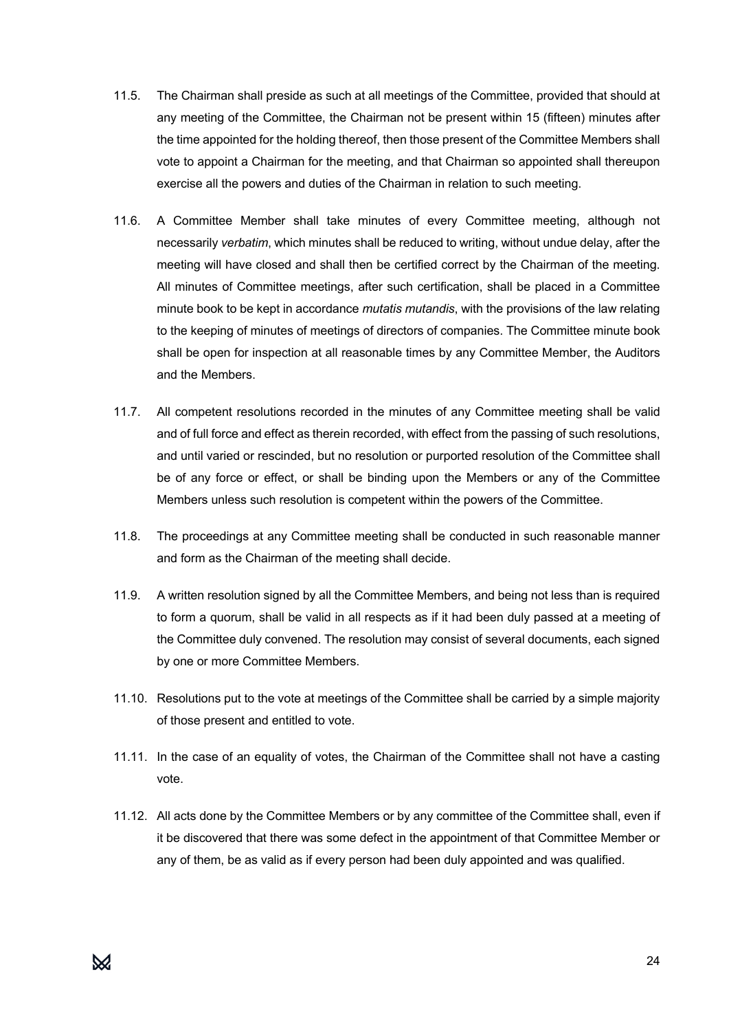11.5. The Chairman shall preside as such at all meetings of the Committee, provided that should at any meeting of the Committee, the Chairman not be present within 15 (fifteen) minutes after the time appointed for the holding thereof, then those present of the Committee Members shall vote to appoint a Chairman for the meeting, and that Chairman so appointed shall thereupon exercise all the powers and duties of the Chairman in relation to such meeting.

11.6. A Committee Member shall take minutes of every Committee meeting, although not necessarily *verbatim*, which minutes shall be reduced to writing, without undue delay, after the meeting will have closed and shall then be certified correct by the Chairman of the meeting. All minutes of Committee meetings, after such certification, shall be placed in a Committee minute book to be kept in accordance *mutatis mutandis*, with the provisions of the law relating to the keeping of minutes of meetings of directors of companies. The Committee minute book shall be open for inspection at all reasonable times by any Committee Member, the Auditors and the Members.

11.7. All competent resolutions recorded in the minutes of any Committee meeting shall be valid and of full force and effect as therein recorded, with effect from the passing of such resolutions, and until varied or rescinded, but no resolution or purported resolution of the Committee shall be of any force or effect, or shall be binding upon the Members or any of the Committee Members unless such resolution is competent within the powers of the Committee.

11.8. The proceedings at any Committee meeting shall be conducted in such reasonable manner and form as the Chairman of the meeting shall decide.

11.9. A written resolution signed by all the Committee Members, and being not less than is required to form a quorum, shall be valid in all respects as if it had been duly passed at a meeting of the Committee duly convened. The resolution may consist of several documents, each signed by one or more Committee Members.

11.10. Resolutions put to the vote at meetings of the Committee shall be carried by a simple majority of those present and entitled to vote.

11.11. In the case of an equality of votes, the Chairman of the Committee shall not have a casting vote.

11.12. All acts done by the Committee Members or by any committee of the Committee shall, even if it be discovered that there was some defect in the appointment of that Committee Member or any of them, be as valid as if every person had been duly appointed and was qualified.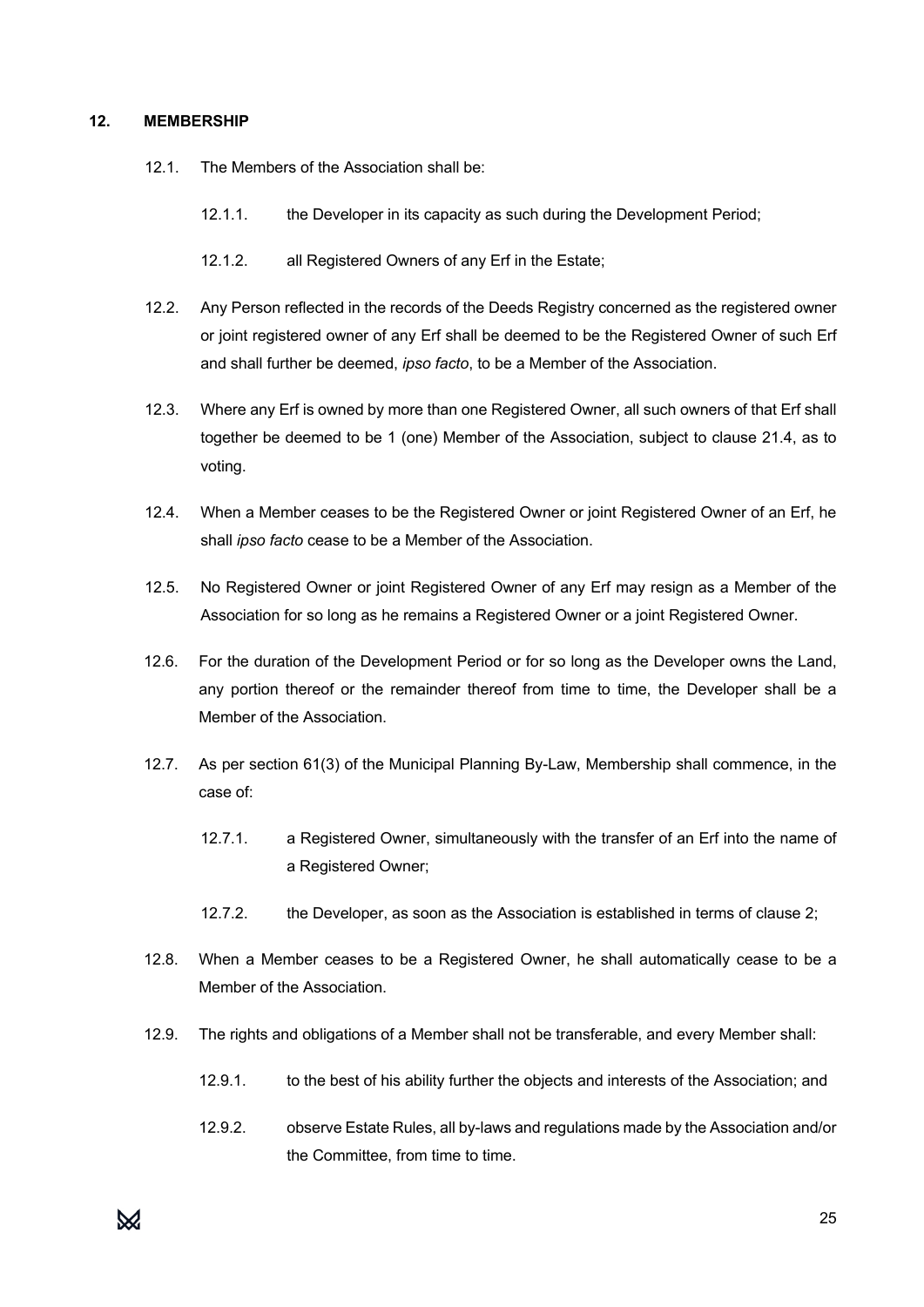## 12. MEMBERSHIP

12.1. The Members of the Association shall be:

12.1.1. the Developer in its capacity as such during the Development Period;

12.1.2. all Registered Owners of any Erf in the Estate;

12.2. Any Person reflected in the records of the Deeds Registry concerned as the registered owner or joint registered owner of any Erf shall be deemed to be the Registered Owner of such Erf and shall further be deemed, *ipso facto*, to be a Member of the Association.

12.3. Where any Erf is owned by more than one Registered Owner, all such owners of that Erf shall together be deemed to be 1 (one) Member of the Association, subject to clause 21.4, as to voting.

12.4. When a Member ceases to be the Registered Owner or joint Registered Owner of an Erf, he shall *ipso facto* cease to be a Member of the Association.

12.5. No Registered Owner or joint Registered Owner of any Erf may resign as a Member of the Association for so long as he remains a Registered Owner or a joint Registered Owner.

12.6. For the duration of the Development Period or for so long as the Developer owns the Land, any portion thereof or the remainder thereof from time to time, the Developer shall be a Member of the Association.

12.7. As per section 61(3) of the Municipal Planning By-Law, Membership shall commence, in the case of:

12.7.1. a Registered Owner, simultaneously with the transfer of an Erf into the name of a Registered Owner;

12.7.2. the Developer, as soon as the Association is established in terms of clause 2;

12.8. When a Member ceases to be a Registered Owner, he shall automatically cease to be a Member of the Association.

12.9. The rights and obligations of a Member shall not be transferable, and every Member shall:

12.9.1. to the best of his ability further the objects and interests of the Association; and

12.9.2. observe Estate Rules, all by-laws and regulations made by the Association and/or the Committee, from time to time.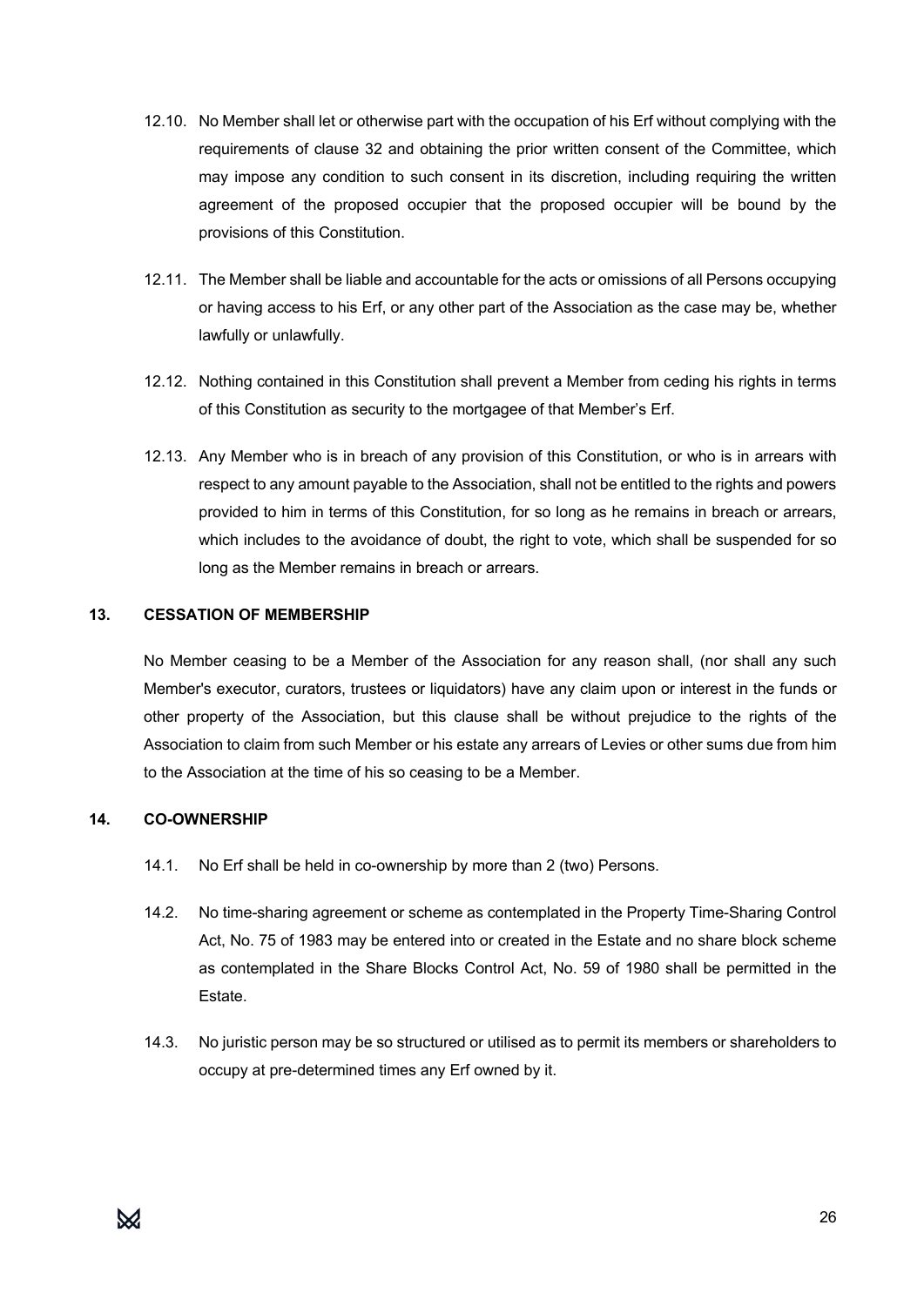12.10. No Member shall let or otherwise part with the occupation of his Erf without complying with the requirements of clause 32 and obtaining the prior written consent of the Committee, which may impose any condition to such consent in its discretion, including requiring the written agreement of the proposed occupier that the proposed occupier will be bound by the provisions of this Constitution.

12.11. The Member shall be liable and accountable for the acts or omissions of all Persons occupying or having access to his Erf, or any other part of the Association as the case may be, whether lawfully or unlawfully.

12.12. Nothing contained in this Constitution shall prevent a Member from ceding his rights in terms of this Constitution as security to the mortgagee of that Member's Erf.

12.13. Any Member who is in breach of any provision of this Constitution, or who is in arrears with respect to any amount payable to the Association, shall not be entitled to the rights and powers provided to him in terms of this Constitution, for so long as he remains in breach or arrears, which includes to the avoidance of doubt, the right to vote, which shall be suspended for so long as the Member remains in breach or arrears.

**13. CESSATION OF MEMBERSHIP**

No Member ceasing to be a Member of the Association for any reason shall, (nor shall any such Member's executor, curators, trustees or liquidators) have any claim upon or interest in the funds or other property of the Association, but this clause shall be without prejudice to the rights of the Association to claim from such Member or his estate any arrears of Levies or other sums due from him to the Association at the time of his so ceasing to be a Member.

**14. CO-OWNERSHIP**

14.1. No Erf shall be held in co-ownership by more than 2 (two) Persons.

14.2. No time-sharing agreement or scheme as contemplated in the Property Time-Sharing Control Act, No. 75 of 1983 may be entered into or created in the Estate and no share block scheme as contemplated in the Share Blocks Control Act, No. 59 of 1980 shall be permitted in the Estate.

14.3. No juristic person may be so structured or utilised as to permit its members or shareholders to occupy at pre-determined times any Erf owned by it.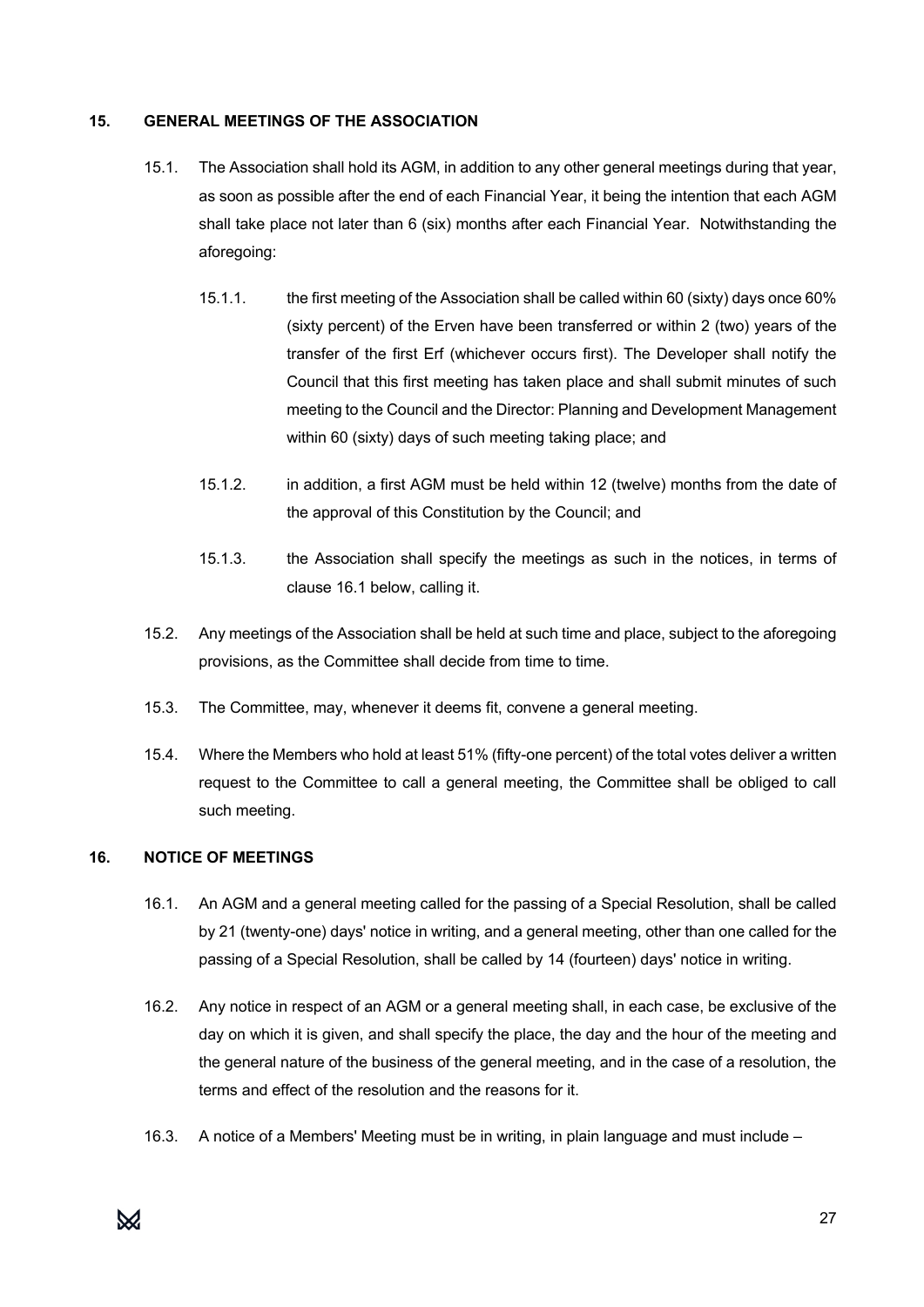## 15. GENERAL MEETINGS OF THE ASSOCIATION

15.1. The Association shall hold its AGM, in addition to any other general meetings during that year, as soon as possible after the end of each Financial Year, it being the intention that each AGM shall take place not later than 6 (six) months after each Financial Year. Notwithstanding the aforegoing:

15.1.1. the first meeting of the Association shall be called within 60 (sixty) days once 60% (sixty percent) of the Erven have been transferred or within 2 (two) years of the transfer of the first Erf (whichever occurs first). The Developer shall notify the Council that this first meeting has taken place and shall submit minutes of such meeting to the Council and the Director: Planning and Development Management within 60 (sixty) days of such meeting taking place; and

15.1.2. in addition, a first AGM must be held within 12 (twelve) months from the date of the approval of this Constitution by the Council; and

15.1.3. the Association shall specify the meetings as such in the notices, in terms of clause 16.1 below, calling it.

15.2. Any meetings of the Association shall be held at such time and place, subject to the aforegoing provisions, as the Committee shall decide from time to time.

15.3. The Committee, may, whenever it deems fit, convene a general meeting.

15.4. Where the Members who hold at least 51% (fifty-one percent) of the total votes deliver a written request to the Committee to call a general meeting, the Committee shall be obliged to call such meeting.

## 16. NOTICE OF MEETINGS

16.1. An AGM and a general meeting called for the passing of a Special Resolution, shall be called by 21 (twenty-one) days' notice in writing, and a general meeting, other than one called for the passing of a Special Resolution, shall be called by 14 (fourteen) days' notice in writing.

16.2. Any notice in respect of an AGM or a general meeting shall, in each case, be exclusive of the day on which it is given, and shall specify the place, the day and the hour of the meeting and the general nature of the business of the general meeting, and in the case of a resolution, the terms and effect of the resolution and the reasons for it.

16.3. A notice of a Members' Meeting must be in writing, in plain language and must include –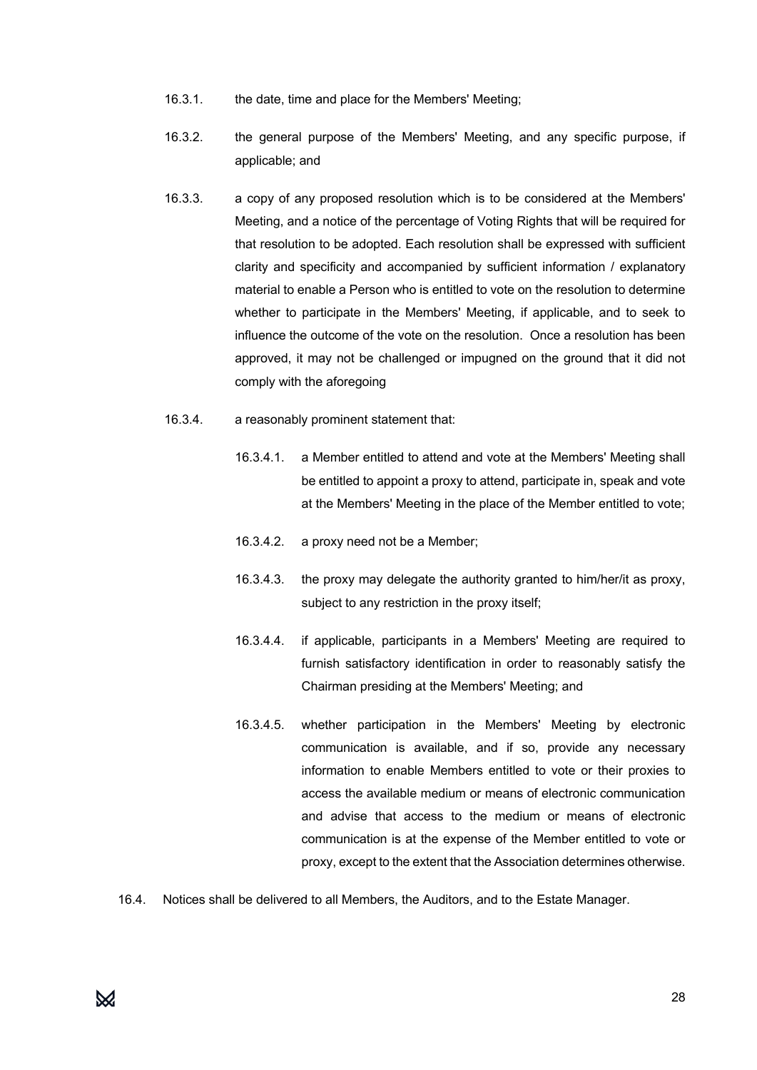16.3.1. the date, time and place for the Members' Meeting;

16.3.2. the general purpose of the Members' Meeting, and any specific purpose, if applicable; and

16.3.3. a copy of any proposed resolution which is to be considered at the Members' Meeting, and a notice of the percentage of Voting Rights that will be required for that resolution to be adopted. Each resolution shall be expressed with sufficient clarity and specificity and accompanied by sufficient information / explanatory material to enable a Person who is entitled to vote on the resolution to determine whether to participate in the Members' Meeting, if applicable, and to seek to influence the outcome of the vote on the resolution. Once a resolution has been approved, it may not be challenged or impugned on the ground that it did not comply with the aforegoing

16.3.4. a reasonably prominent statement that:

16.3.4.1. a Member entitled to attend and vote at the Members' Meeting shall be entitled to appoint a proxy to attend, participate in, speak and vote at the Members' Meeting in the place of the Member entitled to vote;

16.3.4.2. a proxy need not be a Member;

16.3.4.3. the proxy may delegate the authority granted to him/her/it as proxy, subject to any restriction in the proxy itself;

16.3.4.4. if applicable, participants in a Members' Meeting are required to furnish satisfactory identification in order to reasonably satisfy the Chairman presiding at the Members' Meeting; and

16.3.4.5. whether participation in the Members' Meeting by electronic communication is available, and if so, provide any necessary information to enable Members entitled to vote or their proxies to access the available medium or means of electronic communication and advise that access to the medium or means of electronic communication is at the expense of the Member entitled to vote or proxy, except to the extent that the Association determines otherwise.

16.4. Notices shall be delivered to all Members, the Auditors, and to the Estate Manager.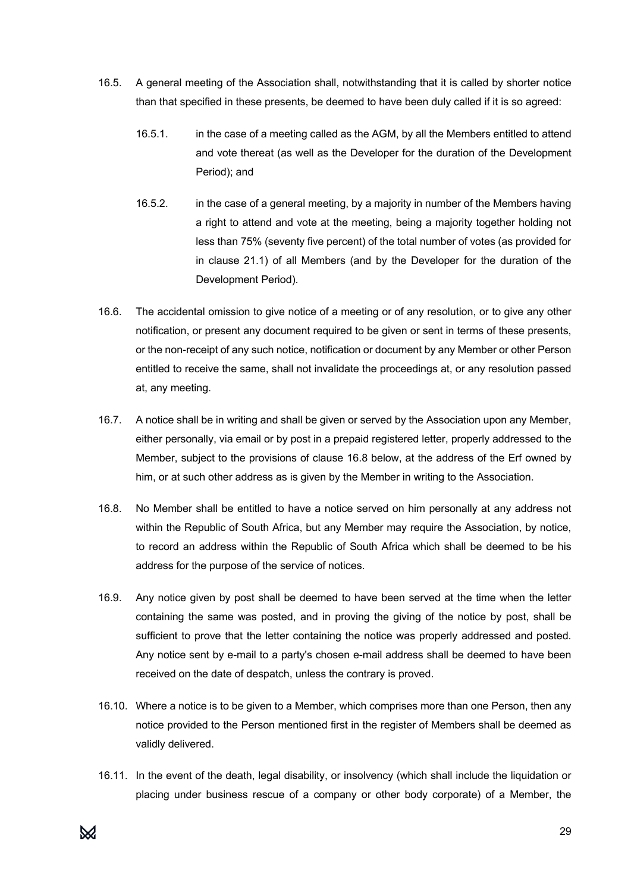16.5. A general meeting of the Association shall, notwithstanding that it is called by shorter notice than that specified in these presents, be deemed to have been duly called if it is so agreed:

16.5.1. in the case of a meeting called as the AGM, by all the Members entitled to attend and vote thereat (as well as the Developer for the duration of the Development Period); and

16.5.2. in the case of a general meeting, by a majority in number of the Members having a right to attend and vote at the meeting, being a majority together holding not less than 75% (seventy five percent) of the total number of votes (as provided for in clause 21.1) of all Members (and by the Developer for the duration of the Development Period).

16.6. The accidental omission to give notice of a meeting or of any resolution, or to give any other notification, or present any document required to be given or sent in terms of these presents, or the non-receipt of any such notice, notification or document by any Member or other Person entitled to receive the same, shall not invalidate the proceedings at, or any resolution passed at, any meeting.

16.7. A notice shall be in writing and shall be given or served by the Association upon any Member, either personally, via email or by post in a prepaid registered letter, properly addressed to the Member, subject to the provisions of clause 16.8 below, at the address of the Erf owned by him, or at such other address as is given by the Member in writing to the Association.

16.8. No Member shall be entitled to have a notice served on him personally at any address not within the Republic of South Africa, but any Member may require the Association, by notice, to record an address within the Republic of South Africa which shall be deemed to be his address for the purpose of the service of notices.

16.9. Any notice given by post shall be deemed to have been served at the time when the letter containing the same was posted, and in proving the giving of the notice by post, shall be sufficient to prove that the letter containing the notice was properly addressed and posted. Any notice sent by e-mail to a party's chosen e-mail address shall be deemed to have been received on the date of despatch, unless the contrary is proved.

16.10. Where a notice is to be given to a Member, which comprises more than one Person, then any notice provided to the Person mentioned first in the register of Members shall be deemed as validly delivered.

16.11. In the event of the death, legal disability, or insolvency (which shall include the liquidation or placing under business rescue of a company or other body corporate) of a Member, the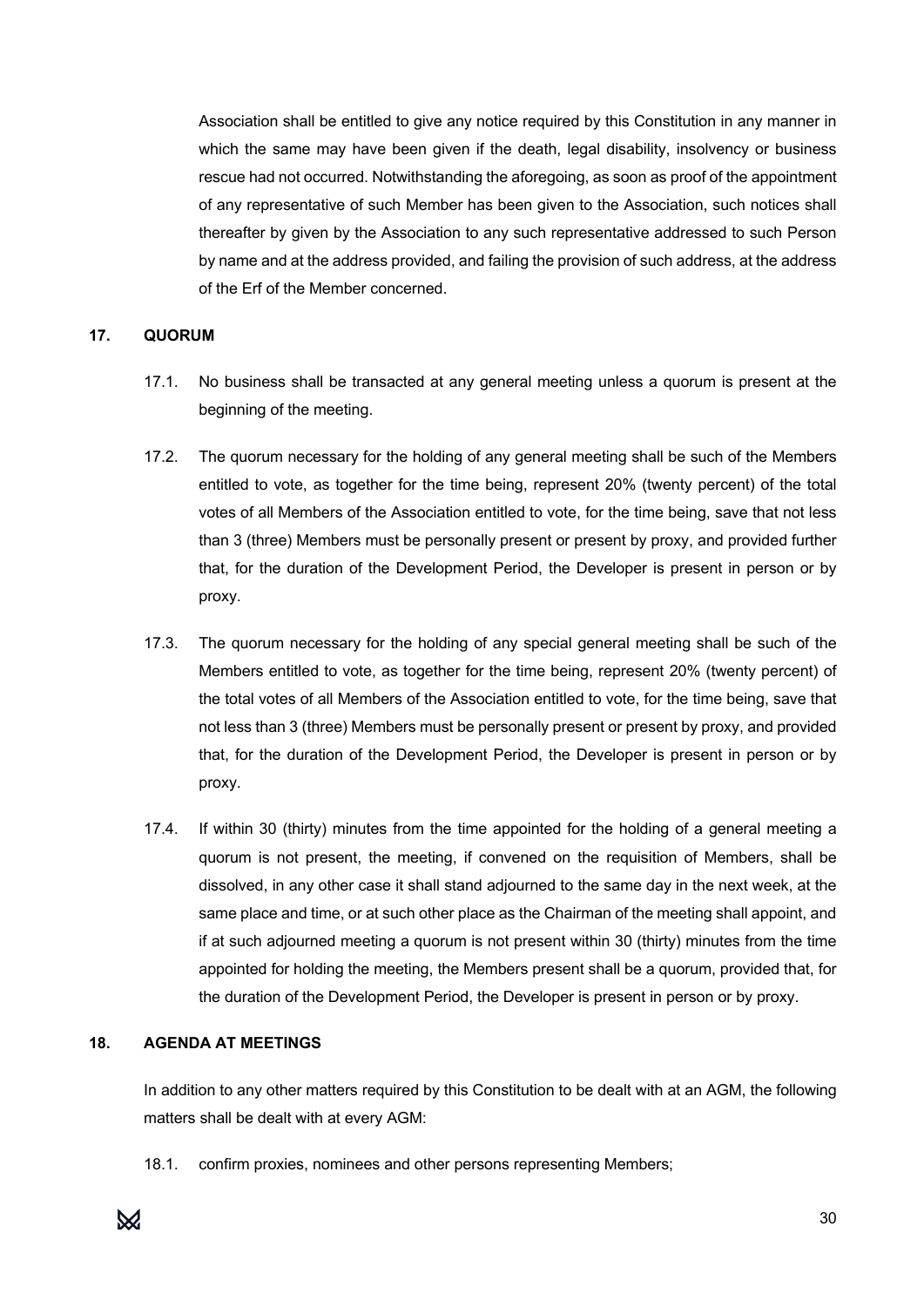Association shall be entitled to give any notice required by this Constitution in any manner in which the same may have been given if the death, legal disability, insolvency or business rescue had not occurred. Notwithstanding the aforegoing, as soon as proof of the appointment of any representative of such Member has been given to the Association, such notices shall thereafter by given by the Association to any such representative addressed to such Person by name and at the address provided, and failing the provision of such address, at the address of the Erf of the Member concerned.

## 17. QUORUM

17.1. No business shall be transacted at any general meeting unless a quorum is present at the beginning of the meeting.

17.2. The quorum necessary for the holding of any general meeting shall be such of the Members entitled to vote, as together for the time being, represent 20% (twenty percent) of the total votes of all Members of the Association entitled to vote, for the time being, save that not less than 3 (three) Members must be personally present or present by proxy, and provided further that, for the duration of the Development Period, the Developer is present in person or by proxy.

17.3. The quorum necessary for the holding of any special general meeting shall be such of the Members entitled to vote, as together for the time being, represent 20% (twenty percent) of the total votes of all Members of the Association entitled to vote, for the time being, save that not less than 3 (three) Members must be personally present or present by proxy, and provided that, for the duration of the Development Period, the Developer is present in person or by proxy.

17.4. If within 30 (thirty) minutes from the time appointed for the holding of a general meeting a quorum is not present, the meeting, if convened on the requisition of Members, shall be dissolved, in any other case it shall stand adjourned to the same day in the next week, at the same place and time, or at such other place as the Chairman of the meeting shall appoint, and if at such adjourned meeting a quorum is not present within 30 (thirty) minutes from the time appointed for holding the meeting, the Members present shall be a quorum, provided that, for the duration of the Development Period, the Developer is present in person or by proxy.

## 18. AGENDA AT MEETINGS

In addition to any other matters required by this Constitution to be dealt with at an AGM, the following matters shall be dealt with at every AGM:

18.1. confirm proxies, nominees and other persons representing Members;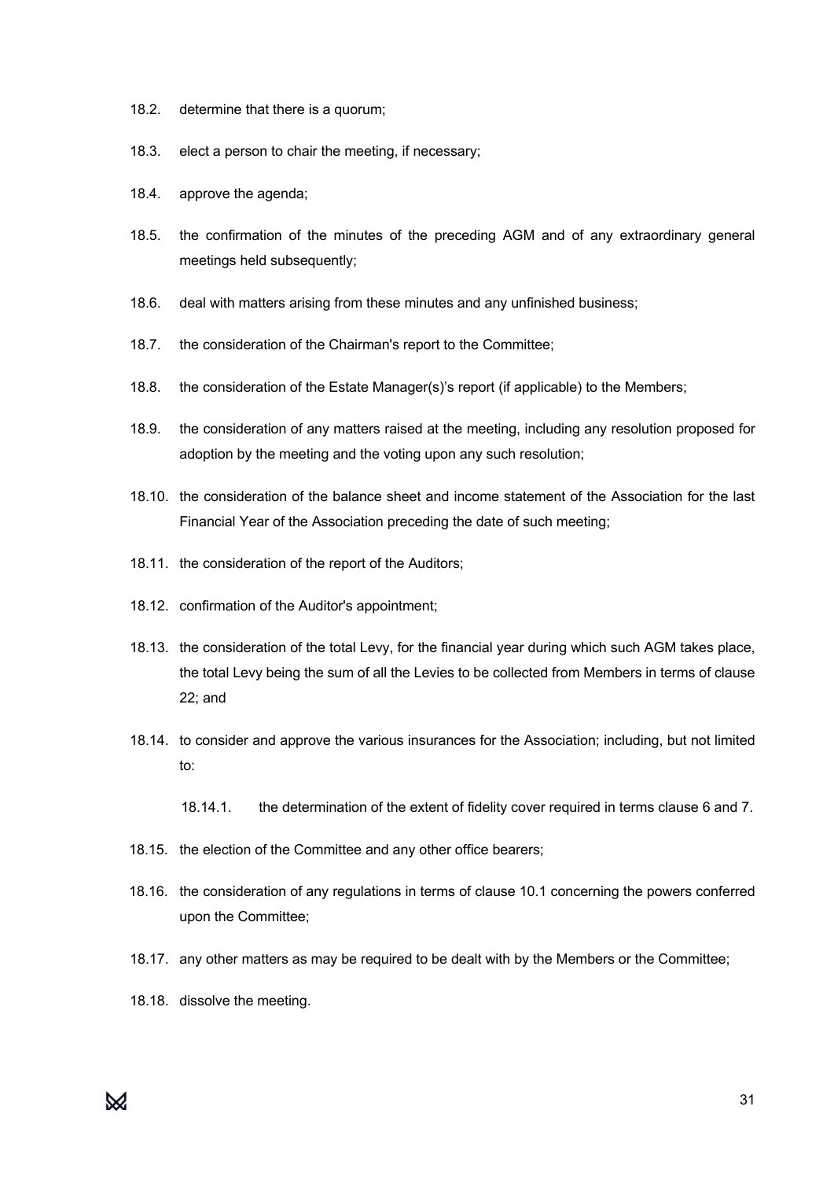18.2. determine that there is a quorum;

18.3. elect a person to chair the meeting, if necessary;

18.4. approve the agenda;

18.5. the confirmation of the minutes of the preceding AGM and of any extraordinary general meetings held subsequently;

18.6. deal with matters arising from these minutes and any unfinished business;

18.7. the consideration of the Chairman's report to the Committee;

18.8. the consideration of the Estate Manager(s)'s report (if applicable) to the Members;

18.9. the consideration of any matters raised at the meeting, including any resolution proposed for adoption by the meeting and the voting upon any such resolution;

18.10. the consideration of the balance sheet and income statement of the Association for the last Financial Year of the Association preceding the date of such meeting;

18.11. the consideration of the report of the Auditors;

18.12. confirmation of the Auditor's appointment;

18.13. the consideration of the total Levy, for the financial year during which such AGM takes place, the total Levy being the sum of all the Levies to be collected from Members in terms of clause 22; and

18.14. to consider and approve the various insurances for the Association; including, but not limited to:

    18.14.1. the determination of the extent of fidelity cover required in terms clause 6 and 7.

18.15. the election of the Committee and any other office bearers;

18.16. the consideration of any regulations in terms of clause 10.1 concerning the powers conferred upon the Committee;

18.17. any other matters as may be required to be dealt with by the Members or the Committee;

18.18. dissolve the meeting.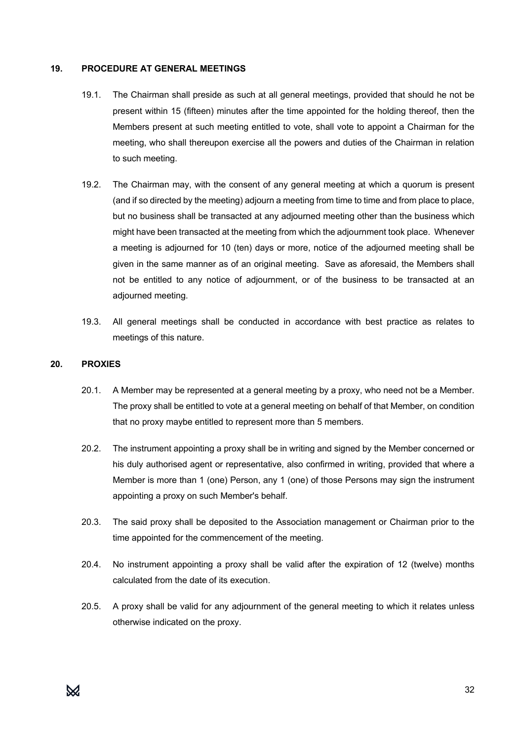## 19. PROCEDURE AT GENERAL MEETINGS

19.1. The Chairman shall preside as such at all general meetings, provided that should he not be present within 15 (fifteen) minutes after the time appointed for the holding thereof, then the Members present at such meeting entitled to vote, shall vote to appoint a Chairman for the meeting, who shall thereupon exercise all the powers and duties of the Chairman in relation to such meeting.

19.2. The Chairman may, with the consent of any general meeting at which a quorum is present (and if so directed by the meeting) adjourn a meeting from time to time and from place to place, but no business shall be transacted at any adjourned meeting other than the business which might have been transacted at the meeting from which the adjournment took place. Whenever a meeting is adjourned for 10 (ten) days or more, notice of the adjourned meeting shall be given in the same manner as of an original meeting. Save as aforesaid, the Members shall not be entitled to any notice of adjournment, or of the business to be transacted at an adjourned meeting.

19.3. All general meetings shall be conducted in accordance with best practice as relates to meetings of this nature.

## 20. PROXIES

20.1. A Member may be represented at a general meeting by a proxy, who need not be a Member. The proxy shall be entitled to vote at a general meeting on behalf of that Member, on condition that no proxy maybe entitled to represent more than 5 members.

20.2. The instrument appointing a proxy shall be in writing and signed by the Member concerned or his duly authorised agent or representative, also confirmed in writing, provided that where a Member is more than 1 (one) Person, any 1 (one) of those Persons may sign the instrument appointing a proxy on such Member's behalf.

20.3. The said proxy shall be deposited to the Association management or Chairman prior to the time appointed for the commencement of the meeting.

20.4. No instrument appointing a proxy shall be valid after the expiration of 12 (twelve) months calculated from the date of its execution.

20.5. A proxy shall be valid for any adjournment of the general meeting to which it relates unless otherwise indicated on the proxy.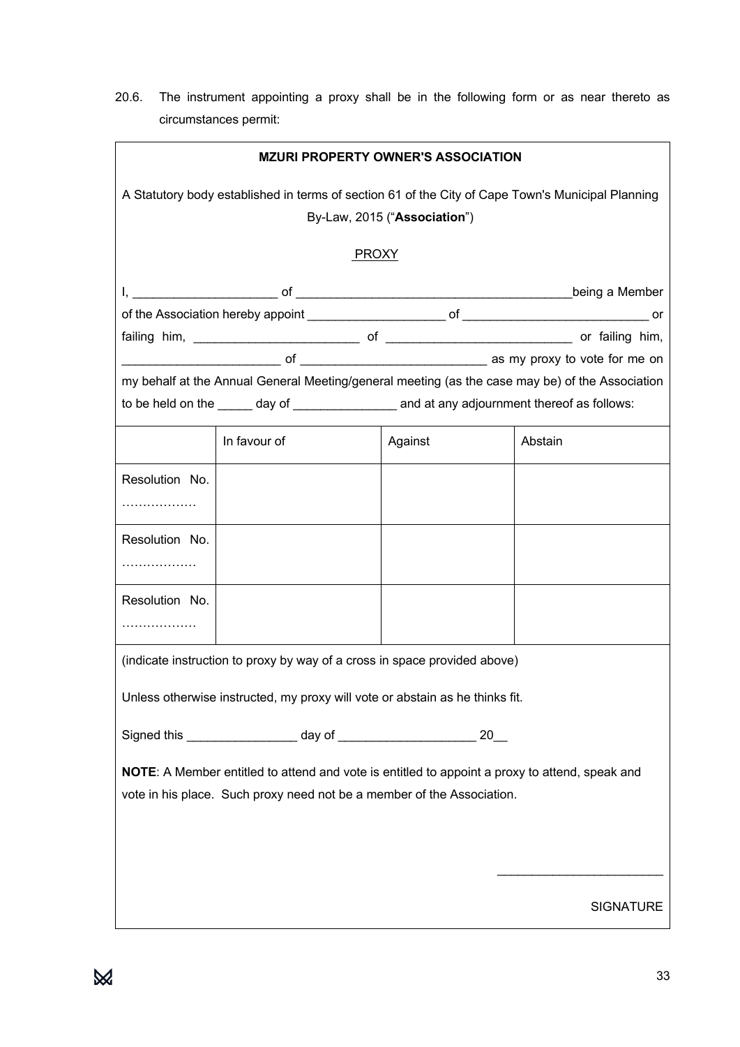20.6. The instrument appointing a proxy shall be in the following form or as near thereto as circumstances permit:

**MZURI PROPERTY OWNER'S ASSOCIATION**

A Statutory body established in terms of section 61 of the City of Cape Town's Municipal Planning By-Law, 2015 ("**Association**")

PROXY

I, _____________________ of _________________________________________being a Member of the Association hereby appoint ____________________ of ____________________________ or failing him, ________________________ of ___________________________ or failing him, _______________________ of ____________________________ as my proxy to vote for me on my behalf at the Annual General Meeting/general meeting (as the case may be) of the Association to be held on the _____ day of _______________ and at any adjournment thereof as follows:

| | In favour of | Against | Abstain |
|---|---|---|---|
| Resolution No. ……………… | | | |
| Resolution No. ……………… | | | |
| Resolution No. ……………… | | | |

(indicate instruction to proxy by way of a cross in space provided above)

Unless otherwise instructed, my proxy will vote or abstain as he thinks fit.

Signed this ________________ day of ____________________ 20__

**NOTE**: A Member entitled to attend and vote is entitled to appoint a proxy to attend, speak and vote in his place. Such proxy need not be a member of the Association.

________________________

SIGNATURE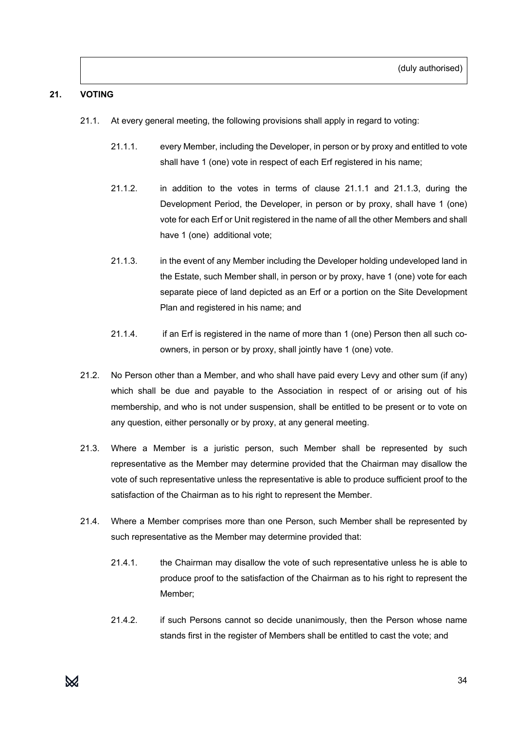(duly authorised)

## 21. VOTING

21.1. At every general meeting, the following provisions shall apply in regard to voting:

21.1.1. every Member, including the Developer, in person or by proxy and entitled to vote shall have 1 (one) vote in respect of each Erf registered in his name;

21.1.2. in addition to the votes in terms of clause 21.1.1 and 21.1.3, during the Development Period, the Developer, in person or by proxy, shall have 1 (one) vote for each Erf or Unit registered in the name of all the other Members and shall have 1 (one) additional vote;

21.1.3. in the event of any Member including the Developer holding undeveloped land in the Estate, such Member shall, in person or by proxy, have 1 (one) vote for each separate piece of land depicted as an Erf or a portion on the Site Development Plan and registered in his name; and

21.1.4. if an Erf is registered in the name of more than 1 (one) Person then all such co-owners, in person or by proxy, shall jointly have 1 (one) vote.

21.2. No Person other than a Member, and who shall have paid every Levy and other sum (if any) which shall be due and payable to the Association in respect of or arising out of his membership, and who is not under suspension, shall be entitled to be present or to vote on any question, either personally or by proxy, at any general meeting.

21.3. Where a Member is a juristic person, such Member shall be represented by such representative as the Member may determine provided that the Chairman may disallow the vote of such representative unless the representative is able to produce sufficient proof to the satisfaction of the Chairman as to his right to represent the Member.

21.4. Where a Member comprises more than one Person, such Member shall be represented by such representative as the Member may determine provided that:

21.4.1. the Chairman may disallow the vote of such representative unless he is able to produce proof to the satisfaction of the Chairman as to his right to represent the Member;

21.4.2. if such Persons cannot so decide unanimously, then the Person whose name stands first in the register of Members shall be entitled to cast the vote; and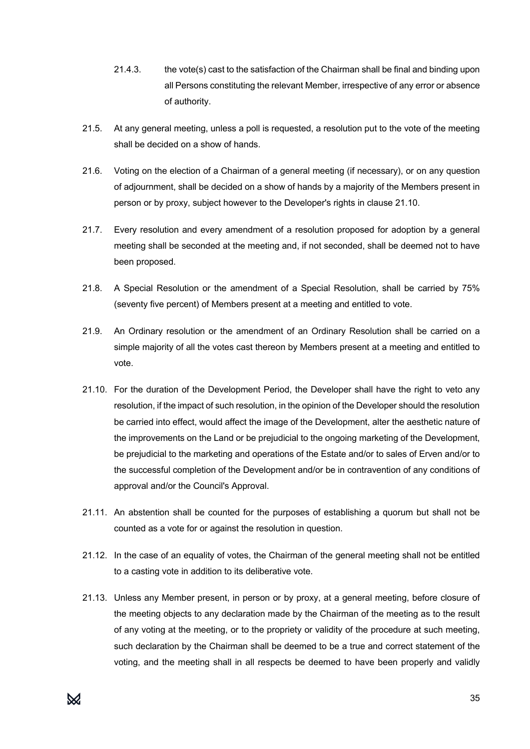21.4.3. the vote(s) cast to the satisfaction of the Chairman shall be final and binding upon all Persons constituting the relevant Member, irrespective of any error or absence of authority.

21.5. At any general meeting, unless a poll is requested, a resolution put to the vote of the meeting shall be decided on a show of hands.

21.6. Voting on the election of a Chairman of a general meeting (if necessary), or on any question of adjournment, shall be decided on a show of hands by a majority of the Members present in person or by proxy, subject however to the Developer's rights in clause 21.10.

21.7. Every resolution and every amendment of a resolution proposed for adoption by a general meeting shall be seconded at the meeting and, if not seconded, shall be deemed not to have been proposed.

21.8. A Special Resolution or the amendment of a Special Resolution, shall be carried by 75% (seventy five percent) of Members present at a meeting and entitled to vote.

21.9. An Ordinary resolution or the amendment of an Ordinary Resolution shall be carried on a simple majority of all the votes cast thereon by Members present at a meeting and entitled to vote.

21.10. For the duration of the Development Period, the Developer shall have the right to veto any resolution, if the impact of such resolution, in the opinion of the Developer should the resolution be carried into effect, would affect the image of the Development, alter the aesthetic nature of the improvements on the Land or be prejudicial to the ongoing marketing of the Development, be prejudicial to the marketing and operations of the Estate and/or to sales of Erven and/or to the successful completion of the Development and/or be in contravention of any conditions of approval and/or the Council's Approval.

21.11. An abstention shall be counted for the purposes of establishing a quorum but shall not be counted as a vote for or against the resolution in question.

21.12. In the case of an equality of votes, the Chairman of the general meeting shall not be entitled to a casting vote in addition to its deliberative vote.

21.13. Unless any Member present, in person or by proxy, at a general meeting, before closure of the meeting objects to any declaration made by the Chairman of the meeting as to the result of any voting at the meeting, or to the propriety or validity of the procedure at such meeting, such declaration by the Chairman shall be deemed to be a true and correct statement of the voting, and the meeting shall in all respects be deemed to have been properly and validly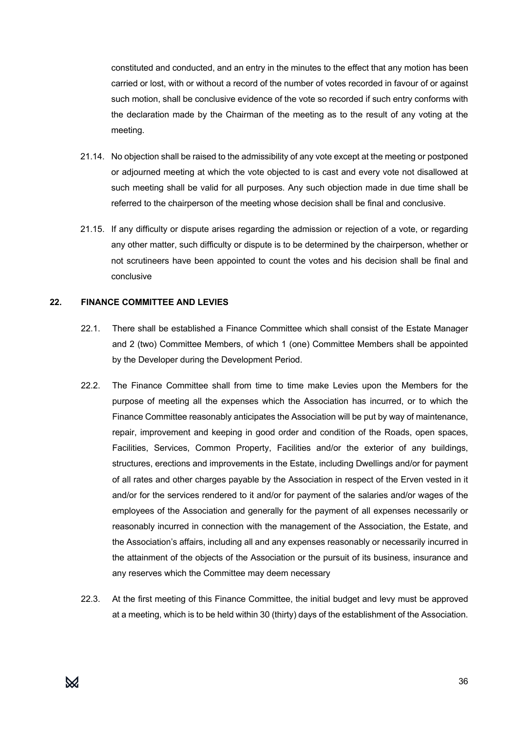constituted and conducted, and an entry in the minutes to the effect that any motion has been carried or lost, with or without a record of the number of votes recorded in favour of or against such motion, shall be conclusive evidence of the vote so recorded if such entry conforms with the declaration made by the Chairman of the meeting as to the result of any voting at the meeting.

21.14. No objection shall be raised to the admissibility of any vote except at the meeting or postponed or adjourned meeting at which the vote objected to is cast and every vote not disallowed at such meeting shall be valid for all purposes. Any such objection made in due time shall be referred to the chairperson of the meeting whose decision shall be final and conclusive.

21.15. If any difficulty or dispute arises regarding the admission or rejection of a vote, or regarding any other matter, such difficulty or dispute is to be determined by the chairperson, whether or not scrutineers have been appointed to count the votes and his decision shall be final and conclusive

## 22. FINANCE COMMITTEE AND LEVIES

22.1. There shall be established a Finance Committee which shall consist of the Estate Manager and 2 (two) Committee Members, of which 1 (one) Committee Members shall be appointed by the Developer during the Development Period.

22.2. The Finance Committee shall from time to time make Levies upon the Members for the purpose of meeting all the expenses which the Association has incurred, or to which the Finance Committee reasonably anticipates the Association will be put by way of maintenance, repair, improvement and keeping in good order and condition of the Roads, open spaces, Facilities, Services, Common Property, Facilities and/or the exterior of any buildings, structures, erections and improvements in the Estate, including Dwellings and/or for payment of all rates and other charges payable by the Association in respect of the Erven vested in it and/or for the services rendered to it and/or for payment of the salaries and/or wages of the employees of the Association and generally for the payment of all expenses necessarily or reasonably incurred in connection with the management of the Association, the Estate, and the Association's affairs, including all and any expenses reasonably or necessarily incurred in the attainment of the objects of the Association or the pursuit of its business, insurance and any reserves which the Committee may deem necessary

22.3. At the first meeting of this Finance Committee, the initial budget and levy must be approved at a meeting, which is to be held within 30 (thirty) days of the establishment of the Association.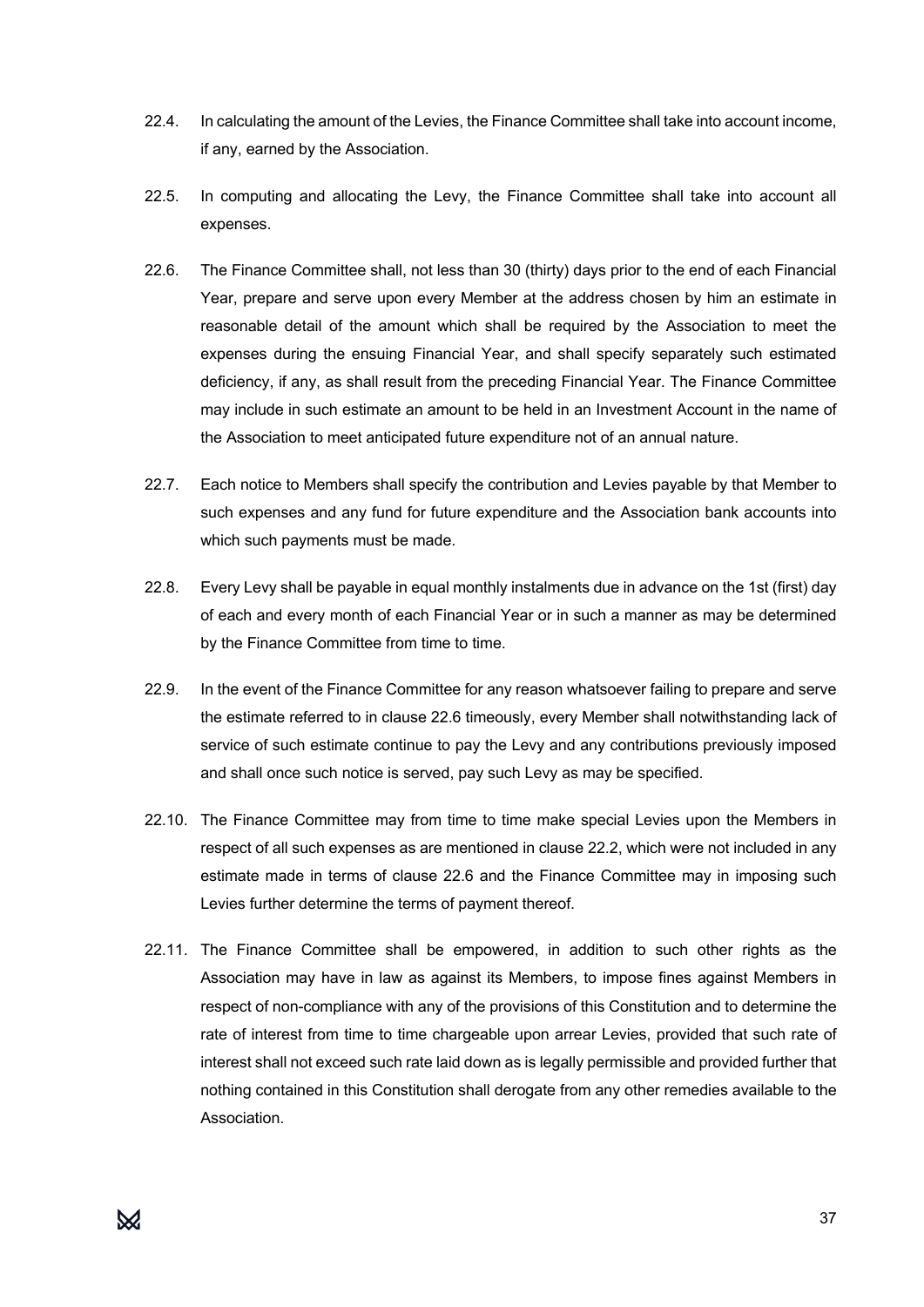22.4. In calculating the amount of the Levies, the Finance Committee shall take into account income, if any, earned by the Association.

22.5. In computing and allocating the Levy, the Finance Committee shall take into account all expenses.

22.6. The Finance Committee shall, not less than 30 (thirty) days prior to the end of each Financial Year, prepare and serve upon every Member at the address chosen by him an estimate in reasonable detail of the amount which shall be required by the Association to meet the expenses during the ensuing Financial Year, and shall specify separately such estimated deficiency, if any, as shall result from the preceding Financial Year. The Finance Committee may include in such estimate an amount to be held in an Investment Account in the name of the Association to meet anticipated future expenditure not of an annual nature.

22.7. Each notice to Members shall specify the contribution and Levies payable by that Member to such expenses and any fund for future expenditure and the Association bank accounts into which such payments must be made.

22.8. Every Levy shall be payable in equal monthly instalments due in advance on the 1st (first) day of each and every month of each Financial Year or in such a manner as may be determined by the Finance Committee from time to time.

22.9. In the event of the Finance Committee for any reason whatsoever failing to prepare and serve the estimate referred to in clause 22.6 timeously, every Member shall notwithstanding lack of service of such estimate continue to pay the Levy and any contributions previously imposed and shall once such notice is served, pay such Levy as may be specified.

22.10. The Finance Committee may from time to time make special Levies upon the Members in respect of all such expenses as are mentioned in clause 22.2, which were not included in any estimate made in terms of clause 22.6 and the Finance Committee may in imposing such Levies further determine the terms of payment thereof.

22.11. The Finance Committee shall be empowered, in addition to such other rights as the Association may have in law as against its Members, to impose fines against Members in respect of non-compliance with any of the provisions of this Constitution and to determine the rate of interest from time to time chargeable upon arrear Levies, provided that such rate of interest shall not exceed such rate laid down as is legally permissible and provided further that nothing contained in this Constitution shall derogate from any other remedies available to the Association.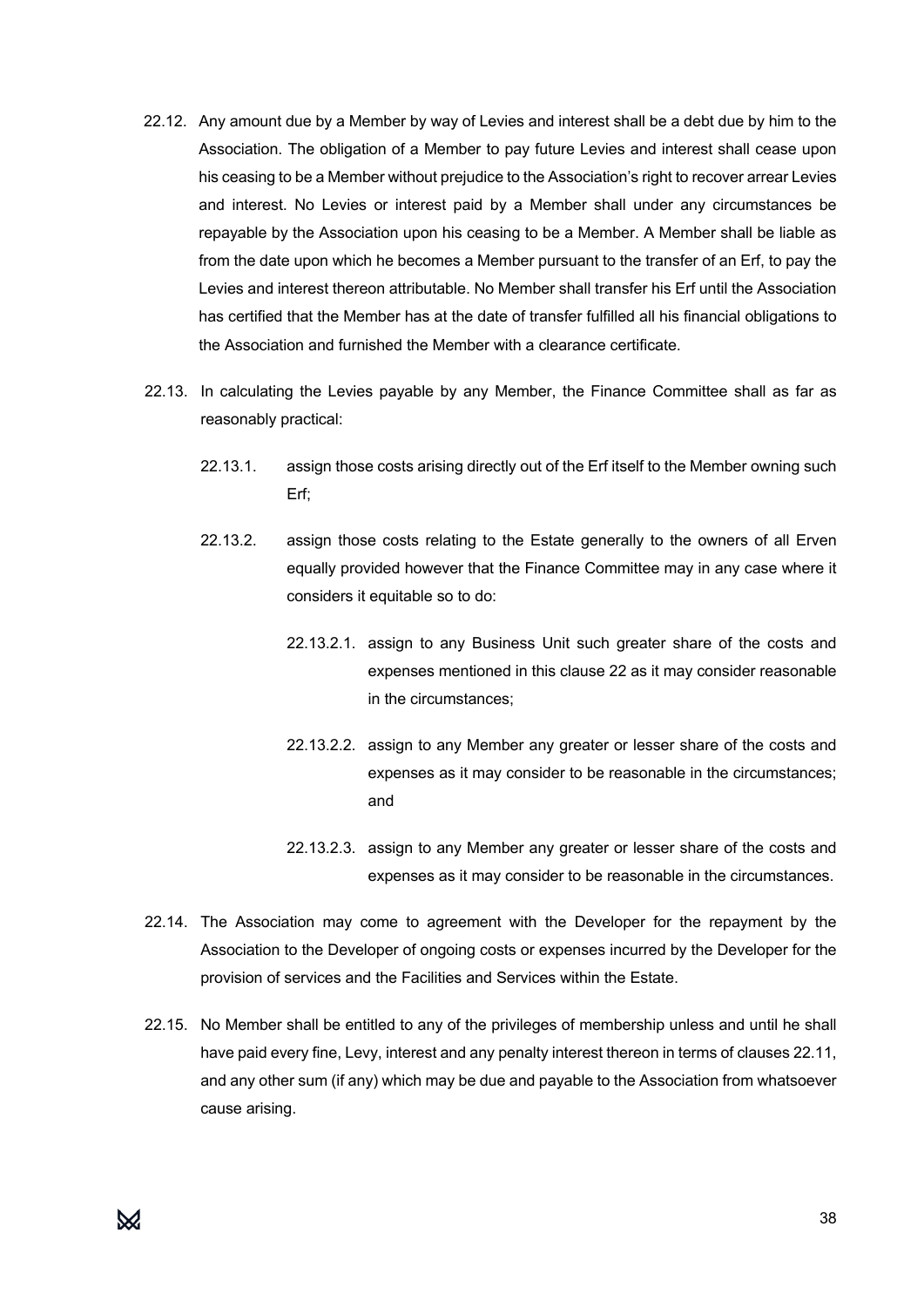22.12. Any amount due by a Member by way of Levies and interest shall be a debt due by him to the Association. The obligation of a Member to pay future Levies and interest shall cease upon his ceasing to be a Member without prejudice to the Association's right to recover arrear Levies and interest. No Levies or interest paid by a Member shall under any circumstances be repayable by the Association upon his ceasing to be a Member. A Member shall be liable as from the date upon which he becomes a Member pursuant to the transfer of an Erf, to pay the Levies and interest thereon attributable. No Member shall transfer his Erf until the Association has certified that the Member has at the date of transfer fulfilled all his financial obligations to the Association and furnished the Member with a clearance certificate.

22.13. In calculating the Levies payable by any Member, the Finance Committee shall as far as reasonably practical:

- 22.13.1. assign those costs arising directly out of the Erf itself to the Member owning such Erf;
- 22.13.2. assign those costs relating to the Estate generally to the owners of all Erven equally provided however that the Finance Committee may in any case where it considers it equitable so to do:
  - 22.13.2.1. assign to any Business Unit such greater share of the costs and expenses mentioned in this clause 22 as it may consider reasonable in the circumstances;
  - 22.13.2.2. assign to any Member any greater or lesser share of the costs and expenses as it may consider to be reasonable in the circumstances; and
  - 22.13.2.3. assign to any Member any greater or lesser share of the costs and expenses as it may consider to be reasonable in the circumstances.

22.14. The Association may come to agreement with the Developer for the repayment by the Association to the Developer of ongoing costs or expenses incurred by the Developer for the provision of services and the Facilities and Services within the Estate.

22.15. No Member shall be entitled to any of the privileges of membership unless and until he shall have paid every fine, Levy, interest and any penalty interest thereon in terms of clauses 22.11, and any other sum (if any) which may be due and payable to the Association from whatsoever cause arising.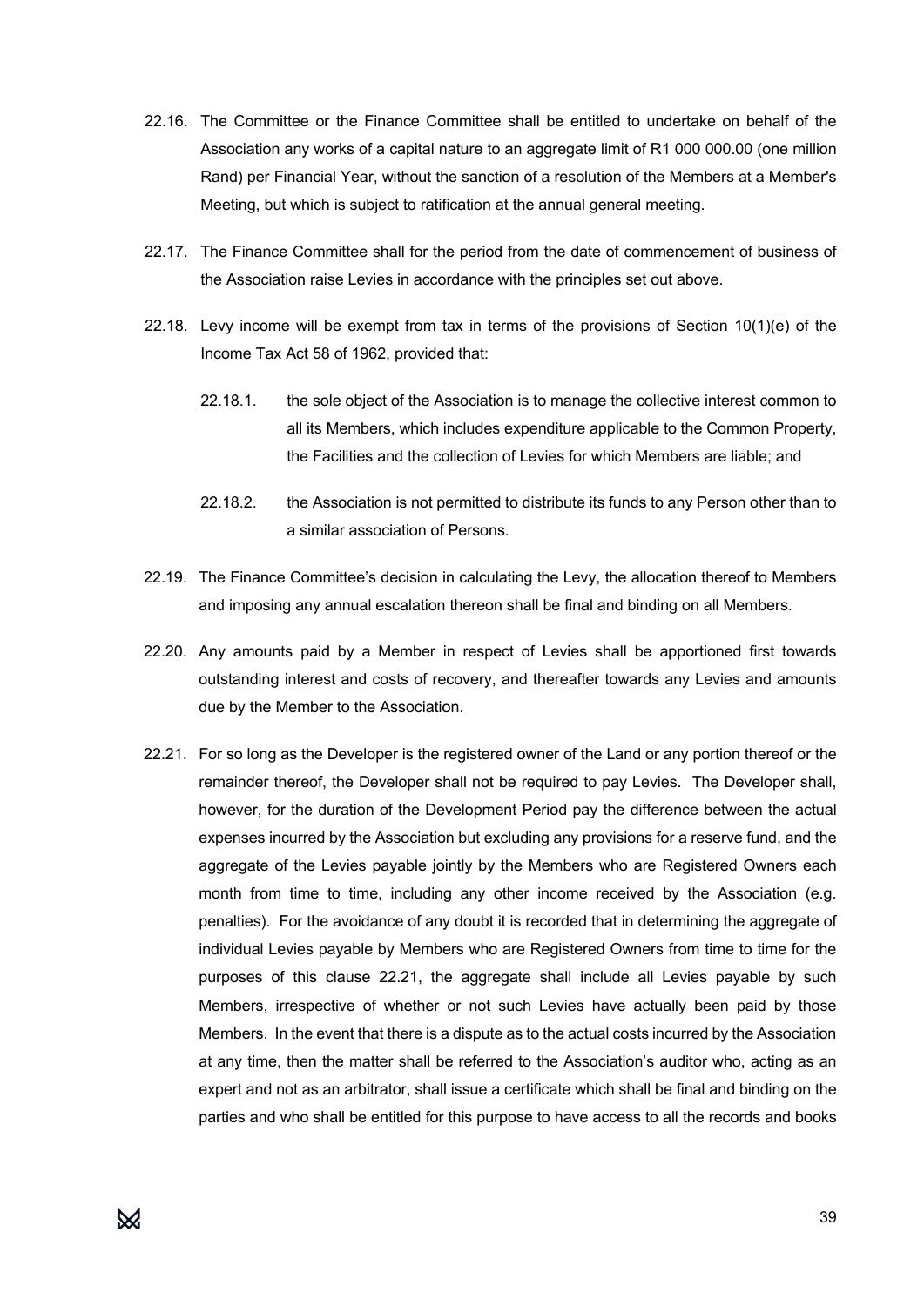22.16. The Committee or the Finance Committee shall be entitled to undertake on behalf of the Association any works of a capital nature to an aggregate limit of R1 000 000.00 (one million Rand) per Financial Year, without the sanction of a resolution of the Members at a Member's Meeting, but which is subject to ratification at the annual general meeting.

22.17. The Finance Committee shall for the period from the date of commencement of business of the Association raise Levies in accordance with the principles set out above.

22.18. Levy income will be exempt from tax in terms of the provisions of Section 10(1)(e) of the Income Tax Act 58 of 1962, provided that:

22.18.1. the sole object of the Association is to manage the collective interest common to all its Members, which includes expenditure applicable to the Common Property, the Facilities and the collection of Levies for which Members are liable; and

22.18.2. the Association is not permitted to distribute its funds to any Person other than to a similar association of Persons.

22.19. The Finance Committee's decision in calculating the Levy, the allocation thereof to Members and imposing any annual escalation thereon shall be final and binding on all Members.

22.20. Any amounts paid by a Member in respect of Levies shall be apportioned first towards outstanding interest and costs of recovery, and thereafter towards any Levies and amounts due by the Member to the Association.

22.21. For so long as the Developer is the registered owner of the Land or any portion thereof or the remainder thereof, the Developer shall not be required to pay Levies. The Developer shall, however, for the duration of the Development Period pay the difference between the actual expenses incurred by the Association but excluding any provisions for a reserve fund, and the aggregate of the Levies payable jointly by the Members who are Registered Owners each month from time to time, including any other income received by the Association (e.g. penalties). For the avoidance of any doubt it is recorded that in determining the aggregate of individual Levies payable by Members who are Registered Owners from time to time for the purposes of this clause 22.21, the aggregate shall include all Levies payable by such Members, irrespective of whether or not such Levies have actually been paid by those Members. In the event that there is a dispute as to the actual costs incurred by the Association at any time, then the matter shall be referred to the Association's auditor who, acting as an expert and not as an arbitrator, shall issue a certificate which shall be final and binding on the parties and who shall be entitled for this purpose to have access to all the records and books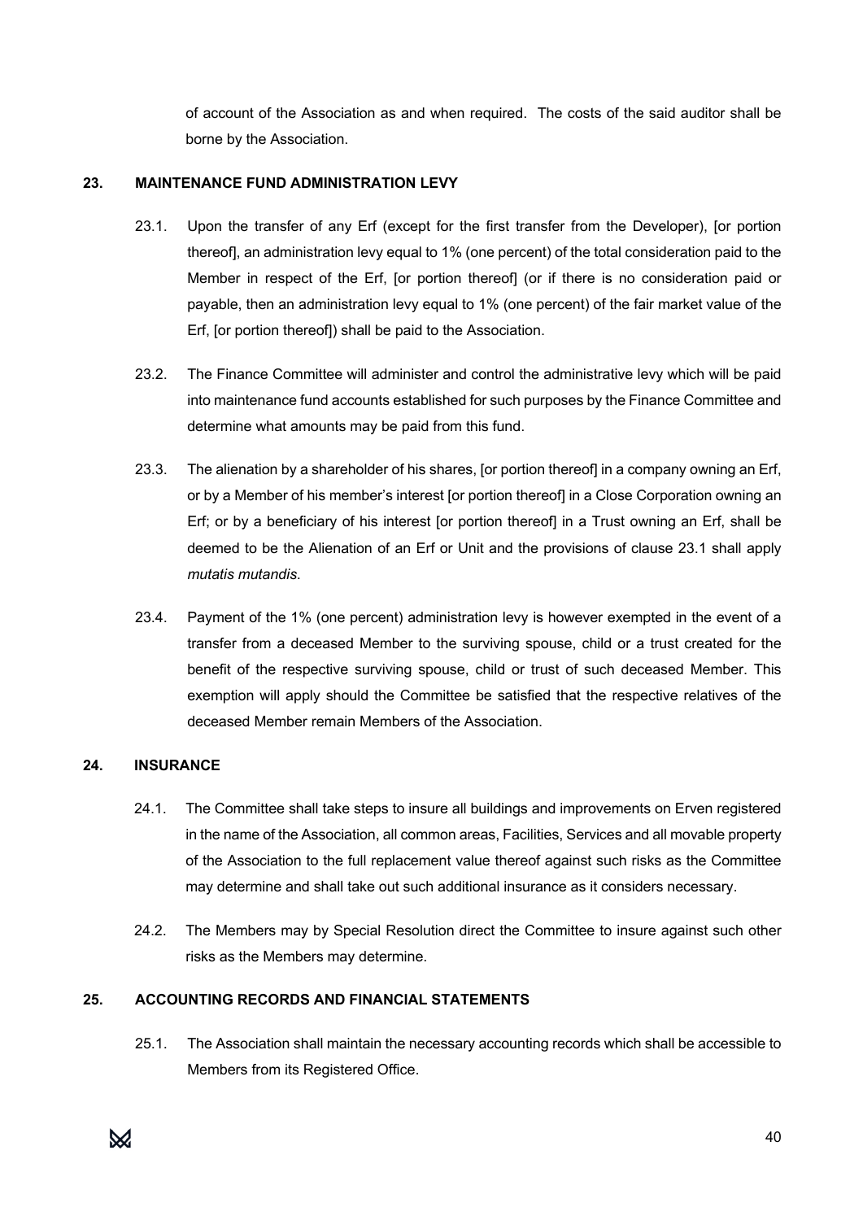of account of the Association as and when required. The costs of the said auditor shall be borne by the Association.

## 23. MAINTENANCE FUND ADMINISTRATION LEVY

23.1. Upon the transfer of any Erf (except for the first transfer from the Developer), [or portion thereof], an administration levy equal to 1% (one percent) of the total consideration paid to the Member in respect of the Erf, [or portion thereof] (or if there is no consideration paid or payable, then an administration levy equal to 1% (one percent) of the fair market value of the Erf, [or portion thereof]) shall be paid to the Association.

23.2. The Finance Committee will administer and control the administrative levy which will be paid into maintenance fund accounts established for such purposes by the Finance Committee and determine what amounts may be paid from this fund.

23.3. The alienation by a shareholder of his shares, [or portion thereof] in a company owning an Erf, or by a Member of his member's interest [or portion thereof] in a Close Corporation owning an Erf; or by a beneficiary of his interest [or portion thereof] in a Trust owning an Erf, shall be deemed to be the Alienation of an Erf or Unit and the provisions of clause 23.1 shall apply *mutatis mutandis*.

23.4. Payment of the 1% (one percent) administration levy is however exempted in the event of a transfer from a deceased Member to the surviving spouse, child or a trust created for the benefit of the respective surviving spouse, child or trust of such deceased Member. This exemption will apply should the Committee be satisfied that the respective relatives of the deceased Member remain Members of the Association.

## 24. INSURANCE

24.1. The Committee shall take steps to insure all buildings and improvements on Erven registered in the name of the Association, all common areas, Facilities, Services and all movable property of the Association to the full replacement value thereof against such risks as the Committee may determine and shall take out such additional insurance as it considers necessary.

24.2. The Members may by Special Resolution direct the Committee to insure against such other risks as the Members may determine.

## 25. ACCOUNTING RECORDS AND FINANCIAL STATEMENTS

25.1. The Association shall maintain the necessary accounting records which shall be accessible to Members from its Registered Office.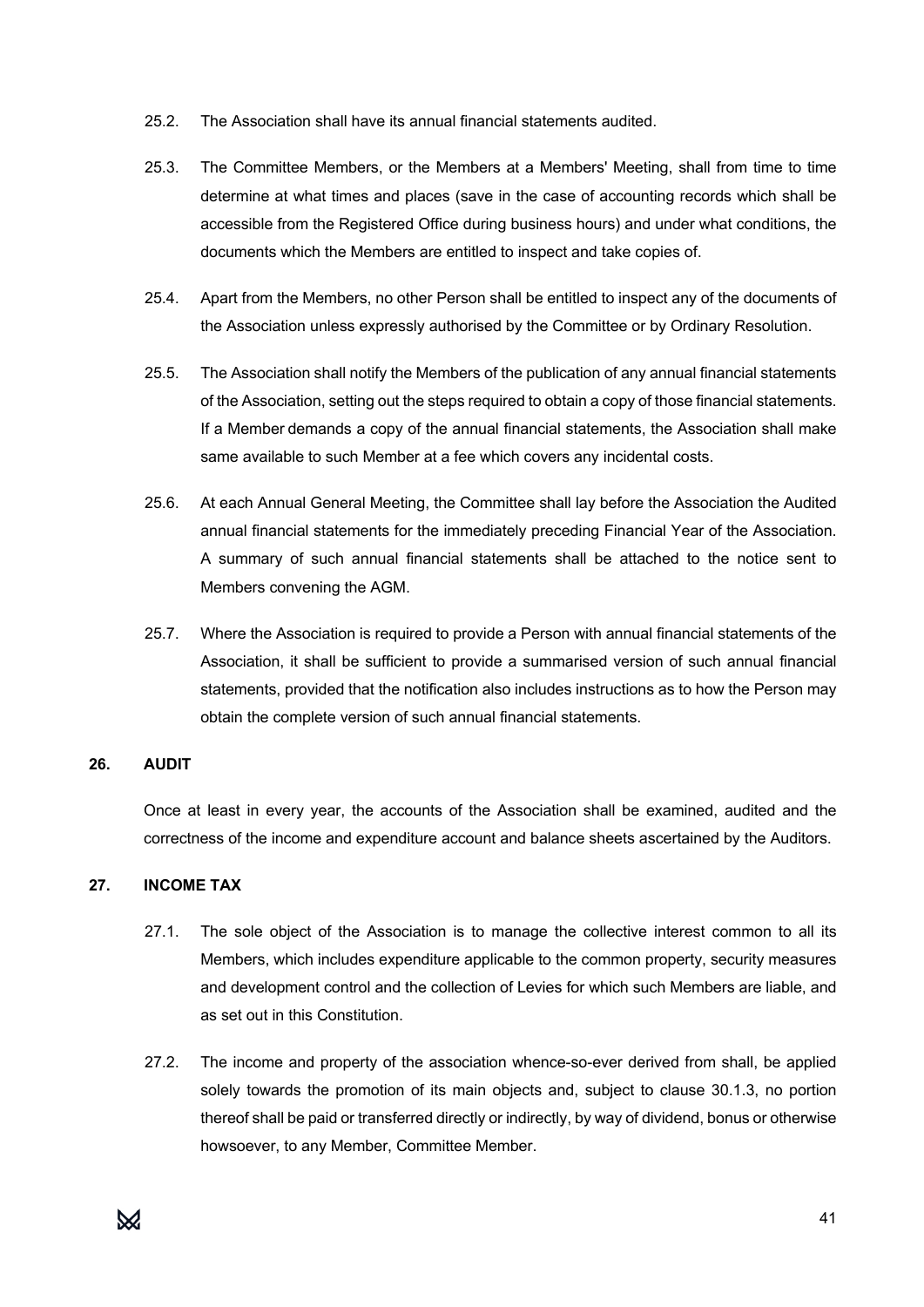25.2. The Association shall have its annual financial statements audited.

25.3. The Committee Members, or the Members at a Members' Meeting, shall from time to time determine at what times and places (save in the case of accounting records which shall be accessible from the Registered Office during business hours) and under what conditions, the documents which the Members are entitled to inspect and take copies of.

25.4. Apart from the Members, no other Person shall be entitled to inspect any of the documents of the Association unless expressly authorised by the Committee or by Ordinary Resolution.

25.5. The Association shall notify the Members of the publication of any annual financial statements of the Association, setting out the steps required to obtain a copy of those financial statements. If a Member demands a copy of the annual financial statements, the Association shall make same available to such Member at a fee which covers any incidental costs.

25.6. At each Annual General Meeting, the Committee shall lay before the Association the Audited annual financial statements for the immediately preceding Financial Year of the Association. A summary of such annual financial statements shall be attached to the notice sent to Members convening the AGM.

25.7. Where the Association is required to provide a Person with annual financial statements of the Association, it shall be sufficient to provide a summarised version of such annual financial statements, provided that the notification also includes instructions as to how the Person may obtain the complete version of such annual financial statements.

## 26. AUDIT

Once at least in every year, the accounts of the Association shall be examined, audited and the correctness of the income and expenditure account and balance sheets ascertained by the Auditors.

## 27. INCOME TAX

27.1. The sole object of the Association is to manage the collective interest common to all its Members, which includes expenditure applicable to the common property, security measures and development control and the collection of Levies for which such Members are liable, and as set out in this Constitution.

27.2. The income and property of the association whence-so-ever derived from shall, be applied solely towards the promotion of its main objects and, subject to clause 30.1.3, no portion thereof shall be paid or transferred directly or indirectly, by way of dividend, bonus or otherwise howsoever, to any Member, Committee Member.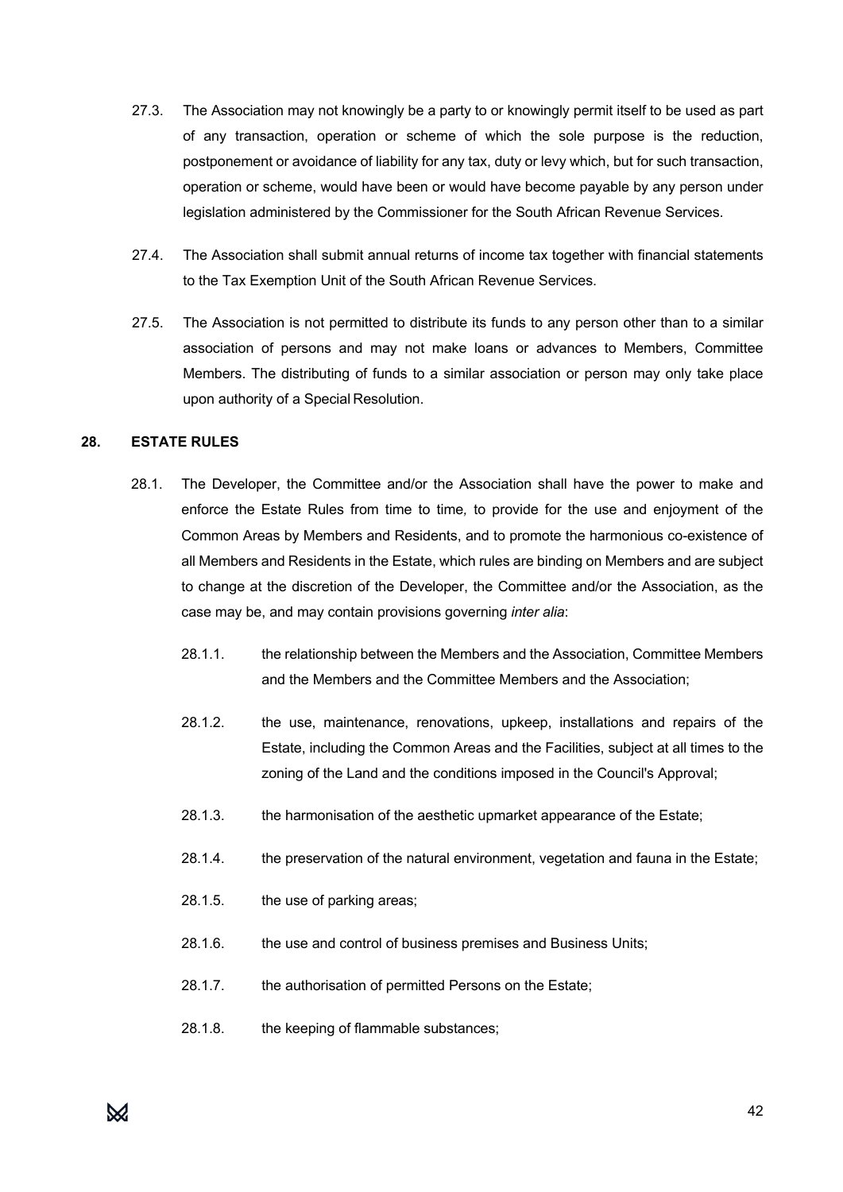27.3. The Association may not knowingly be a party to or knowingly permit itself to be used as part of any transaction, operation or scheme of which the sole purpose is the reduction, postponement or avoidance of liability for any tax, duty or levy which, but for such transaction, operation or scheme, would have been or would have become payable by any person under legislation administered by the Commissioner for the South African Revenue Services.

27.4. The Association shall submit annual returns of income tax together with financial statements to the Tax Exemption Unit of the South African Revenue Services.

27.5. The Association is not permitted to distribute its funds to any person other than to a similar association of persons and may not make loans or advances to Members, Committee Members. The distributing of funds to a similar association or person may only take place upon authority of a Special Resolution.

## 28. ESTATE RULES

28.1. The Developer, the Committee and/or the Association shall have the power to make and enforce the Estate Rules from time to time, to provide for the use and enjoyment of the Common Areas by Members and Residents, and to promote the harmonious co-existence of all Members and Residents in the Estate, which rules are binding on Members and are subject to change at the discretion of the Developer, the Committee and/or the Association, as the case may be, and may contain provisions governing *inter alia*:

28.1.1. the relationship between the Members and the Association, Committee Members and the Members and the Committee Members and the Association;

28.1.2. the use, maintenance, renovations, upkeep, installations and repairs of the Estate, including the Common Areas and the Facilities, subject at all times to the zoning of the Land and the conditions imposed in the Council's Approval;

28.1.3. the harmonisation of the aesthetic upmarket appearance of the Estate;

28.1.4. the preservation of the natural environment, vegetation and fauna in the Estate;

28.1.5. the use of parking areas;

28.1.6. the use and control of business premises and Business Units;

28.1.7. the authorisation of permitted Persons on the Estate;

28.1.8. the keeping of flammable substances;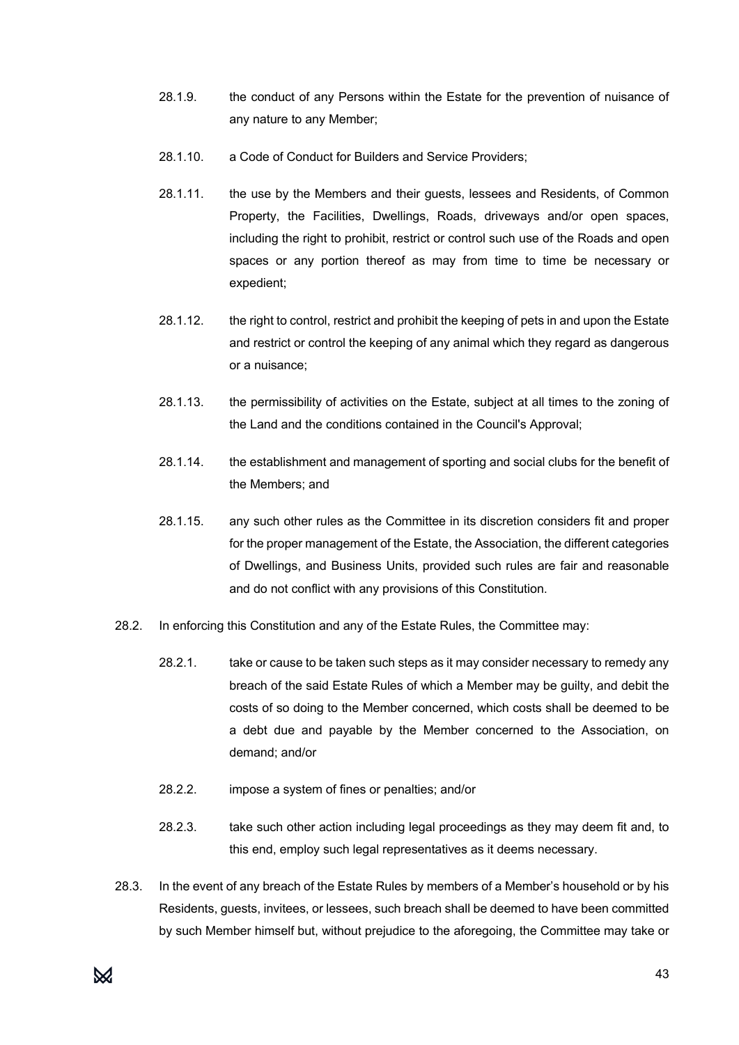28.1.9. the conduct of any Persons within the Estate for the prevention of nuisance of any nature to any Member;

28.1.10. a Code of Conduct for Builders and Service Providers;

28.1.11. the use by the Members and their guests, lessees and Residents, of Common Property, the Facilities, Dwellings, Roads, driveways and/or open spaces, including the right to prohibit, restrict or control such use of the Roads and open spaces or any portion thereof as may from time to time be necessary or expedient;

28.1.12. the right to control, restrict and prohibit the keeping of pets in and upon the Estate and restrict or control the keeping of any animal which they regard as dangerous or a nuisance;

28.1.13. the permissibility of activities on the Estate, subject at all times to the zoning of the Land and the conditions contained in the Council's Approval;

28.1.14. the establishment and management of sporting and social clubs for the benefit of the Members; and

28.1.15. any such other rules as the Committee in its discretion considers fit and proper for the proper management of the Estate, the Association, the different categories of Dwellings, and Business Units, provided such rules are fair and reasonable and do not conflict with any provisions of this Constitution.

28.2. In enforcing this Constitution and any of the Estate Rules, the Committee may:

28.2.1. take or cause to be taken such steps as it may consider necessary to remedy any breach of the said Estate Rules of which a Member may be guilty, and debit the costs of so doing to the Member concerned, which costs shall be deemed to be a debt due and payable by the Member concerned to the Association, on demand; and/or

28.2.2. impose a system of fines or penalties; and/or

28.2.3. take such other action including legal proceedings as they may deem fit and, to this end, employ such legal representatives as it deems necessary.

28.3. In the event of any breach of the Estate Rules by members of a Member's household or by his Residents, guests, invitees, or lessees, such breach shall be deemed to have been committed by such Member himself but, without prejudice to the aforegoing, the Committee may take or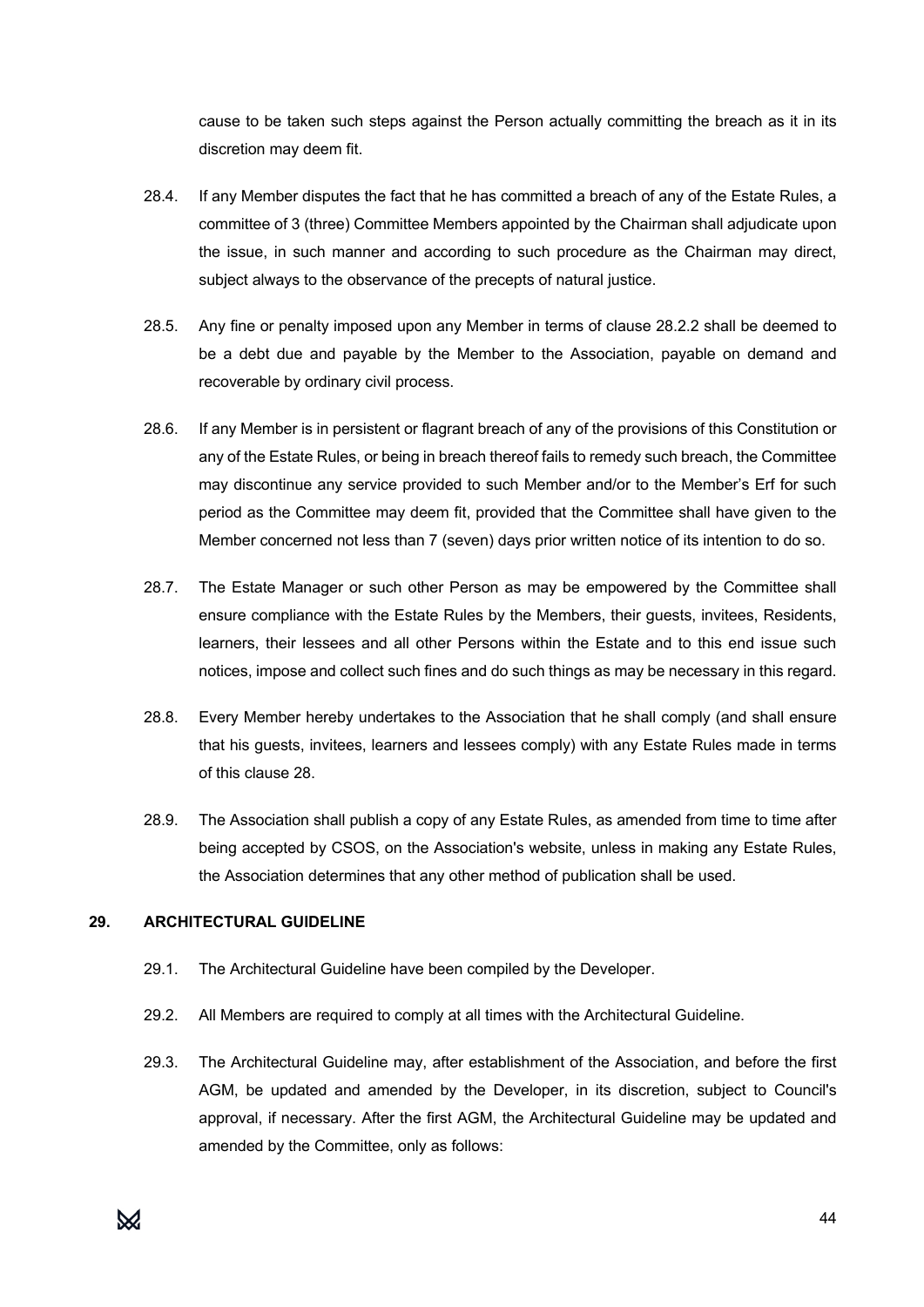cause to be taken such steps against the Person actually committing the breach as it in its discretion may deem fit.

28.4. If any Member disputes the fact that he has committed a breach of any of the Estate Rules, a committee of 3 (three) Committee Members appointed by the Chairman shall adjudicate upon the issue, in such manner and according to such procedure as the Chairman may direct, subject always to the observance of the precepts of natural justice.

28.5. Any fine or penalty imposed upon any Member in terms of clause 28.2.2 shall be deemed to be a debt due and payable by the Member to the Association, payable on demand and recoverable by ordinary civil process.

28.6. If any Member is in persistent or flagrant breach of any of the provisions of this Constitution or any of the Estate Rules, or being in breach thereof fails to remedy such breach, the Committee may discontinue any service provided to such Member and/or to the Member's Erf for such period as the Committee may deem fit, provided that the Committee shall have given to the Member concerned not less than 7 (seven) days prior written notice of its intention to do so.

28.7. The Estate Manager or such other Person as may be empowered by the Committee shall ensure compliance with the Estate Rules by the Members, their guests, invitees, Residents, learners, their lessees and all other Persons within the Estate and to this end issue such notices, impose and collect such fines and do such things as may be necessary in this regard.

28.8. Every Member hereby undertakes to the Association that he shall comply (and shall ensure that his guests, invitees, learners and lessees comply) with any Estate Rules made in terms of this clause 28.

28.9. The Association shall publish a copy of any Estate Rules, as amended from time to time after being accepted by CSOS, on the Association's website, unless in making any Estate Rules, the Association determines that any other method of publication shall be used.

## 29. ARCHITECTURAL GUIDELINE

29.1. The Architectural Guideline have been compiled by the Developer.

29.2. All Members are required to comply at all times with the Architectural Guideline.

29.3. The Architectural Guideline may, after establishment of the Association, and before the first AGM, be updated and amended by the Developer, in its discretion, subject to Council's approval, if necessary. After the first AGM, the Architectural Guideline may be updated and amended by the Committee, only as follows: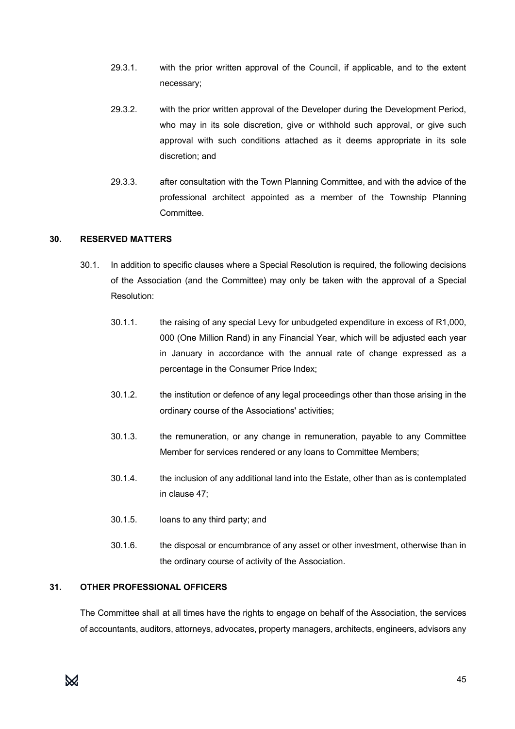29.3.1. with the prior written approval of the Council, if applicable, and to the extent necessary;

29.3.2. with the prior written approval of the Developer during the Development Period, who may in its sole discretion, give or withhold such approval, or give such approval with such conditions attached as it deems appropriate in its sole discretion; and

29.3.3. after consultation with the Town Planning Committee, and with the advice of the professional architect appointed as a member of the Township Planning Committee.

## 30. RESERVED MATTERS

30.1. In addition to specific clauses where a Special Resolution is required, the following decisions of the Association (and the Committee) may only be taken with the approval of a Special Resolution:

30.1.1. the raising of any special Levy for unbudgeted expenditure in excess of R1,000, 000 (One Million Rand) in any Financial Year, which will be adjusted each year in January in accordance with the annual rate of change expressed as a percentage in the Consumer Price Index;

30.1.2. the institution or defence of any legal proceedings other than those arising in the ordinary course of the Associations' activities;

30.1.3. the remuneration, or any change in remuneration, payable to any Committee Member for services rendered or any loans to Committee Members;

30.1.4. the inclusion of any additional land into the Estate, other than as is contemplated in clause 47;

30.1.5. loans to any third party; and

30.1.6. the disposal or encumbrance of any asset or other investment, otherwise than in the ordinary course of activity of the Association.

## 31. OTHER PROFESSIONAL OFFICERS

The Committee shall at all times have the rights to engage on behalf of the Association, the services of accountants, auditors, attorneys, advocates, property managers, architects, engineers, advisors any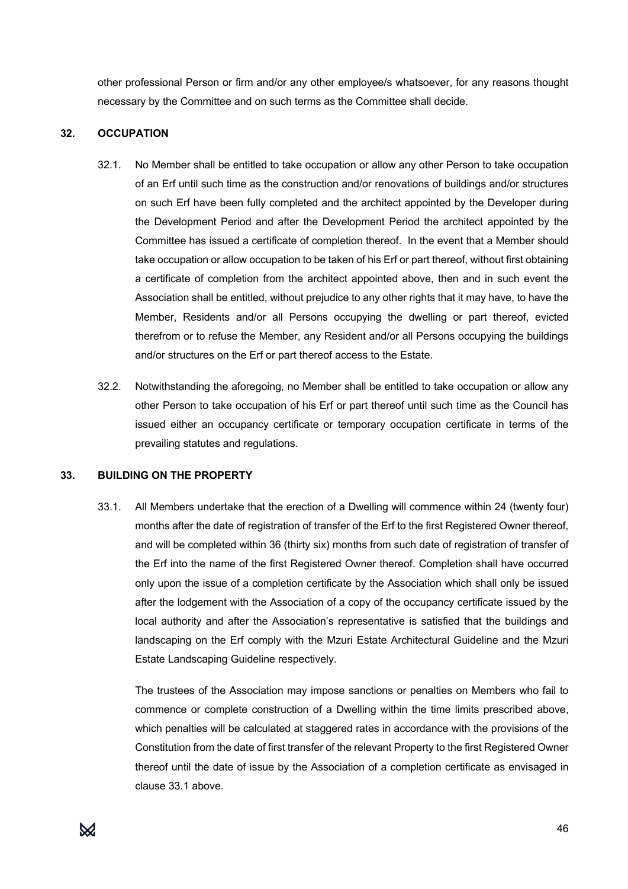other professional Person or firm and/or any other employee/s whatsoever, for any reasons thought necessary by the Committee and on such terms as the Committee shall decide.

## 32. OCCUPATION

32.1. No Member shall be entitled to take occupation or allow any other Person to take occupation of an Erf until such time as the construction and/or renovations of buildings and/or structures on such Erf have been fully completed and the architect appointed by the Developer during the Development Period and after the Development Period the architect appointed by the Committee has issued a certificate of completion thereof. In the event that a Member should take occupation or allow occupation to be taken of his Erf or part thereof, without first obtaining a certificate of completion from the architect appointed above, then and in such event the Association shall be entitled, without prejudice to any other rights that it may have, to have the Member, Residents and/or all Persons occupying the dwelling or part thereof, evicted therefrom or to refuse the Member, any Resident and/or all Persons occupying the buildings and/or structures on the Erf or part thereof access to the Estate.

32.2. Notwithstanding the aforegoing, no Member shall be entitled to take occupation or allow any other Person to take occupation of his Erf or part thereof until such time as the Council has issued either an occupancy certificate or temporary occupation certificate in terms of the prevailing statutes and regulations.

## 33. BUILDING ON THE PROPERTY

33.1. All Members undertake that the erection of a Dwelling will commence within 24 (twenty four) months after the date of registration of transfer of the Erf to the first Registered Owner thereof, and will be completed within 36 (thirty six) months from such date of registration of transfer of the Erf into the name of the first Registered Owner thereof. Completion shall have occurred only upon the issue of a completion certificate by the Association which shall only be issued after the lodgement with the Association of a copy of the occupancy certificate issued by the local authority and after the Association's representative is satisfied that the buildings and landscaping on the Erf comply with the Mzuri Estate Architectural Guideline and the Mzuri Estate Landscaping Guideline respectively.

The trustees of the Association may impose sanctions or penalties on Members who fail to commence or complete construction of a Dwelling within the time limits prescribed above, which penalties will be calculated at staggered rates in accordance with the provisions of the Constitution from the date of first transfer of the relevant Property to the first Registered Owner thereof until the date of issue by the Association of a completion certificate as envisaged in clause 33.1 above.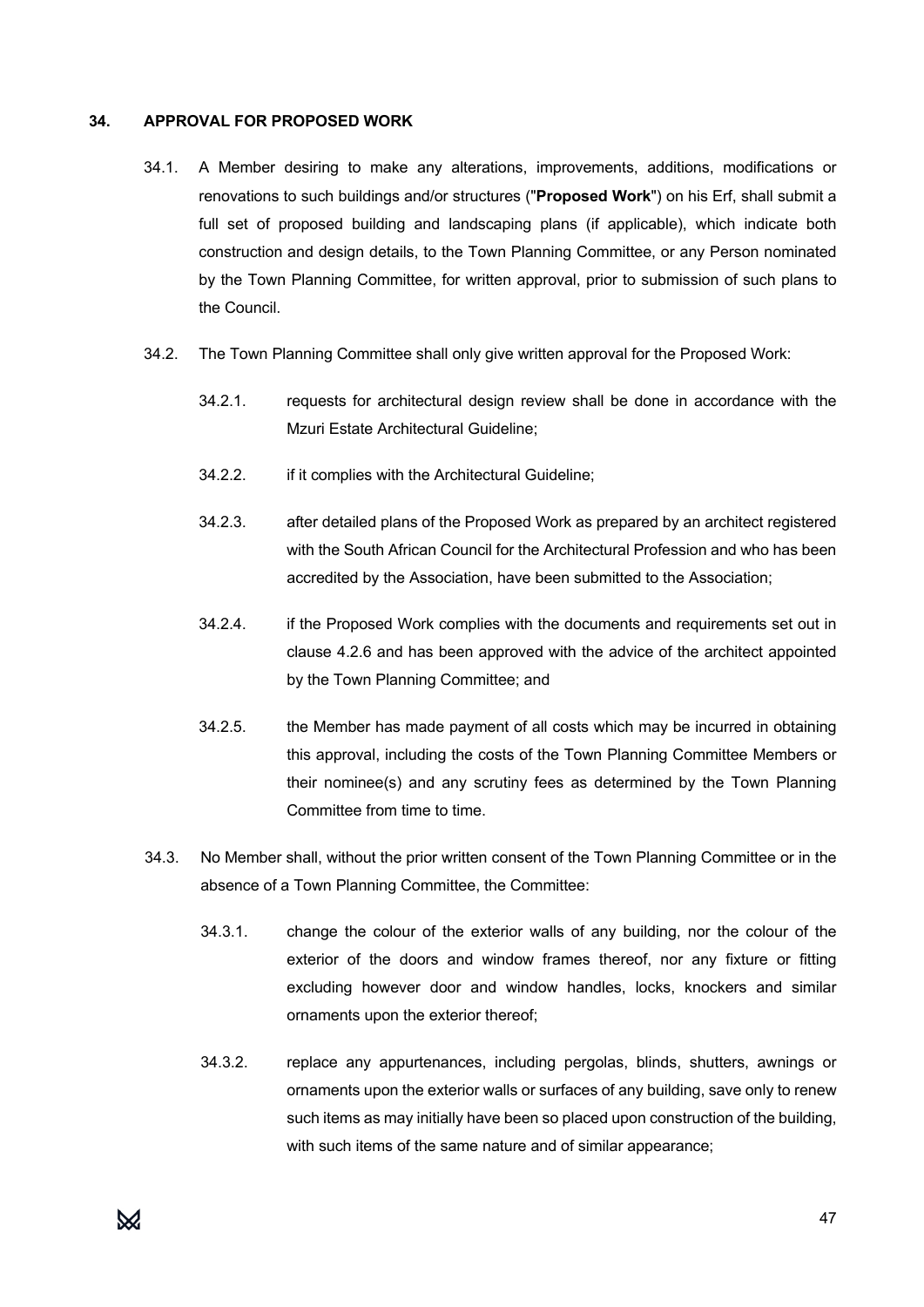## 34. APPROVAL FOR PROPOSED WORK

34.1. A Member desiring to make any alterations, improvements, additions, modifications or renovations to such buildings and/or structures ("**Proposed Work**") on his Erf, shall submit a full set of proposed building and landscaping plans (if applicable), which indicate both construction and design details, to the Town Planning Committee, or any Person nominated by the Town Planning Committee, for written approval, prior to submission of such plans to the Council.

34.2. The Town Planning Committee shall only give written approval for the Proposed Work:

34.2.1. requests for architectural design review shall be done in accordance with the Mzuri Estate Architectural Guideline;

34.2.2. if it complies with the Architectural Guideline;

34.2.3. after detailed plans of the Proposed Work as prepared by an architect registered with the South African Council for the Architectural Profession and who has been accredited by the Association, have been submitted to the Association;

34.2.4. if the Proposed Work complies with the documents and requirements set out in clause 4.2.6 and has been approved with the advice of the architect appointed by the Town Planning Committee; and

34.2.5. the Member has made payment of all costs which may be incurred in obtaining this approval, including the costs of the Town Planning Committee Members or their nominee(s) and any scrutiny fees as determined by the Town Planning Committee from time to time.

34.3. No Member shall, without the prior written consent of the Town Planning Committee or in the absence of a Town Planning Committee, the Committee:

34.3.1. change the colour of the exterior walls of any building, nor the colour of the exterior of the doors and window frames thereof, nor any fixture or fitting excluding however door and window handles, locks, knockers and similar ornaments upon the exterior thereof;

34.3.2. replace any appurtenances, including pergolas, blinds, shutters, awnings or ornaments upon the exterior walls or surfaces of any building, save only to renew such items as may initially have been so placed upon construction of the building, with such items of the same nature and of similar appearance;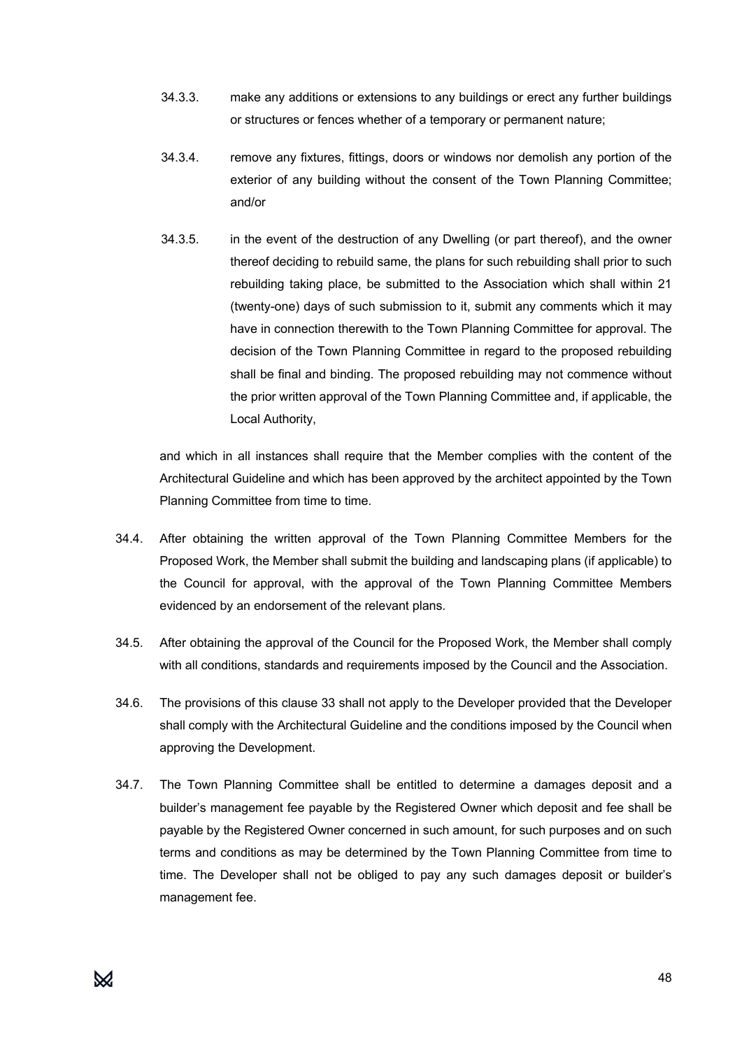34.3.3. make any additions or extensions to any buildings or erect any further buildings or structures or fences whether of a temporary or permanent nature;

34.3.4. remove any fixtures, fittings, doors or windows nor demolish any portion of the exterior of any building without the consent of the Town Planning Committee; and/or

34.3.5. in the event of the destruction of any Dwelling (or part thereof), and the owner thereof deciding to rebuild same, the plans for such rebuilding shall prior to such rebuilding taking place, be submitted to the Association which shall within 21 (twenty-one) days of such submission to it, submit any comments which it may have in connection therewith to the Town Planning Committee for approval. The decision of the Town Planning Committee in regard to the proposed rebuilding shall be final and binding. The proposed rebuilding may not commence without the prior written approval of the Town Planning Committee and, if applicable, the Local Authority,

and which in all instances shall require that the Member complies with the content of the Architectural Guideline and which has been approved by the architect appointed by the Town Planning Committee from time to time.

34.4. After obtaining the written approval of the Town Planning Committee Members for the Proposed Work, the Member shall submit the building and landscaping plans (if applicable) to the Council for approval, with the approval of the Town Planning Committee Members evidenced by an endorsement of the relevant plans.

34.5. After obtaining the approval of the Council for the Proposed Work, the Member shall comply with all conditions, standards and requirements imposed by the Council and the Association.

34.6. The provisions of this clause 33 shall not apply to the Developer provided that the Developer shall comply with the Architectural Guideline and the conditions imposed by the Council when approving the Development.

34.7. The Town Planning Committee shall be entitled to determine a damages deposit and a builder's management fee payable by the Registered Owner which deposit and fee shall be payable by the Registered Owner concerned in such amount, for such purposes and on such terms and conditions as may be determined by the Town Planning Committee from time to time. The Developer shall not be obliged to pay any such damages deposit or builder's management fee.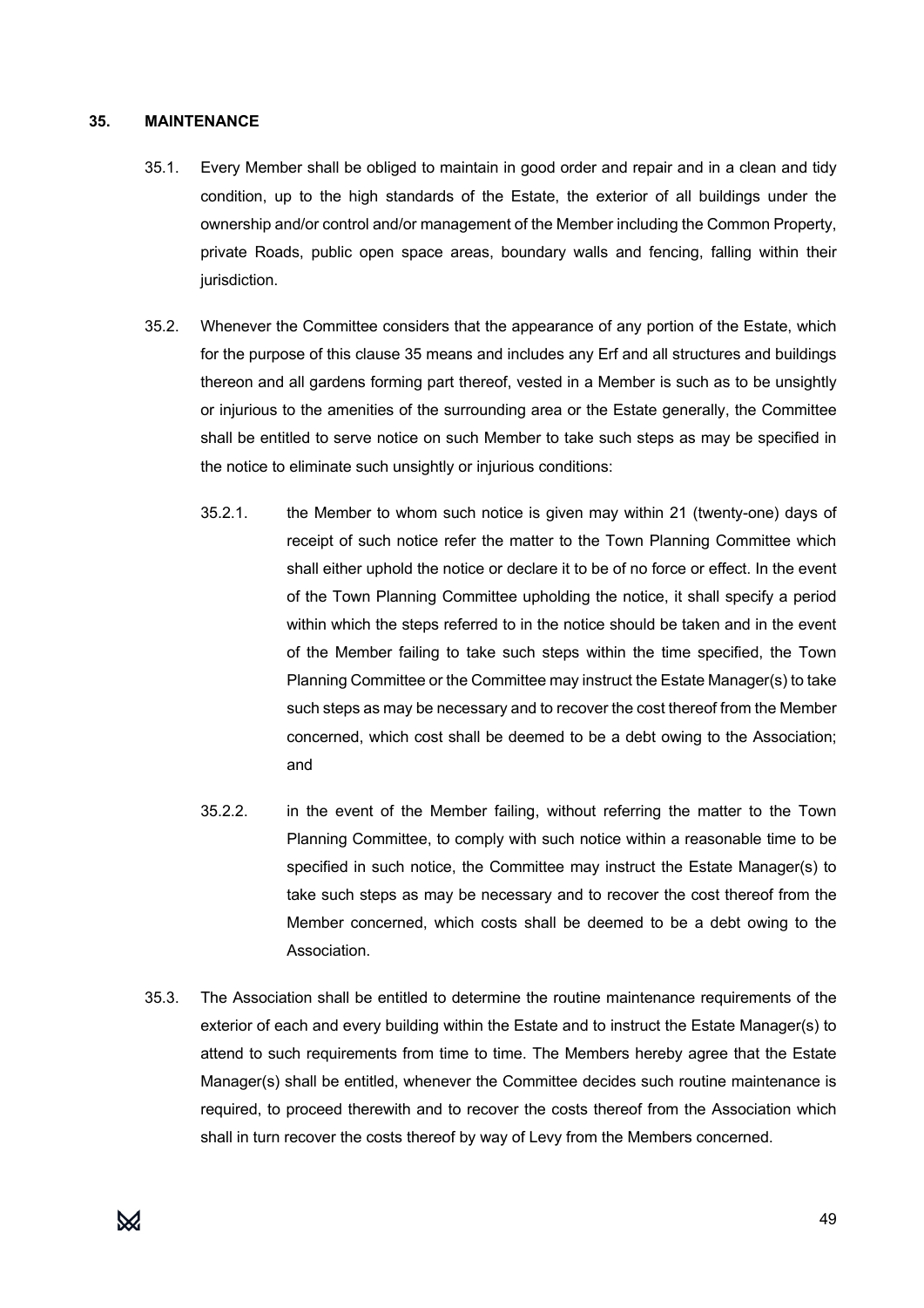## 35. MAINTENANCE

35.1. Every Member shall be obliged to maintain in good order and repair and in a clean and tidy condition, up to the high standards of the Estate, the exterior of all buildings under the ownership and/or control and/or management of the Member including the Common Property, private Roads, public open space areas, boundary walls and fencing, falling within their jurisdiction.

35.2. Whenever the Committee considers that the appearance of any portion of the Estate, which for the purpose of this clause 35 means and includes any Erf and all structures and buildings thereon and all gardens forming part thereof, vested in a Member is such as to be unsightly or injurious to the amenities of the surrounding area or the Estate generally, the Committee shall be entitled to serve notice on such Member to take such steps as may be specified in the notice to eliminate such unsightly or injurious conditions:

35.2.1. the Member to whom such notice is given may within 21 (twenty-one) days of receipt of such notice refer the matter to the Town Planning Committee which shall either uphold the notice or declare it to be of no force or effect. In the event of the Town Planning Committee upholding the notice, it shall specify a period within which the steps referred to in the notice should be taken and in the event of the Member failing to take such steps within the time specified, the Town Planning Committee or the Committee may instruct the Estate Manager(s) to take such steps as may be necessary and to recover the cost thereof from the Member concerned, which cost shall be deemed to be a debt owing to the Association; and

35.2.2. in the event of the Member failing, without referring the matter to the Town Planning Committee, to comply with such notice within a reasonable time to be specified in such notice, the Committee may instruct the Estate Manager(s) to take such steps as may be necessary and to recover the cost thereof from the Member concerned, which costs shall be deemed to be a debt owing to the Association.

35.3. The Association shall be entitled to determine the routine maintenance requirements of the exterior of each and every building within the Estate and to instruct the Estate Manager(s) to attend to such requirements from time to time. The Members hereby agree that the Estate Manager(s) shall be entitled, whenever the Committee decides such routine maintenance is required, to proceed therewith and to recover the costs thereof from the Association which shall in turn recover the costs thereof by way of Levy from the Members concerned.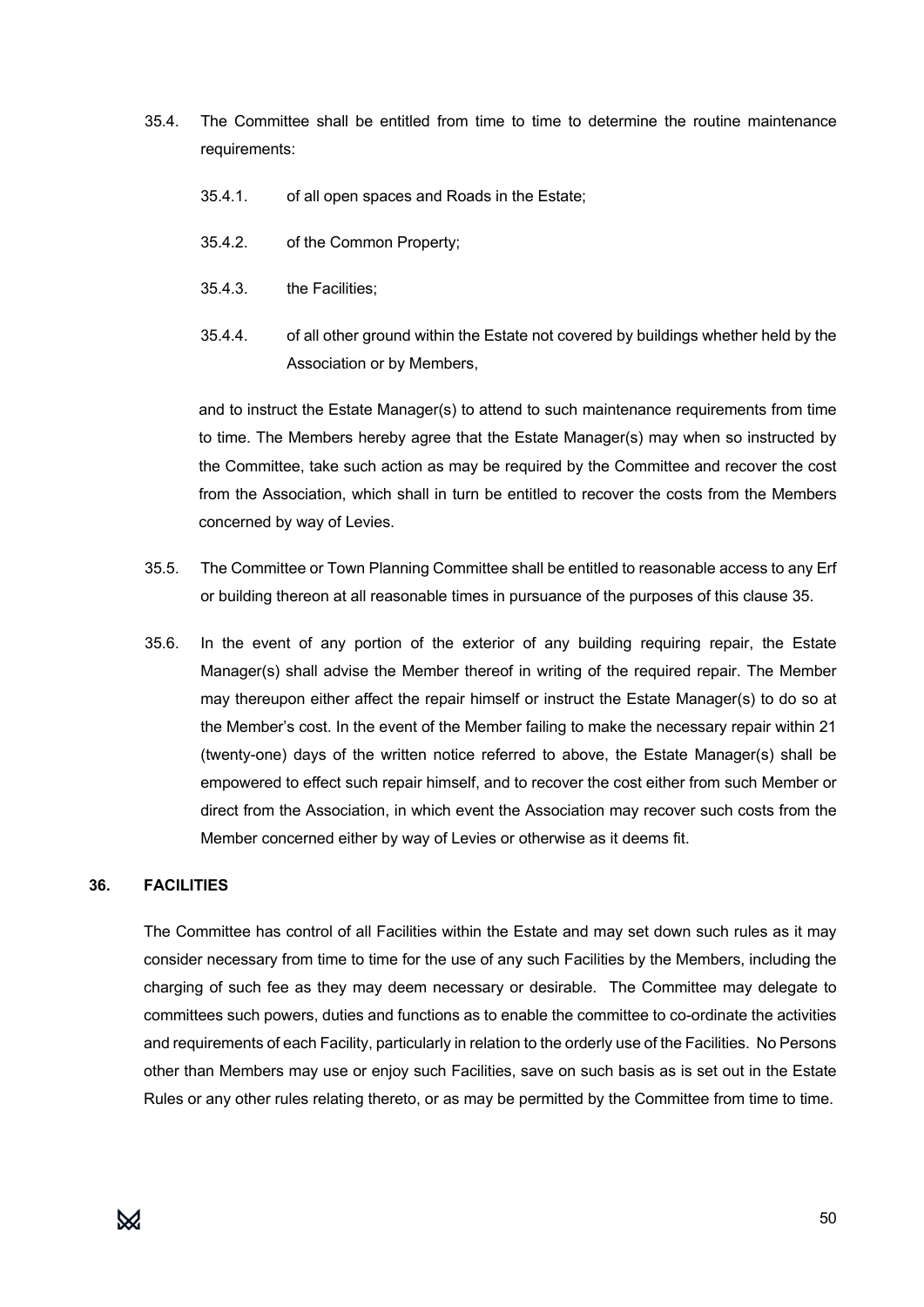35.4. The Committee shall be entitled from time to time to determine the routine maintenance requirements:

35.4.1. of all open spaces and Roads in the Estate;

35.4.2. of the Common Property;

35.4.3. the Facilities;

35.4.4. of all other ground within the Estate not covered by buildings whether held by the Association or by Members,

and to instruct the Estate Manager(s) to attend to such maintenance requirements from time to time. The Members hereby agree that the Estate Manager(s) may when so instructed by the Committee, take such action as may be required by the Committee and recover the cost from the Association, which shall in turn be entitled to recover the costs from the Members concerned by way of Levies.

35.5. The Committee or Town Planning Committee shall be entitled to reasonable access to any Erf or building thereon at all reasonable times in pursuance of the purposes of this clause 35.

35.6. In the event of any portion of the exterior of any building requiring repair, the Estate Manager(s) shall advise the Member thereof in writing of the required repair. The Member may thereupon either affect the repair himself or instruct the Estate Manager(s) to do so at the Member's cost. In the event of the Member failing to make the necessary repair within 21 (twenty-one) days of the written notice referred to above, the Estate Manager(s) shall be empowered to effect such repair himself, and to recover the cost either from such Member or direct from the Association, in which event the Association may recover such costs from the Member concerned either by way of Levies or otherwise as it deems fit.

## 36. FACILITIES

The Committee has control of all Facilities within the Estate and may set down such rules as it may consider necessary from time to time for the use of any such Facilities by the Members, including the charging of such fee as they may deem necessary or desirable. The Committee may delegate to committees such powers, duties and functions as to enable the committee to co-ordinate the activities and requirements of each Facility, particularly in relation to the orderly use of the Facilities. No Persons other than Members may use or enjoy such Facilities, save on such basis as is set out in the Estate Rules or any other rules relating thereto, or as may be permitted by the Committee from time to time.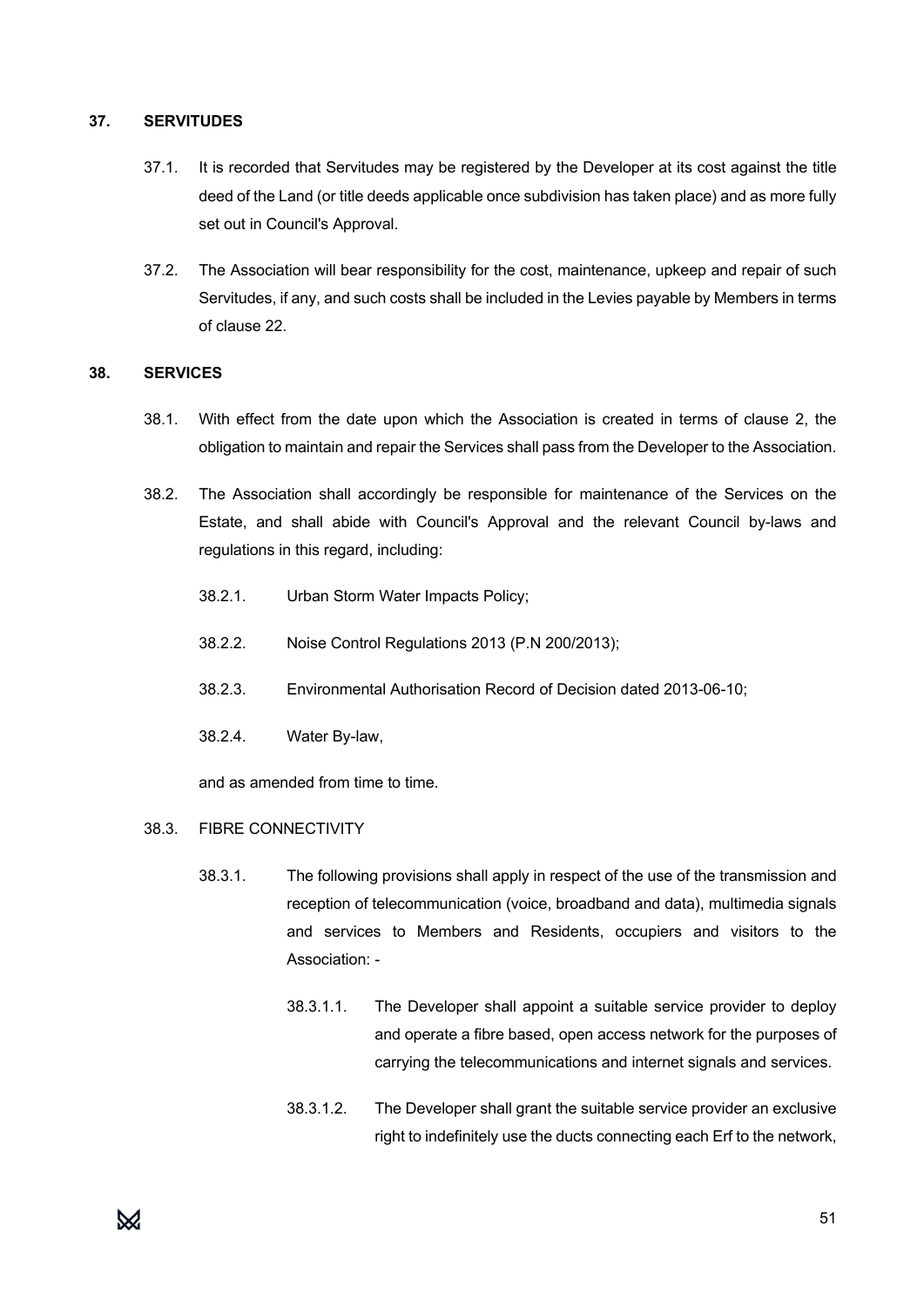## 37. SERVITUDES

37.1. It is recorded that Servitudes may be registered by the Developer at its cost against the title deed of the Land (or title deeds applicable once subdivision has taken place) and as more fully set out in Council's Approval.

37.2. The Association will bear responsibility for the cost, maintenance, upkeep and repair of such Servitudes, if any, and such costs shall be included in the Levies payable by Members in terms of clause 22.

## 38. SERVICES

38.1. With effect from the date upon which the Association is created in terms of clause 2, the obligation to maintain and repair the Services shall pass from the Developer to the Association.

38.2. The Association shall accordingly be responsible for maintenance of the Services on the Estate, and shall abide with Council's Approval and the relevant Council by-laws and regulations in this regard, including:

38.2.1. Urban Storm Water Impacts Policy;

38.2.2. Noise Control Regulations 2013 (P.N 200/2013);

38.2.3. Environmental Authorisation Record of Decision dated 2013-06-10;

38.2.4. Water By-law,

and as amended from time to time.

38.3. FIBRE CONNECTIVITY

38.3.1. The following provisions shall apply in respect of the use of the transmission and reception of telecommunication (voice, broadband and data), multimedia signals and services to Members and Residents, occupiers and visitors to the Association: -

38.3.1.1. The Developer shall appoint a suitable service provider to deploy and operate a fibre based, open access network for the purposes of carrying the telecommunications and internet signals and services.

38.3.1.2. The Developer shall grant the suitable service provider an exclusive right to indefinitely use the ducts connecting each Erf to the network,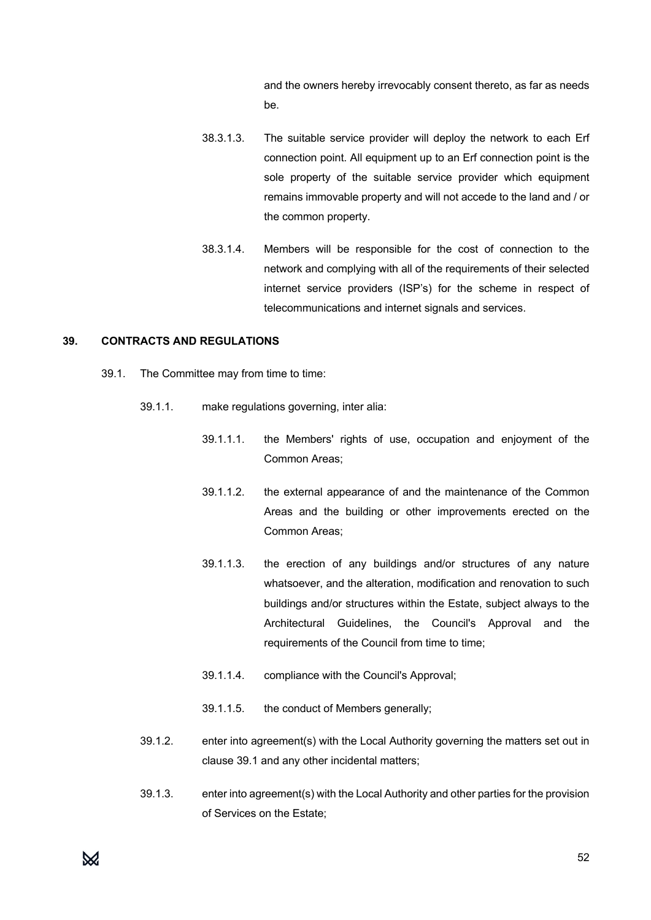and the owners hereby irrevocably consent thereto, as far as needs be.

38.3.1.3. The suitable service provider will deploy the network to each Erf connection point. All equipment up to an Erf connection point is the sole property of the suitable service provider which equipment remains immovable property and will not accede to the land and / or the common property.

38.3.1.4. Members will be responsible for the cost of connection to the network and complying with all of the requirements of their selected internet service providers (ISP's) for the scheme in respect of telecommunications and internet signals and services.

**39. CONTRACTS AND REGULATIONS**

39.1. The Committee may from time to time:

39.1.1. make regulations governing, inter alia:

39.1.1.1. the Members' rights of use, occupation and enjoyment of the Common Areas;

39.1.1.2. the external appearance of and the maintenance of the Common Areas and the building or other improvements erected on the Common Areas;

39.1.1.3. the erection of any buildings and/or structures of any nature whatsoever, and the alteration, modification and renovation to such buildings and/or structures within the Estate, subject always to the Architectural Guidelines, the Council's Approval and the requirements of the Council from time to time;

39.1.1.4. compliance with the Council's Approval;

39.1.1.5. the conduct of Members generally;

39.1.2. enter into agreement(s) with the Local Authority governing the matters set out in clause 39.1 and any other incidental matters;

39.1.3. enter into agreement(s) with the Local Authority and other parties for the provision of Services on the Estate;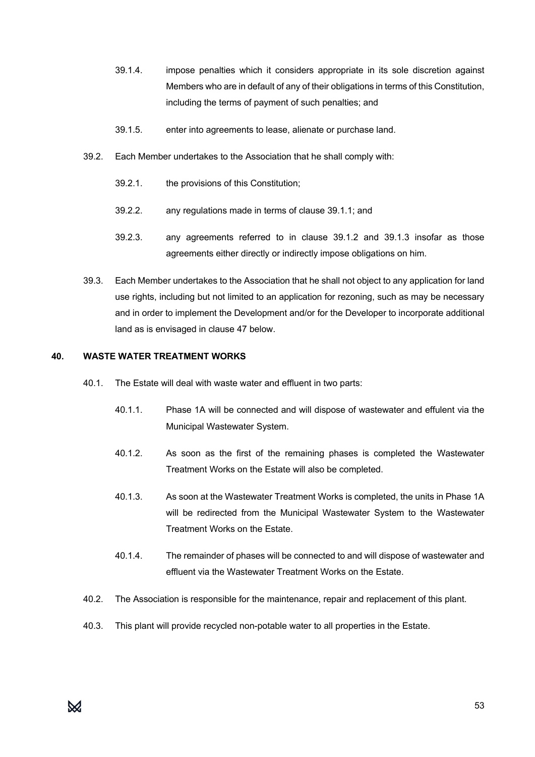39.1.4. impose penalties which it considers appropriate in its sole discretion against Members who are in default of any of their obligations in terms of this Constitution, including the terms of payment of such penalties; and

39.1.5. enter into agreements to lease, alienate or purchase land.

39.2. Each Member undertakes to the Association that he shall comply with:

39.2.1. the provisions of this Constitution;

39.2.2. any regulations made in terms of clause 39.1.1; and

39.2.3. any agreements referred to in clause 39.1.2 and 39.1.3 insofar as those agreements either directly or indirectly impose obligations on him.

39.3. Each Member undertakes to the Association that he shall not object to any application for land use rights, including but not limited to an application for rezoning, such as may be necessary and in order to implement the Development and/or for the Developer to incorporate additional land as is envisaged in clause 47 below.

## 40. WASTE WATER TREATMENT WORKS

40.1. The Estate will deal with waste water and effluent in two parts:

40.1.1. Phase 1A will be connected and will dispose of wastewater and effulent via the Municipal Wastewater System.

40.1.2. As soon as the first of the remaining phases is completed the Wastewater Treatment Works on the Estate will also be completed.

40.1.3. As soon at the Wastewater Treatment Works is completed, the units in Phase 1A will be redirected from the Municipal Wastewater System to the Wastewater Treatment Works on the Estate.

40.1.4. The remainder of phases will be connected to and will dispose of wastewater and effluent via the Wastewater Treatment Works on the Estate.

40.2. The Association is responsible for the maintenance, repair and replacement of this plant.

40.3. This plant will provide recycled non-potable water to all properties in the Estate.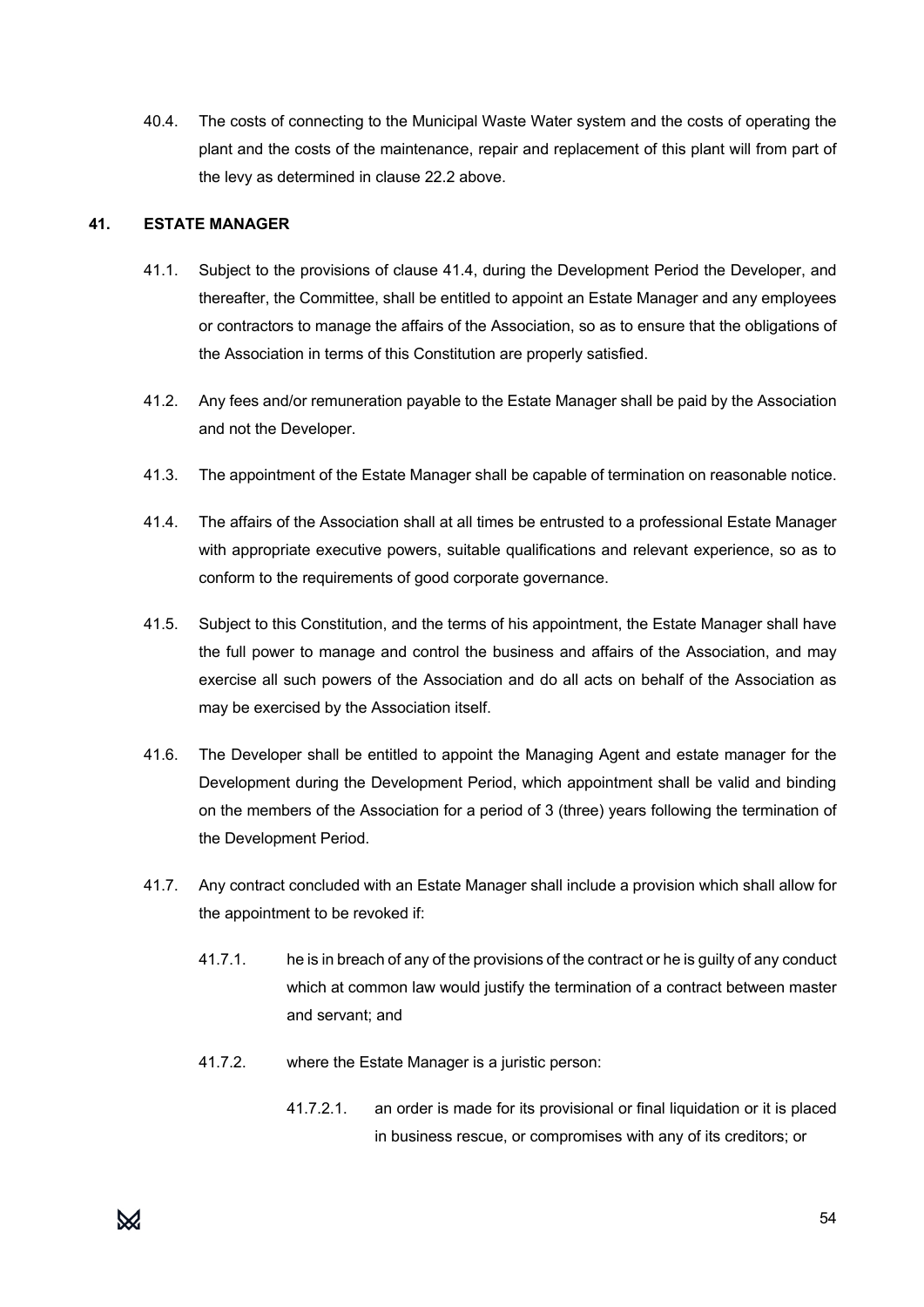40.4. The costs of connecting to the Municipal Waste Water system and the costs of operating the plant and the costs of the maintenance, repair and replacement of this plant will from part of the levy as determined in clause 22.2 above.

## 41. ESTATE MANAGER

41.1. Subject to the provisions of clause 41.4, during the Development Period the Developer, and thereafter, the Committee, shall be entitled to appoint an Estate Manager and any employees or contractors to manage the affairs of the Association, so as to ensure that the obligations of the Association in terms of this Constitution are properly satisfied.

41.2. Any fees and/or remuneration payable to the Estate Manager shall be paid by the Association and not the Developer.

41.3. The appointment of the Estate Manager shall be capable of termination on reasonable notice.

41.4. The affairs of the Association shall at all times be entrusted to a professional Estate Manager with appropriate executive powers, suitable qualifications and relevant experience, so as to conform to the requirements of good corporate governance.

41.5. Subject to this Constitution, and the terms of his appointment, the Estate Manager shall have the full power to manage and control the business and affairs of the Association, and may exercise all such powers of the Association and do all acts on behalf of the Association as may be exercised by the Association itself.

41.6. The Developer shall be entitled to appoint the Managing Agent and estate manager for the Development during the Development Period, which appointment shall be valid and binding on the members of the Association for a period of 3 (three) years following the termination of the Development Period.

41.7. Any contract concluded with an Estate Manager shall include a provision which shall allow for the appointment to be revoked if:

41.7.1. he is in breach of any of the provisions of the contract or he is guilty of any conduct which at common law would justify the termination of a contract between master and servant; and

41.7.2. where the Estate Manager is a juristic person:

41.7.2.1. an order is made for its provisional or final liquidation or it is placed in business rescue, or compromises with any of its creditors; or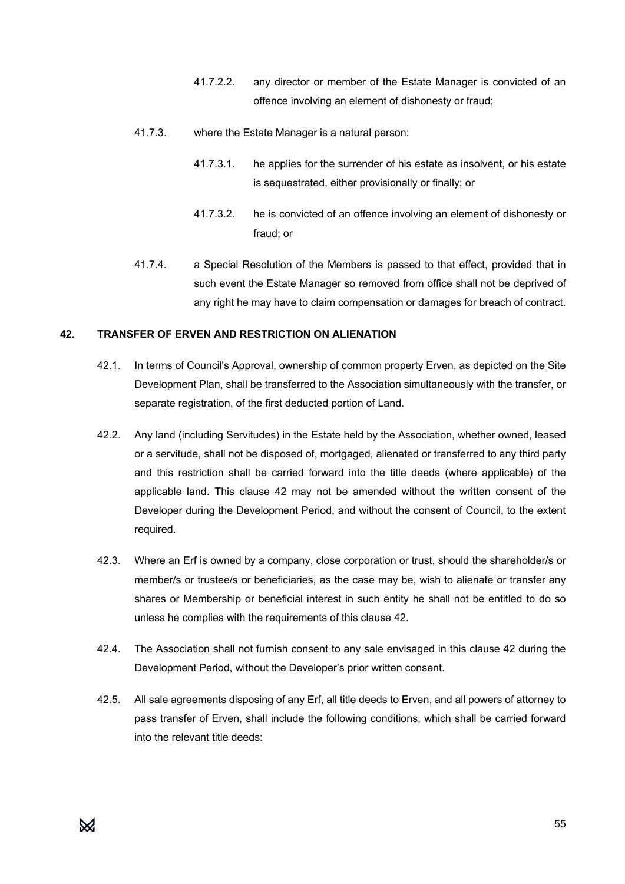41.7.2.2. any director or member of the Estate Manager is convicted of an offence involving an element of dishonesty or fraud;

41.7.3. where the Estate Manager is a natural person:

41.7.3.1. he applies for the surrender of his estate as insolvent, or his estate is sequestrated, either provisionally or finally; or

41.7.3.2. he is convicted of an offence involving an element of dishonesty or fraud; or

41.7.4. a Special Resolution of the Members is passed to that effect, provided that in such event the Estate Manager so removed from office shall not be deprived of any right he may have to claim compensation or damages for breach of contract.

## 42. TRANSFER OF ERVEN AND RESTRICTION ON ALIENATION

42.1. In terms of Council's Approval, ownership of common property Erven, as depicted on the Site Development Plan, shall be transferred to the Association simultaneously with the transfer, or separate registration, of the first deducted portion of Land.

42.2. Any land (including Servitudes) in the Estate held by the Association, whether owned, leased or a servitude, shall not be disposed of, mortgaged, alienated or transferred to any third party and this restriction shall be carried forward into the title deeds (where applicable) of the applicable land. This clause 42 may not be amended without the written consent of the Developer during the Development Period, and without the consent of Council, to the extent required.

42.3. Where an Erf is owned by a company, close corporation or trust, should the shareholder/s or member/s or trustee/s or beneficiaries, as the case may be, wish to alienate or transfer any shares or Membership or beneficial interest in such entity he shall not be entitled to do so unless he complies with the requirements of this clause 42.

42.4. The Association shall not furnish consent to any sale envisaged in this clause 42 during the Development Period, without the Developer's prior written consent.

42.5. All sale agreements disposing of any Erf, all title deeds to Erven, and all powers of attorney to pass transfer of Erven, shall include the following conditions, which shall be carried forward into the relevant title deeds: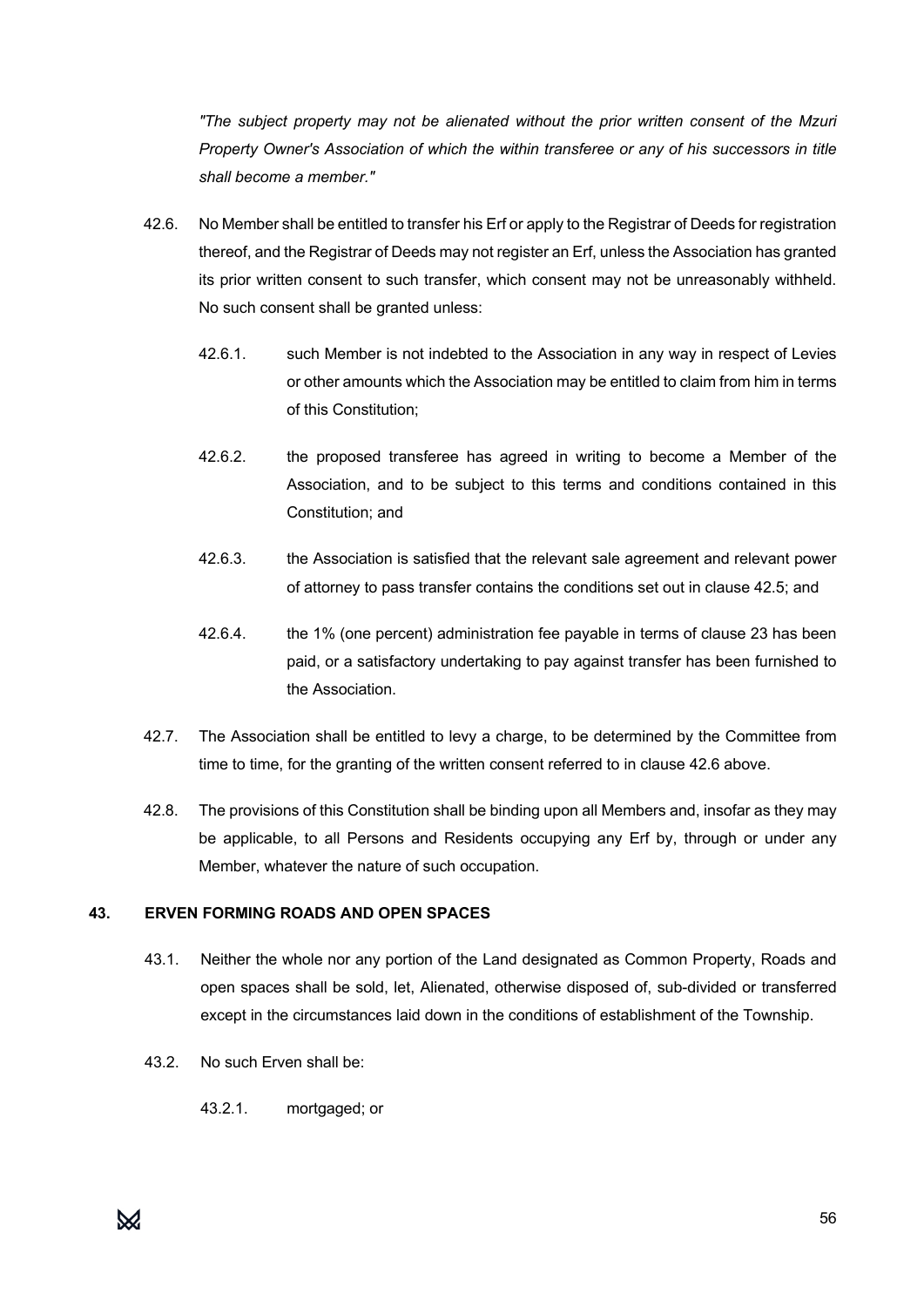*"The subject property may not be alienated without the prior written consent of the Mzuri Property Owner's Association of which the within transferee or any of his successors in title shall become a member."*

42.6. No Member shall be entitled to transfer his Erf or apply to the Registrar of Deeds for registration thereof, and the Registrar of Deeds may not register an Erf, unless the Association has granted its prior written consent to such transfer, which consent may not be unreasonably withheld. No such consent shall be granted unless:

42.6.1. such Member is not indebted to the Association in any way in respect of Levies or other amounts which the Association may be entitled to claim from him in terms of this Constitution;

42.6.2. the proposed transferee has agreed in writing to become a Member of the Association, and to be subject to this terms and conditions contained in this Constitution; and

42.6.3. the Association is satisfied that the relevant sale agreement and relevant power of attorney to pass transfer contains the conditions set out in clause 42.5; and

42.6.4. the 1% (one percent) administration fee payable in terms of clause 23 has been paid, or a satisfactory undertaking to pay against transfer has been furnished to the Association.

42.7. The Association shall be entitled to levy a charge, to be determined by the Committee from time to time, for the granting of the written consent referred to in clause 42.6 above.

42.8. The provisions of this Constitution shall be binding upon all Members and, insofar as they may be applicable, to all Persons and Residents occupying any Erf by, through or under any Member, whatever the nature of such occupation.

## 43. ERVEN FORMING ROADS AND OPEN SPACES

43.1. Neither the whole nor any portion of the Land designated as Common Property, Roads and open spaces shall be sold, let, Alienated, otherwise disposed of, sub-divided or transferred except in the circumstances laid down in the conditions of establishment of the Township.

43.2. No such Erven shall be:

43.2.1. mortgaged; or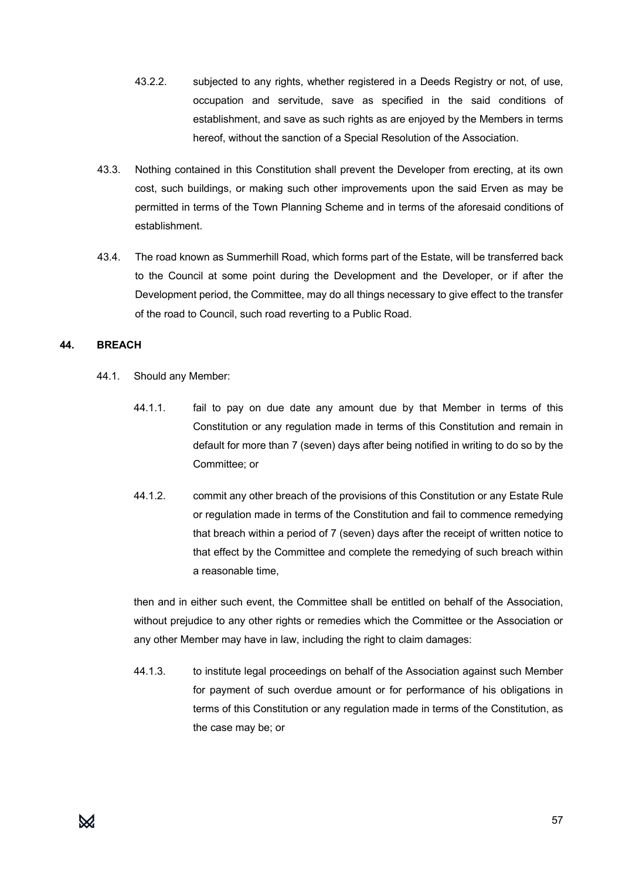43.2.2. subjected to any rights, whether registered in a Deeds Registry or not, of use, occupation and servitude, save as specified in the said conditions of establishment, and save as such rights as are enjoyed by the Members in terms hereof, without the sanction of a Special Resolution of the Association.

43.3. Nothing contained in this Constitution shall prevent the Developer from erecting, at its own cost, such buildings, or making such other improvements upon the said Erven as may be permitted in terms of the Town Planning Scheme and in terms of the aforesaid conditions of establishment.

43.4. The road known as Summerhill Road, which forms part of the Estate, will be transferred back to the Council at some point during the Development and the Developer, or if after the Development period, the Committee, may do all things necessary to give effect to the transfer of the road to Council, such road reverting to a Public Road.

## 44. BREACH

44.1. Should any Member:

44.1.1. fail to pay on due date any amount due by that Member in terms of this Constitution or any regulation made in terms of this Constitution and remain in default for more than 7 (seven) days after being notified in writing to do so by the Committee; or

44.1.2. commit any other breach of the provisions of this Constitution or any Estate Rule or regulation made in terms of the Constitution and fail to commence remedying that breach within a period of 7 (seven) days after the receipt of written notice to that effect by the Committee and complete the remedying of such breach within a reasonable time,

then and in either such event, the Committee shall be entitled on behalf of the Association, without prejudice to any other rights or remedies which the Committee or the Association or any other Member may have in law, including the right to claim damages:

44.1.3. to institute legal proceedings on behalf of the Association against such Member for payment of such overdue amount or for performance of his obligations in terms of this Constitution or any regulation made in terms of the Constitution, as the case may be; or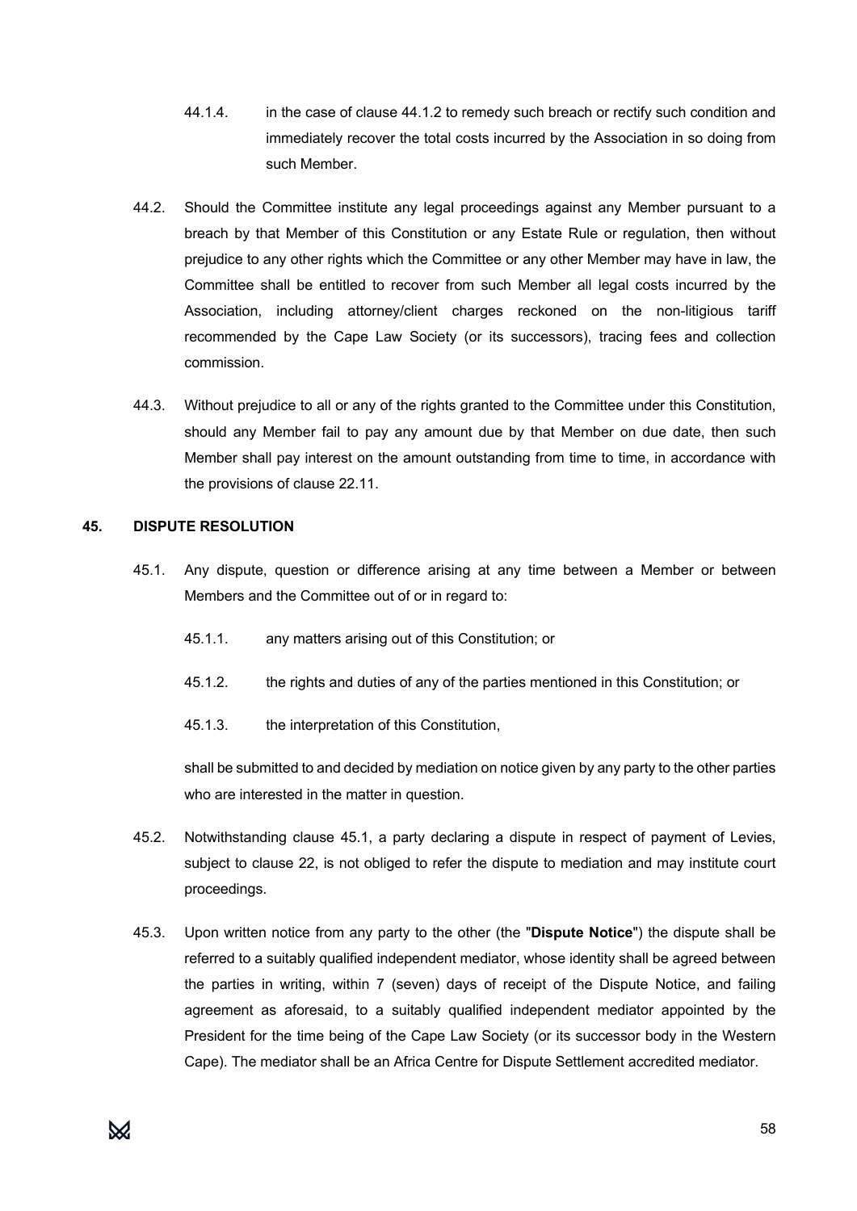44.1.4. in the case of clause 44.1.2 to remedy such breach or rectify such condition and immediately recover the total costs incurred by the Association in so doing from such Member.

44.2. Should the Committee institute any legal proceedings against any Member pursuant to a breach by that Member of this Constitution or any Estate Rule or regulation, then without prejudice to any other rights which the Committee or any other Member may have in law, the Committee shall be entitled to recover from such Member all legal costs incurred by the Association, including attorney/client charges reckoned on the non-litigious tariff recommended by the Cape Law Society (or its successors), tracing fees and collection commission.

44.3. Without prejudice to all or any of the rights granted to the Committee under this Constitution, should any Member fail to pay any amount due by that Member on due date, then such Member shall pay interest on the amount outstanding from time to time, in accordance with the provisions of clause 22.11.

## 45. DISPUTE RESOLUTION

45.1. Any dispute, question or difference arising at any time between a Member or between Members and the Committee out of or in regard to:

45.1.1. any matters arising out of this Constitution; or

45.1.2. the rights and duties of any of the parties mentioned in this Constitution; or

45.1.3. the interpretation of this Constitution,

shall be submitted to and decided by mediation on notice given by any party to the other parties who are interested in the matter in question.

45.2. Notwithstanding clause 45.1, a party declaring a dispute in respect of payment of Levies, subject to clause 22, is not obliged to refer the dispute to mediation and may institute court proceedings.

45.3. Upon written notice from any party to the other (the "**Dispute Notice**") the dispute shall be referred to a suitably qualified independent mediator, whose identity shall be agreed between the parties in writing, within 7 (seven) days of receipt of the Dispute Notice, and failing agreement as aforesaid, to a suitably qualified independent mediator appointed by the President for the time being of the Cape Law Society (or its successor body in the Western Cape). The mediator shall be an Africa Centre for Dispute Settlement accredited mediator.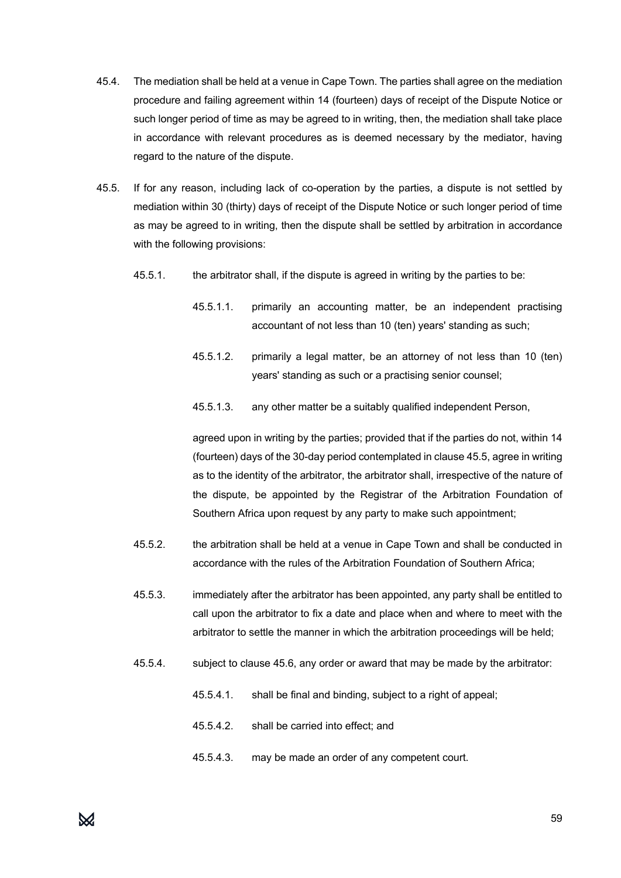45.4. The mediation shall be held at a venue in Cape Town. The parties shall agree on the mediation procedure and failing agreement within 14 (fourteen) days of receipt of the Dispute Notice or such longer period of time as may be agreed to in writing, then, the mediation shall take place in accordance with relevant procedures as is deemed necessary by the mediator, having regard to the nature of the dispute.

45.5. If for any reason, including lack of co-operation by the parties, a dispute is not settled by mediation within 30 (thirty) days of receipt of the Dispute Notice or such longer period of time as may be agreed to in writing, then the dispute shall be settled by arbitration in accordance with the following provisions:

45.5.1. the arbitrator shall, if the dispute is agreed in writing by the parties to be:

45.5.1.1. primarily an accounting matter, be an independent practising accountant of not less than 10 (ten) years' standing as such;

45.5.1.2. primarily a legal matter, be an attorney of not less than 10 (ten) years' standing as such or a practising senior counsel;

45.5.1.3. any other matter be a suitably qualified independent Person,

agreed upon in writing by the parties; provided that if the parties do not, within 14 (fourteen) days of the 30-day period contemplated in clause 45.5, agree in writing as to the identity of the arbitrator, the arbitrator shall, irrespective of the nature of the dispute, be appointed by the Registrar of the Arbitration Foundation of Southern Africa upon request by any party to make such appointment;

45.5.2. the arbitration shall be held at a venue in Cape Town and shall be conducted in accordance with the rules of the Arbitration Foundation of Southern Africa;

45.5.3. immediately after the arbitrator has been appointed, any party shall be entitled to call upon the arbitrator to fix a date and place when and where to meet with the arbitrator to settle the manner in which the arbitration proceedings will be held;

45.5.4. subject to clause 45.6, any order or award that may be made by the arbitrator:

45.5.4.1. shall be final and binding, subject to a right of appeal;

45.5.4.2. shall be carried into effect; and

45.5.4.3. may be made an order of any competent court.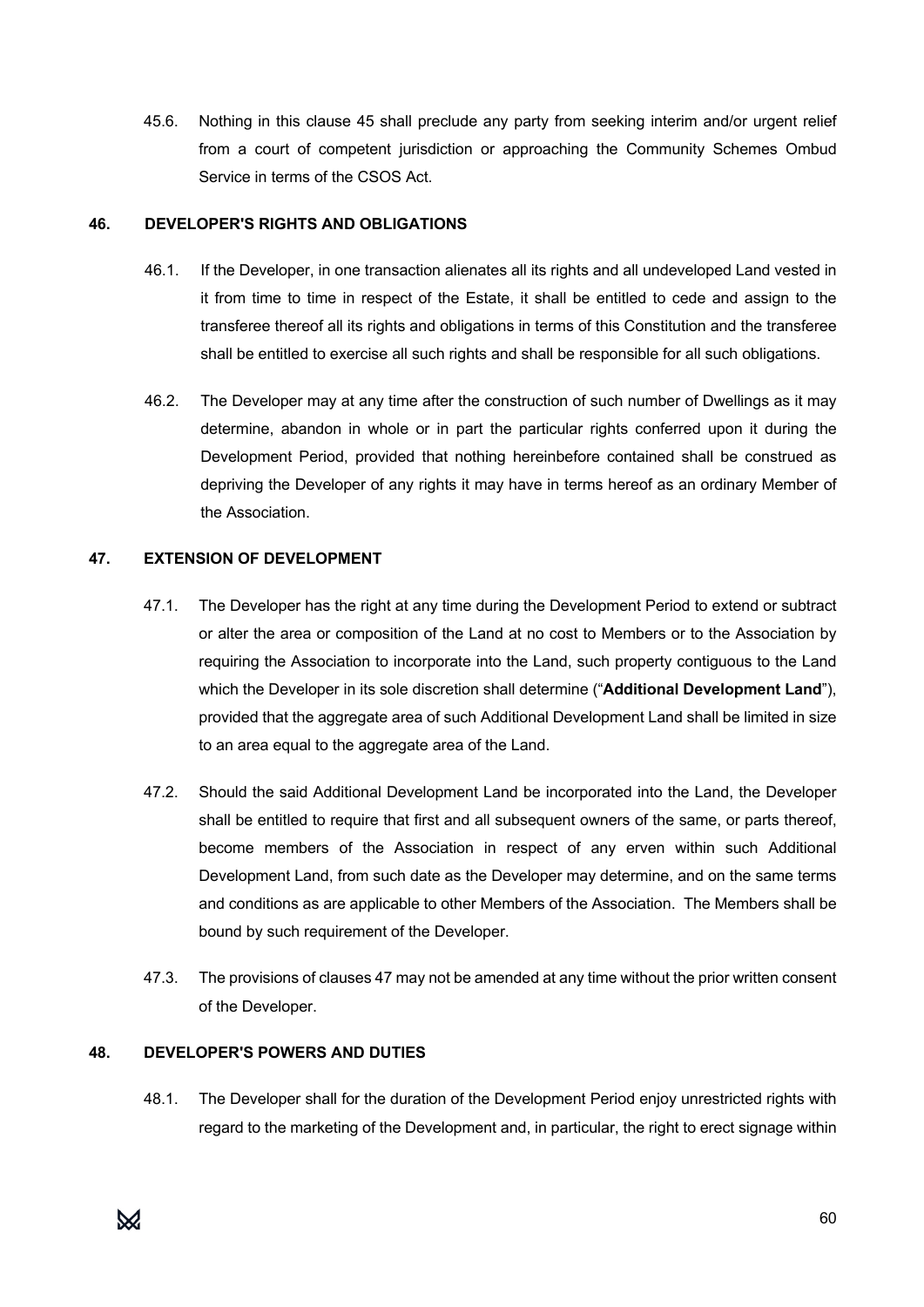45.6. Nothing in this clause 45 shall preclude any party from seeking interim and/or urgent relief from a court of competent jurisdiction or approaching the Community Schemes Ombud Service in terms of the CSOS Act.

## 46. DEVELOPER'S RIGHTS AND OBLIGATIONS

46.1. If the Developer, in one transaction alienates all its rights and all undeveloped Land vested in it from time to time in respect of the Estate, it shall be entitled to cede and assign to the transferee thereof all its rights and obligations in terms of this Constitution and the transferee shall be entitled to exercise all such rights and shall be responsible for all such obligations.

46.2. The Developer may at any time after the construction of such number of Dwellings as it may determine, abandon in whole or in part the particular rights conferred upon it during the Development Period, provided that nothing hereinbefore contained shall be construed as depriving the Developer of any rights it may have in terms hereof as an ordinary Member of the Association.

## 47. EXTENSION OF DEVELOPMENT

47.1. The Developer has the right at any time during the Development Period to extend or subtract or alter the area or composition of the Land at no cost to Members or to the Association by requiring the Association to incorporate into the Land, such property contiguous to the Land which the Developer in its sole discretion shall determine ("**Additional Development Land**"), provided that the aggregate area of such Additional Development Land shall be limited in size to an area equal to the aggregate area of the Land.

47.2. Should the said Additional Development Land be incorporated into the Land, the Developer shall be entitled to require that first and all subsequent owners of the same, or parts thereof, become members of the Association in respect of any erven within such Additional Development Land, from such date as the Developer may determine, and on the same terms and conditions as are applicable to other Members of the Association. The Members shall be bound by such requirement of the Developer.

47.3. The provisions of clauses 47 may not be amended at any time without the prior written consent of the Developer.

## 48. DEVELOPER'S POWERS AND DUTIES

48.1. The Developer shall for the duration of the Development Period enjoy unrestricted rights with regard to the marketing of the Development and, in particular, the right to erect signage within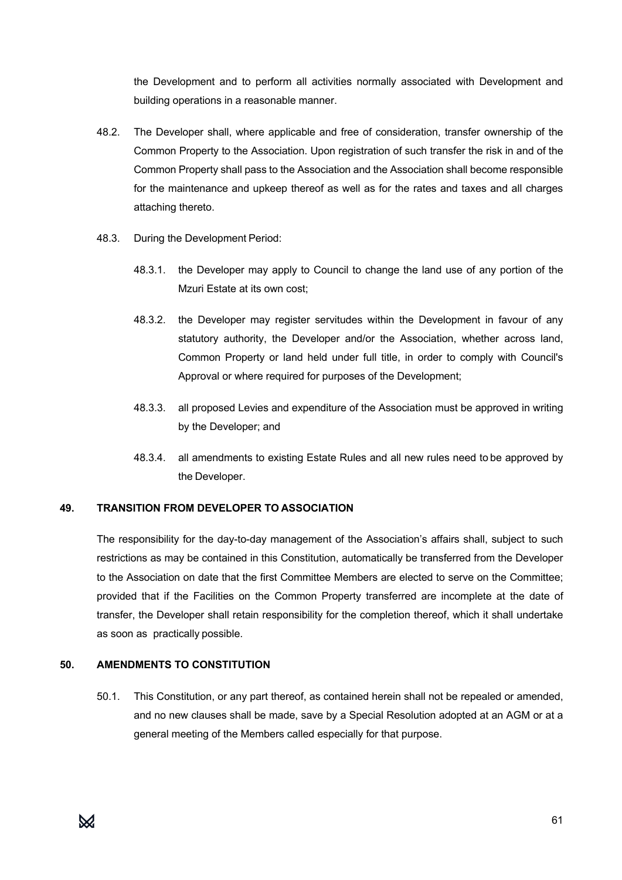the Development and to perform all activities normally associated with Development and building operations in a reasonable manner.

48.2. The Developer shall, where applicable and free of consideration, transfer ownership of the Common Property to the Association. Upon registration of such transfer the risk in and of the Common Property shall pass to the Association and the Association shall become responsible for the maintenance and upkeep thereof as well as for the rates and taxes and all charges attaching thereto.

48.3. During the Development Period:

48.3.1. the Developer may apply to Council to change the land use of any portion of the Mzuri Estate at its own cost;

48.3.2. the Developer may register servitudes within the Development in favour of any statutory authority, the Developer and/or the Association, whether across land, Common Property or land held under full title, in order to comply with Council's Approval or where required for purposes of the Development;

48.3.3. all proposed Levies and expenditure of the Association must be approved in writing by the Developer; and

48.3.4. all amendments to existing Estate Rules and all new rules need to be approved by the Developer.

**49. TRANSITION FROM DEVELOPER TO ASSOCIATION**

The responsibility for the day-to-day management of the Association's affairs shall, subject to such restrictions as may be contained in this Constitution, automatically be transferred from the Developer to the Association on date that the first Committee Members are elected to serve on the Committee; provided that if the Facilities on the Common Property transferred are incomplete at the date of transfer, the Developer shall retain responsibility for the completion thereof, which it shall undertake as soon as practically possible.

**50. AMENDMENTS TO CONSTITUTION**

50.1. This Constitution, or any part thereof, as contained herein shall not be repealed or amended, and no new clauses shall be made, save by a Special Resolution adopted at an AGM or at a general meeting of the Members called especially for that purpose.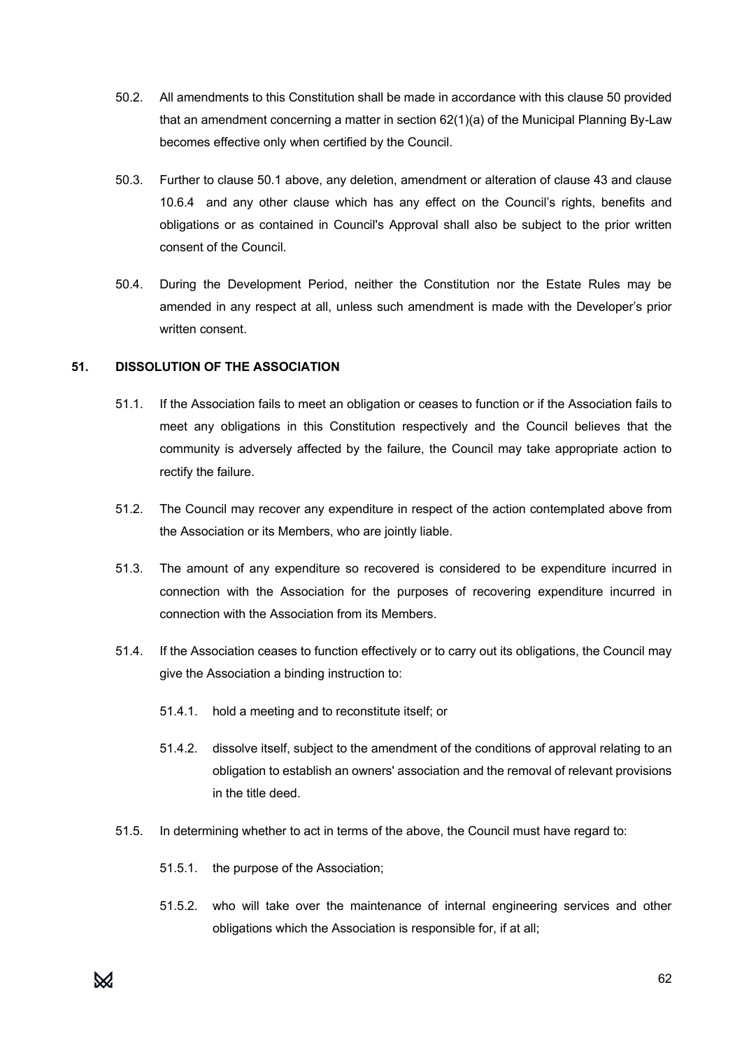50.2. All amendments to this Constitution shall be made in accordance with this clause 50 provided that an amendment concerning a matter in section 62(1)(a) of the Municipal Planning By-Law becomes effective only when certified by the Council.

50.3. Further to clause 50.1 above, any deletion, amendment or alteration of clause 43 and clause 10.6.4 and any other clause which has any effect on the Council's rights, benefits and obligations or as contained in Council's Approval shall also be subject to the prior written consent of the Council.

50.4. During the Development Period, neither the Constitution nor the Estate Rules may be amended in any respect at all, unless such amendment is made with the Developer's prior written consent.

## 51. DISSOLUTION OF THE ASSOCIATION

51.1. If the Association fails to meet an obligation or ceases to function or if the Association fails to meet any obligations in this Constitution respectively and the Council believes that the community is adversely affected by the failure, the Council may take appropriate action to rectify the failure.

51.2. The Council may recover any expenditure in respect of the action contemplated above from the Association or its Members, who are jointly liable.

51.3. The amount of any expenditure so recovered is considered to be expenditure incurred in connection with the Association for the purposes of recovering expenditure incurred in connection with the Association from its Members.

51.4. If the Association ceases to function effectively or to carry out its obligations, the Council may give the Association a binding instruction to:

51.4.1. hold a meeting and to reconstitute itself; or

51.4.2. dissolve itself, subject to the amendment of the conditions of approval relating to an obligation to establish an owners' association and the removal of relevant provisions in the title deed.

51.5. In determining whether to act in terms of the above, the Council must have regard to:

51.5.1. the purpose of the Association;

51.5.2. who will take over the maintenance of internal engineering services and other obligations which the Association is responsible for, if at all;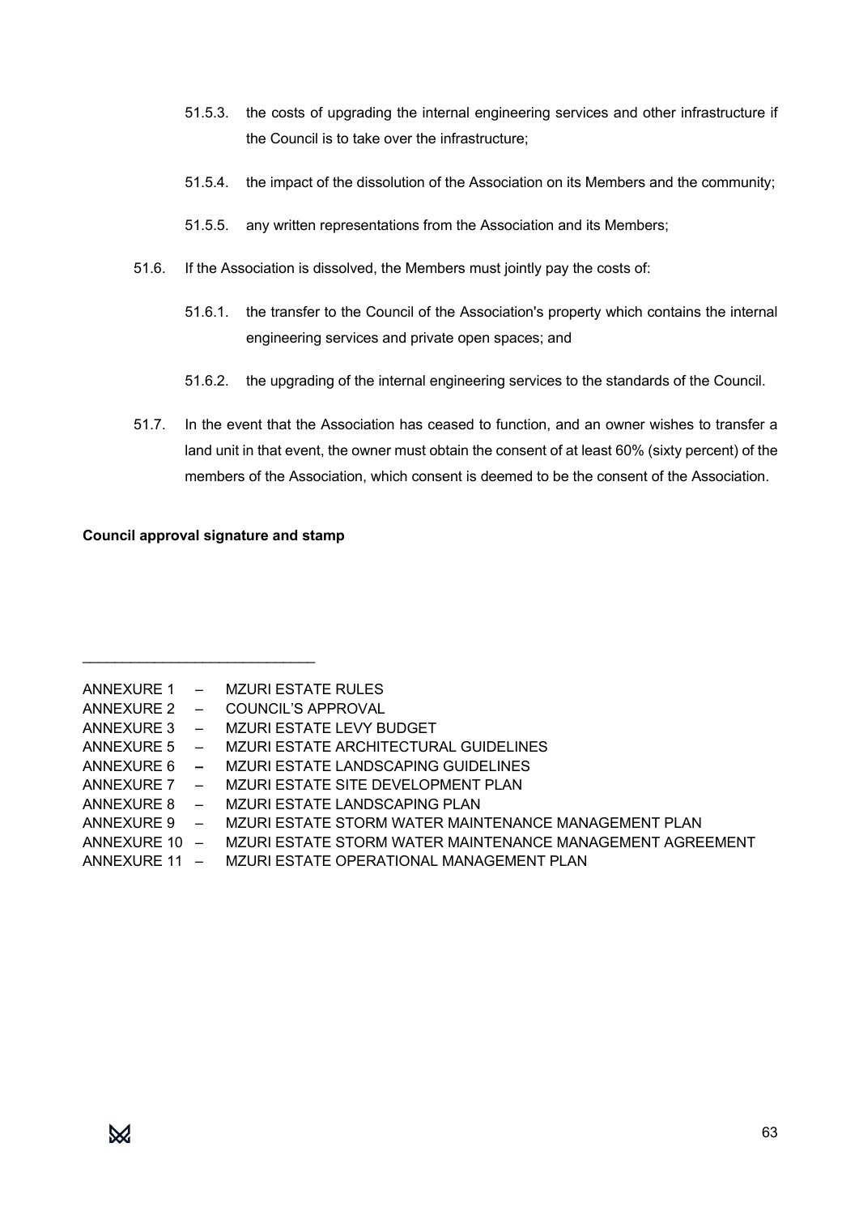51.5.3. the costs of upgrading the internal engineering services and other infrastructure if the Council is to take over the infrastructure;

51.5.4. the impact of the dissolution of the Association on its Members and the community;

51.5.5. any written representations from the Association and its Members;

51.6. If the Association is dissolved, the Members must jointly pay the costs of:

51.6.1. the transfer to the Council of the Association's property which contains the internal engineering services and private open spaces; and

51.6.2. the upgrading of the internal engineering services to the standards of the Council.

51.7. In the event that the Association has ceased to function, and an owner wishes to transfer a land unit in that event, the owner must obtain the consent of at least 60% (sixty percent) of the members of the Association, which consent is deemed to be the consent of the Association.

**Council approval signature and stamp**

\_\_\_\_\_\_\_\_\_\_\_\_\_\_\_\_\_\_\_\_\_\_\_\_\_\_\_\_\_\_

ANNEXURE 1 – MZURI ESTATE RULES
ANNEXURE 2 – COUNCIL'S APPROVAL
ANNEXURE 3 – MZURI ESTATE LEVY BUDGET
ANNEXURE 5 – MZURI ESTATE ARCHITECTURAL GUIDELINES
ANNEXURE 6 – MZURI ESTATE LANDSCAPING GUIDELINES
ANNEXURE 7 – MZURI ESTATE SITE DEVELOPMENT PLAN
ANNEXURE 8 – MZURI ESTATE LANDSCAPING PLAN
ANNEXURE 9 – MZURI ESTATE STORM WATER MAINTENANCE MANAGEMENT PLAN
ANNEXURE 10 – MZURI ESTATE STORM WATER MAINTENANCE MANAGEMENT AGREEMENT
ANNEXURE 11 – MZURI ESTATE OPERATIONAL MANAGEMENT PLAN